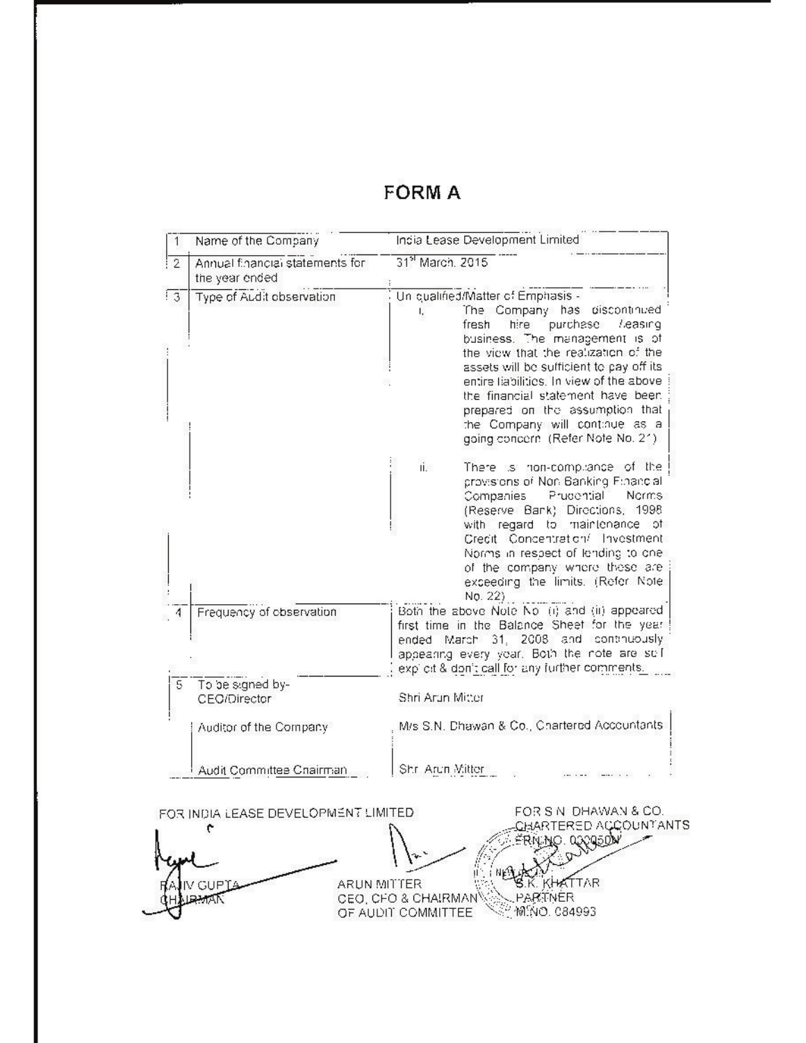# FORM A

| | | |
|---|---|---|
| 1 | Name of the Company | India Lease Development Limited |
| 2 | Annual financial statements for the year ended | 31st March, 2015 |
| 3 | Type of Audit observation | Un qualified/Matter of Emphasis - <br> i. The Company has discontinued fresh hire purchase /leasing business. The management is of the view that the realization of the assets will be sufficient to pay off its entire liabilities. In view of the above the financial statement have been prepared on the assumption that the Company will continue as a going concern. (Refer Note No. 21) <br><br> ii. There is non-compliance of the provisions of Non Banking Financial Companies Prudential Norms (Reserve Bank) Directions, 1998 with regard to maintenance of Credit Concentration/ Investment Norms in respect of lending to one of the company where these are exceeding the limits. (Refer Note No. 22) |
| 4 | Frequency of observation | Both the above Note No (i) and (ii) appeared first time in the Balance Sheet for the year ended March 31, 2008 and continuously appearing every year. Both the note are self explicit & don't call for any further comments. |
| 5 | To be signed by- CEO/Director | Shri Arun Mitter |
| | Auditor of the Company | M/s S.N. Dhawan & Co., Chartered Accountants |
| | Audit Committee Chairman | Shri Arun Mitter |

FOR INDIA LEASE DEVELOPMENT LIMITED

RAJIV GUPTA
CHAIRMAN

ARUN MITTER
CEO, CFO & CHAIRMAN OF AUDIT COMMITTEE

FOR S N DHAWAN & CO.
CHARTERED ACCOUNTANTS
FRN NO. 000050N

S.K. KHATTAR
PARTNER
M.NO. 084993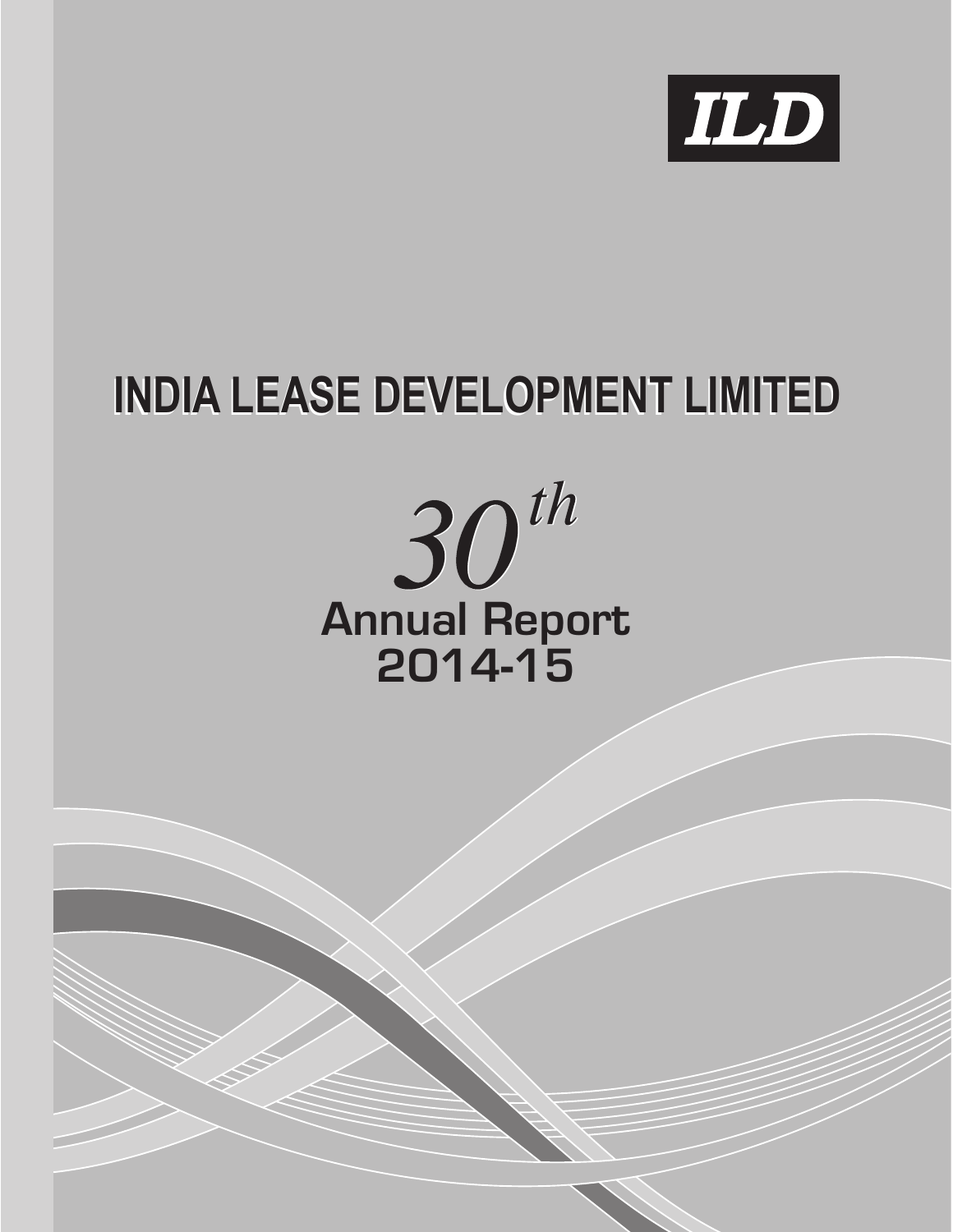ILD

# INDIA LEASE DEVELOPMENT LIMITED

## 30th Annual Report 2014-15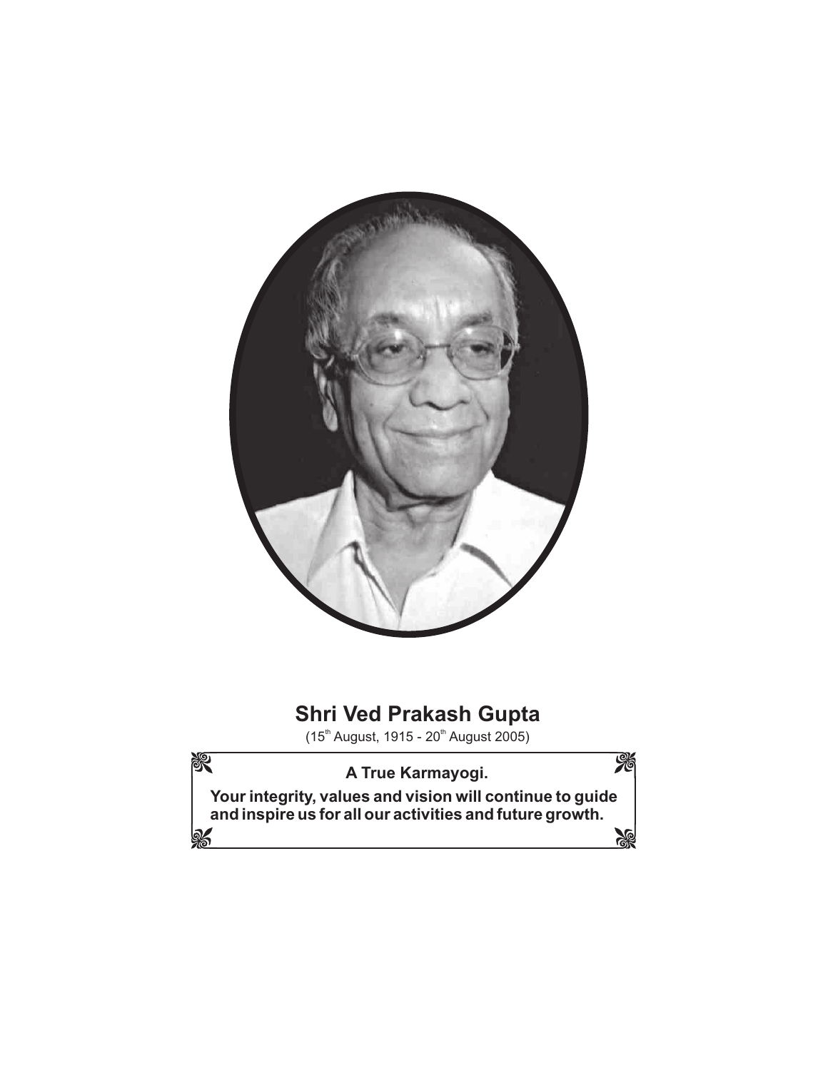## Shri Ved Prakash Gupta

(15th August, 1915 - 20th August 2005)

**A True Karmayogi.**

**Your integrity, values and vision will continue to guide and inspire us for all our activities and future growth.**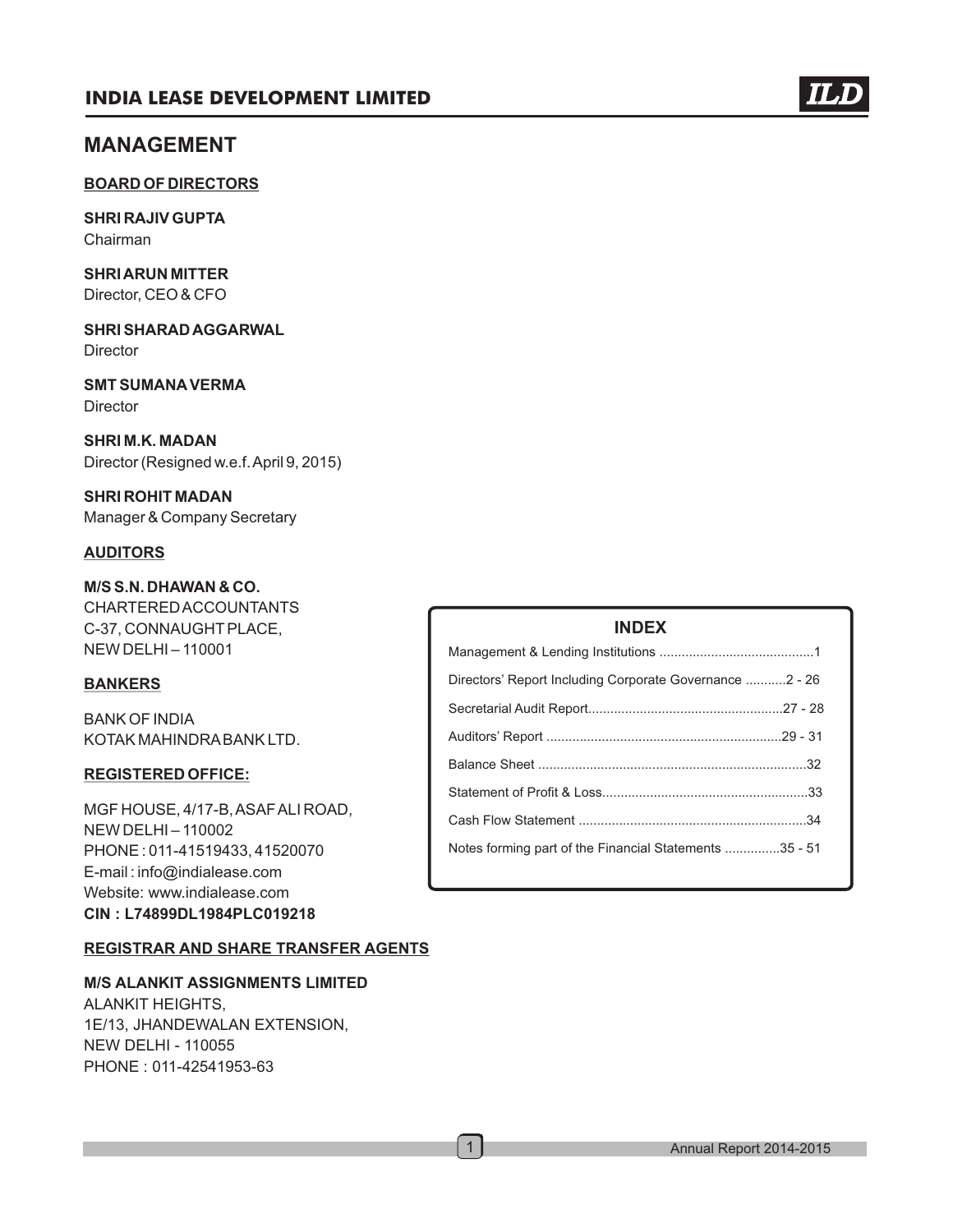# MANAGEMENT

## BOARD OF DIRECTORS

**SHRI RAJIV GUPTA**
Chairman

**SHRI ARUN MITTER**
Director, CEO & CFO

**SHRI SHARAD AGGARWAL**
Director

**SMT SUMANA VERMA**
Director

**SHRI M.K. MADAN**
Director (Resigned w.e.f. April 9, 2015)

**SHRI ROHIT MADAN**
Manager & Company Secretary

## AUDITORS

**M/S S.N. DHAWAN & CO.**
CHARTERED ACCOUNTANTS
C-37, CONNAUGHT PLACE,
NEW DELHI – 110001

## BANKERS

BANK OF INDIA
KOTAK MAHINDRA BANK LTD.

## REGISTERED OFFICE:

MGF HOUSE, 4/17-B, ASAF ALI ROAD,
NEW DELHI – 110002
PHONE : 011-41519433, 41520070
E-mail : info@indialease.com
Website: www.indialease.com
**CIN : L74899DL1984PLC019218**

## REGISTRAR AND SHARE TRANSFER AGENTS

**M/S ALANKIT ASSIGNMENTS LIMITED**
ALANKIT HEIGHTS,
1E/13, JHANDEWALAN EXTENSION,
NEW DELHI - 110055
PHONE : 011-42541953-63

## INDEX

| | |
|---|---|
| Management & Lending Institutions | 1 |
| Directors' Report Including Corporate Governance | 2 - 26 |
| Secretarial Audit Report | 27 - 28 |
| Auditors' Report | 29 - 31 |
| Balance Sheet | 32 |
| Statement of Profit & Loss | 33 |
| Cash Flow Statement | 34 |
| Notes forming part of the Financial Statements | 35 - 51 |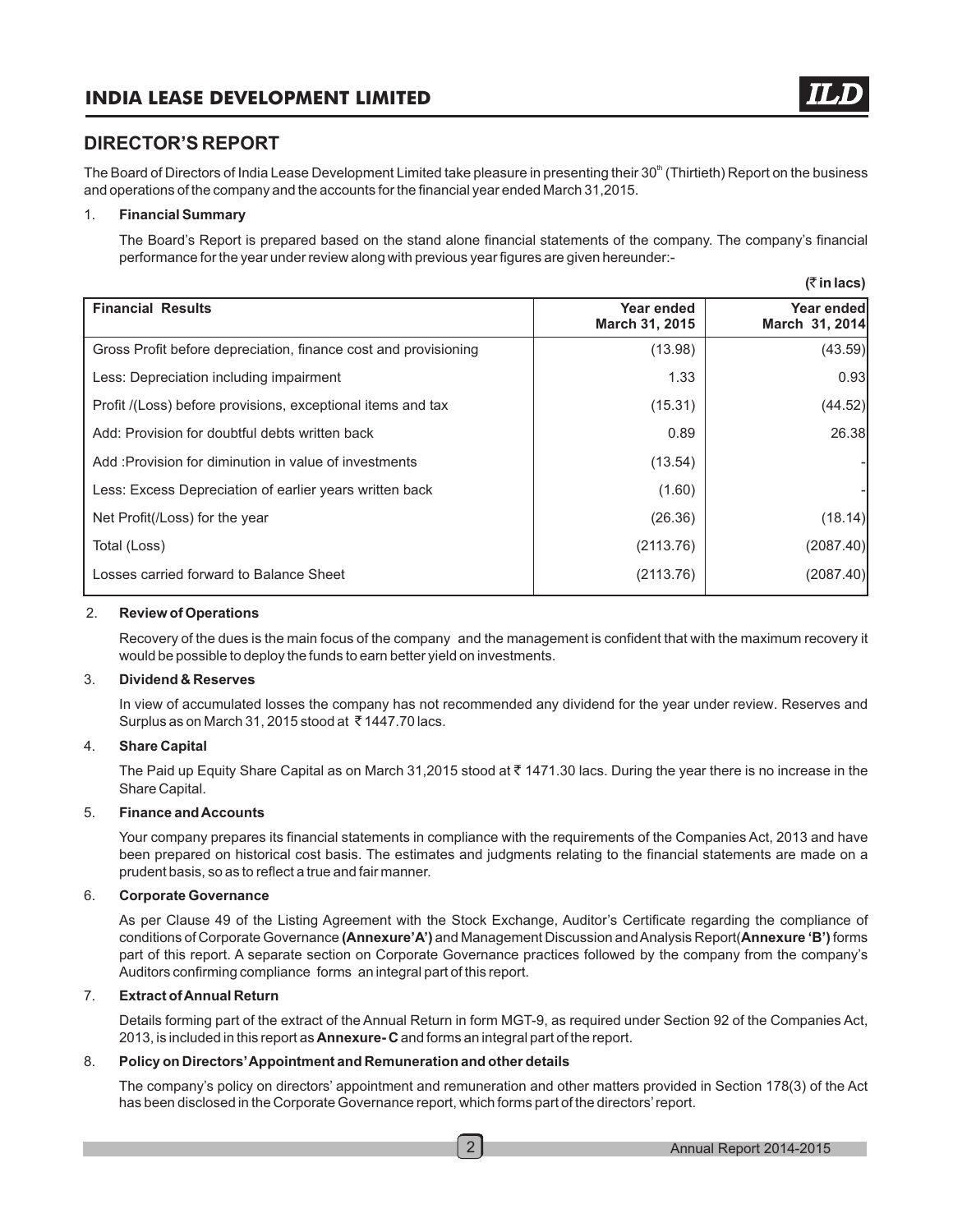## DIRECTOR'S REPORT

The Board of Directors of India Lease Development Limited take pleasure in presenting their 30th (Thirtieth) Report on the business and operations of the company and the accounts for the financial year ended March 31,2015.

1. **Financial Summary**

   The Board's Report is prepared based on the stand alone financial statements of the company. The company's financial performance for the year under review along with previous year figures are given hereunder:-

**(₹ in lacs)**

| Financial Results | Year ended March 31, 2015 | Year ended March 31, 2014 |
|---|---|---|
| Gross Profit before depreciation, finance cost and provisioning | (13.98) | (43.59) |
| Less: Depreciation including impairment | 1.33 | 0.93 |
| Profit /(Loss) before provisions, exceptional items and tax | (15.31) | (44.52) |
| Add: Provision for doubtful debts written back | 0.89 | 26.38 |
| Add :Provision for diminution in value of investments | (13.54) | - |
| Less: Excess Depreciation of earlier years written back | (1.60) | - |
| Net Profit(/Loss) for the year | (26.36) | (18.14) |
| Total (Loss) | (2113.76) | (2087.40) |
| Losses carried forward to Balance Sheet | (2113.76) | (2087.40) |

2. **Review of Operations**

   Recovery of the dues is the main focus of the company and the management is confident that with the maximum recovery it would be possible to deploy the funds to earn better yield on investments.

3. **Dividend & Reserves**

   In view of accumulated losses the company has not recommended any dividend for the year under review. Reserves and Surplus as on March 31, 2015 stood at ₹ 1447.70 lacs.

4. **Share Capital**

   The Paid up Equity Share Capital as on March 31,2015 stood at ₹ 1471.30 lacs. During the year there is no increase in the Share Capital.

5. **Finance and Accounts**

   Your company prepares its financial statements in compliance with the requirements of the Companies Act, 2013 and have been prepared on historical cost basis. The estimates and judgments relating to the financial statements are made on a prudent basis, so as to reflect a true and fair manner.

6. **Corporate Governance**

   As per Clause 49 of the Listing Agreement with the Stock Exchange, Auditor's Certificate regarding the compliance of conditions of Corporate Governance **(Annexure'A')** and Management Discussion and Analysis Report(**Annexure 'B')** forms part of this report. A separate section on Corporate Governance practices followed by the company from the company's Auditors confirming compliance forms an integral part of this report.

7. **Extract of Annual Return**

   Details forming part of the extract of the Annual Return in form MGT-9, as required under Section 92 of the Companies Act, 2013, is included in this report as **Annexure- C** and forms an integral part of the report.

8. **Policy on Directors' Appointment and Remuneration and other details**

   The company's policy on directors' appointment and remuneration and other matters provided in Section 178(3) of the Act has been disclosed in the Corporate Governance report, which forms part of the directors' report.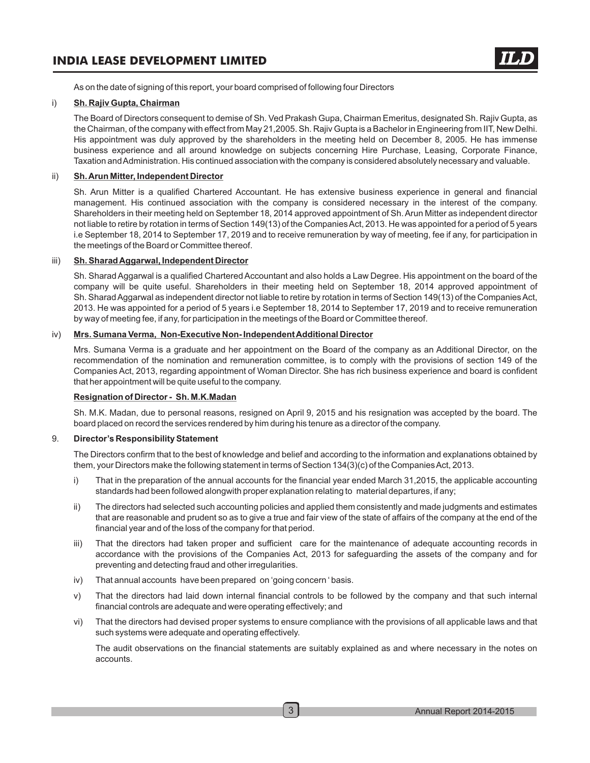As on the date of signing of this report, your board comprised of following four Directors

i) **Sh. Rajiv Gupta, Chairman**

The Board of Directors consequent to demise of Sh. Ved Prakash Gupa, Chairman Emeritus, designated Sh. Rajiv Gupta, as the Chairman, of the company with effect from May 21,2005. Sh. Rajiv Gupta is a Bachelor in Engineering from IIT, New Delhi. His appointment was duly approved by the shareholders in the meeting held on December 8, 2005. He has immense business experience and all around knowledge on subjects concerning Hire Purchase, Leasing, Corporate Finance, Taxation and Administration. His continued association with the company is considered absolutely necessary and valuable.

ii) **Sh. Arun Mitter, Independent Director**

Sh. Arun Mitter is a qualified Chartered Accountant. He has extensive business experience in general and financial management. His continued association with the company is considered necessary in the interest of the company. Shareholders in their meeting held on September 18, 2014 approved appointment of Sh. Arun Mitter as independent director not liable to retire by rotation in terms of Section 149(13) of the Companies Act, 2013. He was appointed for a period of 5 years i.e September 18, 2014 to September 17, 2019 and to receive remuneration by way of meeting, fee if any, for participation in the meetings of the Board or Committee thereof.

iii) **Sh. Sharad Aggarwal, Independent Director**

Sh. Sharad Aggarwal is a qualified Chartered Accountant and also holds a Law Degree. His appointment on the board of the company will be quite useful. Shareholders in their meeting held on September 18, 2014 approved appointment of Sh. Sharad Aggarwal as independent director not liable to retire by rotation in terms of Section 149(13) of the Companies Act, 2013. He was appointed for a period of 5 years i.e September 18, 2014 to September 17, 2019 and to receive remuneration by way of meeting fee, if any, for participation in the meetings of the Board or Committee thereof.

iv) **Mrs. Sumana Verma, Non-Executive Non- Independent Additional Director**

Mrs. Sumana Verma is a graduate and her appointment on the Board of the company as an Additional Director, on the recommendation of the nomination and remuneration committee, is to comply with the provisions of section 149 of the Companies Act, 2013, regarding appointment of Woman Director. She has rich business experience and board is confident that her appointment will be quite useful to the company.

**Resignation of Director - Sh. M.K.Madan**

Sh. M.K. Madan, due to personal reasons, resigned on April 9, 2015 and his resignation was accepted by the board. The board placed on record the services rendered by him during his tenure as a director of the company.

9. **Director's Responsibility Statement**

The Directors confirm that to the best of knowledge and belief and according to the information and explanations obtained by them, your Directors make the following statement in terms of Section 134(3)(c) of the Companies Act, 2013.

i) That in the preparation of the annual accounts for the financial year ended March 31,2015, the applicable accounting standards had been followed alongwith proper explanation relating to material departures, if any;

ii) The directors had selected such accounting policies and applied them consistently and made judgments and estimates that are reasonable and prudent so as to give a true and fair view of the state of affairs of the company at the end of the financial year and of the loss of the company for that period.

iii) That the directors had taken proper and sufficient care for the maintenance of adequate accounting records in accordance with the provisions of the Companies Act, 2013 for safeguarding the assets of the company and for preventing and detecting fraud and other irregularities.

iv) That annual accounts have been prepared on 'going concern ' basis.

v) That the directors had laid down internal financial controls to be followed by the company and that such internal financial controls are adequate and were operating effectively; and

vi) That the directors had devised proper systems to ensure compliance with the provisions of all applicable laws and that such systems were adequate and operating effectively.

The audit observations on the financial statements are suitably explained as and where necessary in the notes on accounts.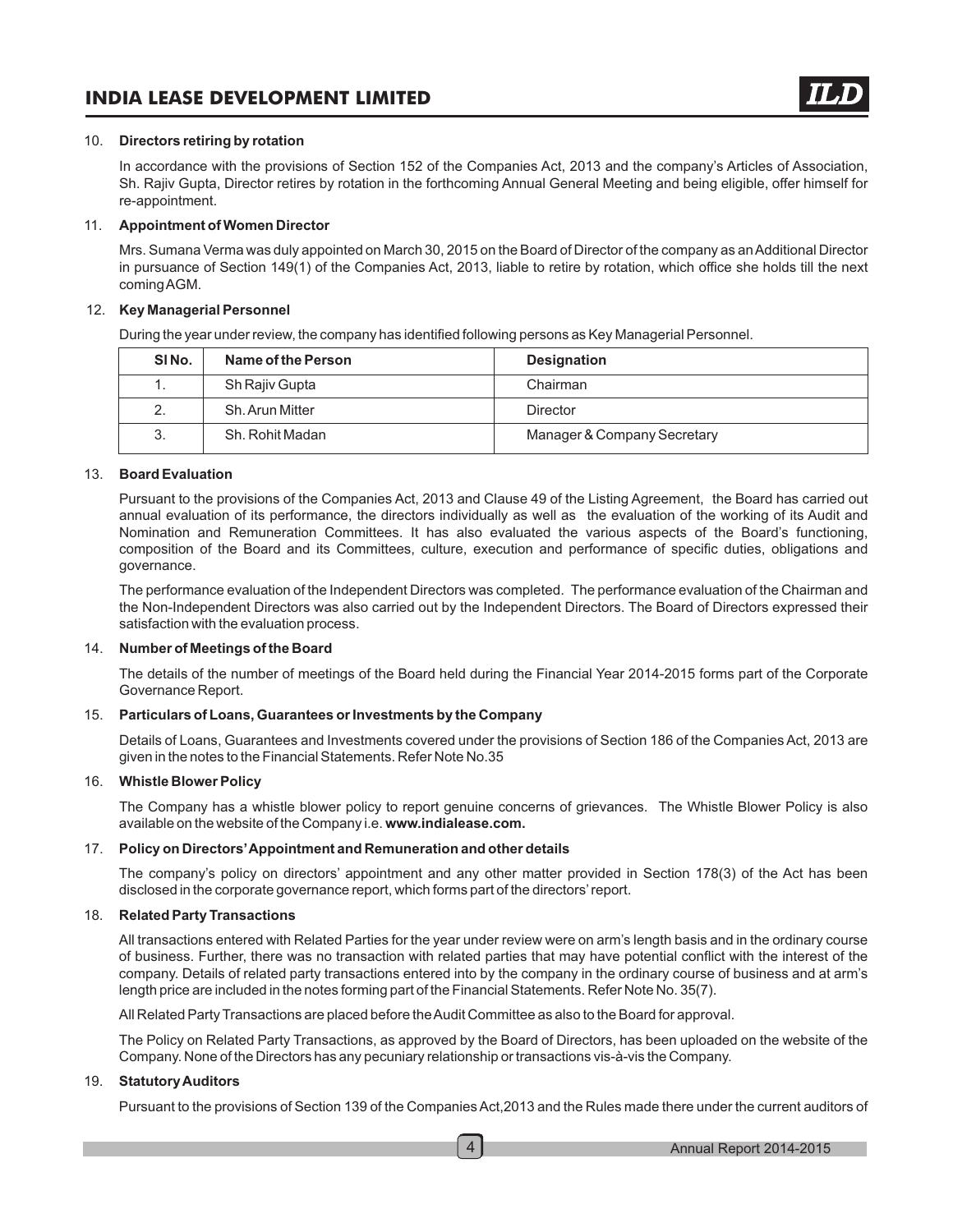10. **Directors retiring by rotation**

    In accordance with the provisions of Section 152 of the Companies Act, 2013 and the company's Articles of Association, Sh. Rajiv Gupta, Director retires by rotation in the forthcoming Annual General Meeting and being eligible, offer himself for re-appointment.

11. **Appointment of Women Director**

    Mrs. Sumana Verma was duly appointed on March 30, 2015 on the Board of Director of the company as an Additional Director in pursuance of Section 149(1) of the Companies Act, 2013, liable to retire by rotation, which office she holds till the next coming AGM.

12. **Key Managerial Personnel**

    During the year under review, the company has identified following persons as Key Managerial Personnel.

| Sl No. | Name of the Person | Designation |
|---|---|---|
| 1. | Sh Rajiv Gupta | Chairman |
| 2. | Sh. Arun Mitter | Director |
| 3. | Sh. Rohit Madan | Manager & Company Secretary |

13. **Board Evaluation**

    Pursuant to the provisions of the Companies Act, 2013 and Clause 49 of the Listing Agreement, the Board has carried out annual evaluation of its performance, the directors individually as well as the evaluation of the working of its Audit and Nomination and Remuneration Committees. It has also evaluated the various aspects of the Board's functioning, composition of the Board and its Committees, culture, execution and performance of specific duties, obligations and governance.

    The performance evaluation of the Independent Directors was completed. The performance evaluation of the Chairman and the Non-Independent Directors was also carried out by the Independent Directors. The Board of Directors expressed their satisfaction with the evaluation process.

14. **Number of Meetings of the Board**

    The details of the number of meetings of the Board held during the Financial Year 2014-2015 forms part of the Corporate Governance Report.

15. **Particulars of Loans, Guarantees or Investments by the Company**

    Details of Loans, Guarantees and Investments covered under the provisions of Section 186 of the Companies Act, 2013 are given in the notes to the Financial Statements. Refer Note No.35

16. **Whistle Blower Policy**

    The Company has a whistle blower policy to report genuine concerns of grievances. The Whistle Blower Policy is also available on the website of the Company i.e. **www.indialease.com.**

17. **Policy on Directors' Appointment and Remuneration and other details**

    The company's policy on directors' appointment and any other matter provided in Section 178(3) of the Act has been disclosed in the corporate governance report, which forms part of the directors' report.

18. **Related Party Transactions**

    All transactions entered with Related Parties for the year under review were on arm's length basis and in the ordinary course of business. Further, there was no transaction with related parties that may have potential conflict with the interest of the company. Details of related party transactions entered into by the company in the ordinary course of business and at arm's length price are included in the notes forming part of the Financial Statements. Refer Note No. 35(7).

    All Related Party Transactions are placed before the Audit Committee as also to the Board for approval.

    The Policy on Related Party Transactions, as approved by the Board of Directors, has been uploaded on the website of the Company. None of the Directors has any pecuniary relationship or transactions vis-à-vis the Company.

19. **Statutory Auditors**

    Pursuant to the provisions of Section 139 of the Companies Act,2013 and the Rules made there under the current auditors of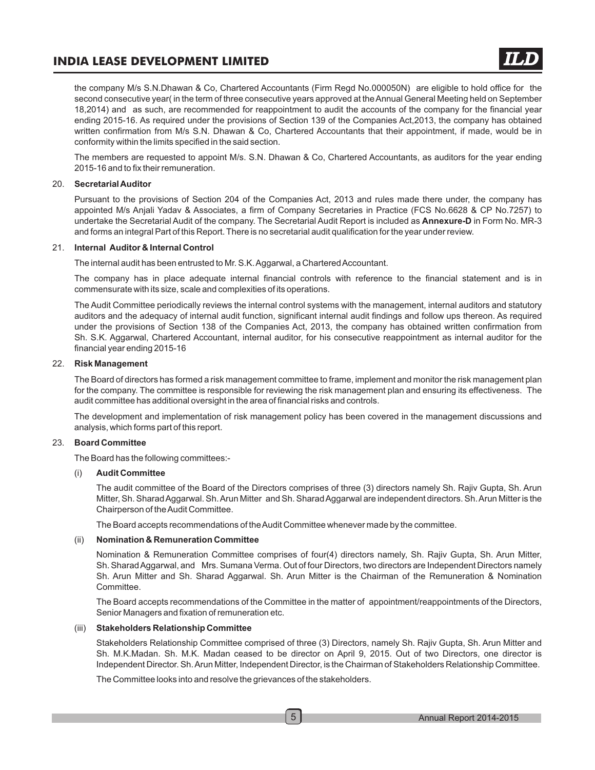the company M/s S.N.Dhawan & Co, Chartered Accountants (Firm Regd No.000050N) are eligible to hold office for the second consecutive year( in the term of three consecutive years approved at the Annual General Meeting held on September 18,2014) and as such, are recommended for reappointment to audit the accounts of the company for the financial year ending 2015-16. As required under the provisions of Section 139 of the Companies Act,2013, the company has obtained written confirmation from M/s S.N. Dhawan & Co, Chartered Accountants that their appointment, if made, would be in conformity within the limits specified in the said section.

The members are requested to appoint M/s. S.N. Dhawan & Co, Chartered Accountants, as auditors for the year ending 2015-16 and to fix their remuneration.

20. **Secretarial Auditor**

Pursuant to the provisions of Section 204 of the Companies Act, 2013 and rules made there under, the company has appointed M/s Anjali Yadav & Associates, a firm of Company Secretaries in Practice (FCS No.6628 & CP No.7257) to undertake the Secretarial Audit of the company. The Secretarial Audit Report is included as **Annexure-D** in Form No. MR-3 and forms an integral Part of this Report. There is no secretarial audit qualification for the year under review.

21. **Internal Auditor & Internal Control**

The internal audit has been entrusted to Mr. S.K. Aggarwal, a Chartered Accountant.

The company has in place adequate internal financial controls with reference to the financial statement and is in commensurate with its size, scale and complexities of its operations.

The Audit Committee periodically reviews the internal control systems with the management, internal auditors and statutory auditors and the adequacy of internal audit function, significant internal audit findings and follow ups thereon. As required under the provisions of Section 138 of the Companies Act, 2013, the company has obtained written confirmation from Sh. S.K. Aggarwal, Chartered Accountant, internal auditor, for his consecutive reappointment as internal auditor for the financial year ending 2015-16

22. **Risk Management**

The Board of directors has formed a risk management committee to frame, implement and monitor the risk management plan for the company. The committee is responsible for reviewing the risk management plan and ensuring its effectiveness. The audit committee has additional oversight in the area of financial risks and controls.

The development and implementation of risk management policy has been covered in the management discussions and analysis, which forms part of this report.

23. **Board Committee**

The Board has the following committees:-

(i) **Audit Committee**

The audit committee of the Board of the Directors comprises of three (3) directors namely Sh. Rajiv Gupta, Sh. Arun Mitter, Sh. Sharad Aggarwal. Sh. Arun Mitter and Sh. Sharad Aggarwal are independent directors. Sh. Arun Mitter is the Chairperson of the Audit Committee.

The Board accepts recommendations of the Audit Committee whenever made by the committee.

(ii) **Nomination & Remuneration Committee**

Nomination & Remuneration Committee comprises of four(4) directors namely, Sh. Rajiv Gupta, Sh. Arun Mitter, Sh. Sharad Aggarwal, and Mrs. Sumana Verma. Out of four Directors, two directors are Independent Directors namely Sh. Arun Mitter and Sh. Sharad Aggarwal. Sh. Arun Mitter is the Chairman of the Remuneration & Nomination Committee.

The Board accepts recommendations of the Committee in the matter of appointment/reappointments of the Directors, Senior Managers and fixation of remuneration etc.

(iii) **Stakeholders Relationship Committee**

Stakeholders Relationship Committee comprised of three (3) Directors, namely Sh. Rajiv Gupta, Sh. Arun Mitter and Sh. M.K.Madan. Sh. M.K. Madan ceased to be director on April 9, 2015. Out of two Directors, one director is Independent Director. Sh. Arun Mitter, Independent Director, is the Chairman of Stakeholders Relationship Committee.

The Committee looks into and resolve the grievances of the stakeholders.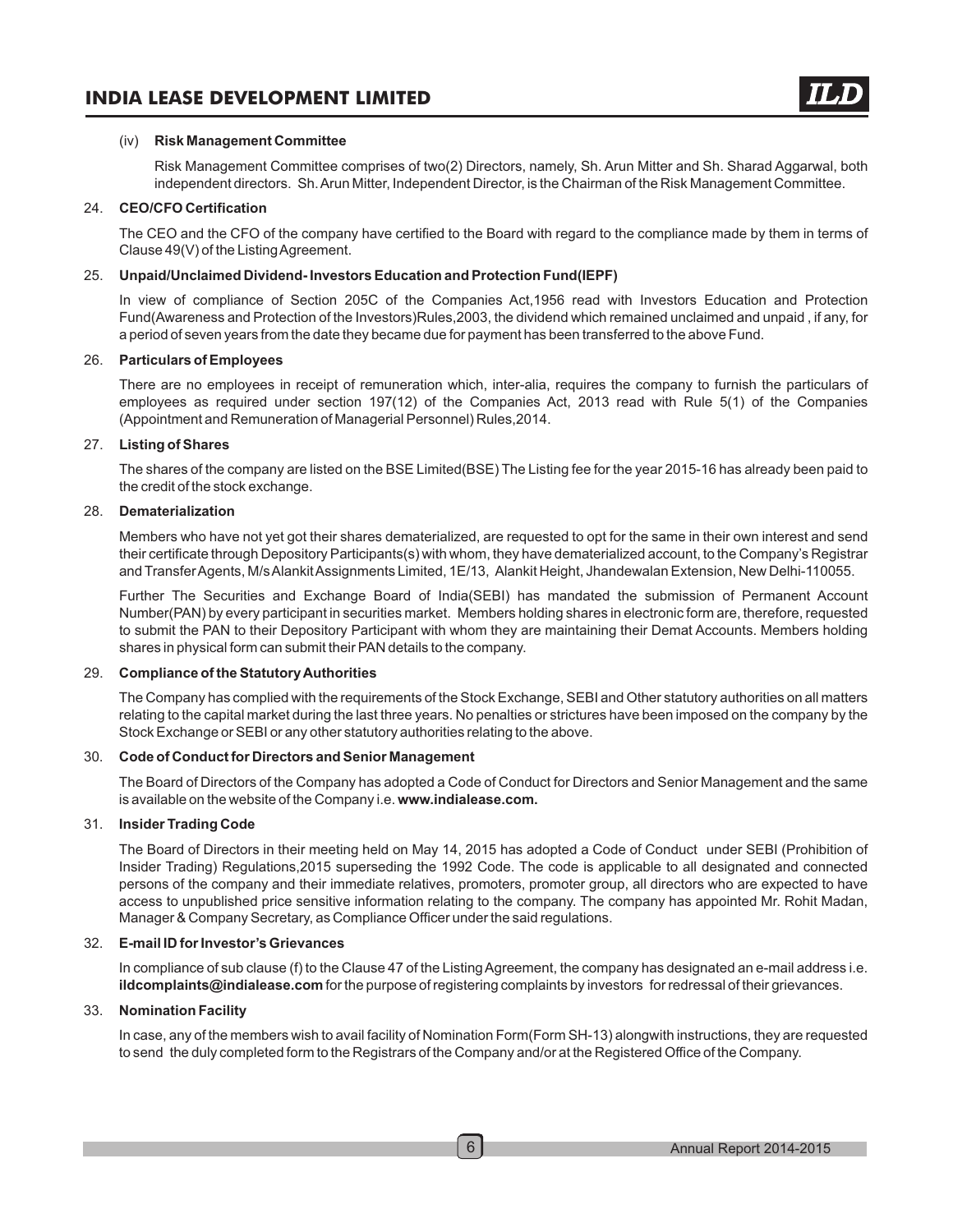(iv) **Risk Management Committee**

Risk Management Committee comprises of two(2) Directors, namely, Sh. Arun Mitter and Sh. Sharad Aggarwal, both independent directors. Sh. Arun Mitter, Independent Director, is the Chairman of the Risk Management Committee.

24. **CEO/CFO Certification**

The CEO and the CFO of the company have certified to the Board with regard to the compliance made by them in terms of Clause 49(V) of the Listing Agreement.

25. **Unpaid/Unclaimed Dividend- Investors Education and Protection Fund(IEPF)**

In view of compliance of Section 205C of the Companies Act,1956 read with Investors Education and Protection Fund(Awareness and Protection of the Investors)Rules,2003, the dividend which remained unclaimed and unpaid , if any, for a period of seven years from the date they became due for payment has been transferred to the above Fund.

26. **Particulars of Employees**

There are no employees in receipt of remuneration which, inter-alia, requires the company to furnish the particulars of employees as required under section 197(12) of the Companies Act, 2013 read with Rule 5(1) of the Companies (Appointment and Remuneration of Managerial Personnel) Rules,2014.

27. **Listing of Shares**

The shares of the company are listed on the BSE Limited(BSE) The Listing fee for the year 2015-16 has already been paid to the credit of the stock exchange.

28. **Dematerialization**

Members who have not yet got their shares dematerialized, are requested to opt for the same in their own interest and send their certificate through Depository Participants(s) with whom, they have dematerialized account, to the Company's Registrar and Transfer Agents, M/s Alankit Assignments Limited, 1E/13, Alankit Height, Jhandewalan Extension, New Delhi-110055.

Further The Securities and Exchange Board of India(SEBI) has mandated the submission of Permanent Account Number(PAN) by every participant in securities market. Members holding shares in electronic form are, therefore, requested to submit the PAN to their Depository Participant with whom they are maintaining their Demat Accounts. Members holding shares in physical form can submit their PAN details to the company.

29. **Compliance of the Statutory Authorities**

The Company has complied with the requirements of the Stock Exchange, SEBI and Other statutory authorities on all matters relating to the capital market during the last three years. No penalties or strictures have been imposed on the company by the Stock Exchange or SEBI or any other statutory authorities relating to the above.

30. **Code of Conduct for Directors and Senior Management**

The Board of Directors of the Company has adopted a Code of Conduct for Directors and Senior Management and the same is available on the website of the Company i.e. **www.indialease.com.**

31. **Insider Trading Code**

The Board of Directors in their meeting held on May 14, 2015 has adopted a Code of Conduct under SEBI (Prohibition of Insider Trading) Regulations,2015 superseding the 1992 Code. The code is applicable to all designated and connected persons of the company and their immediate relatives, promoters, promoter group, all directors who are expected to have access to unpublished price sensitive information relating to the company. The company has appointed Mr. Rohit Madan, Manager & Company Secretary, as Compliance Officer under the said regulations.

32. **E-mail ID for Investor's Grievances**

In compliance of sub clause (f) to the Clause 47 of the Listing Agreement, the company has designated an e-mail address i.e. **ildcomplaints@indialease.com** for the purpose of registering complaints by investors for redressal of their grievances.

33. **Nomination Facility**

In case, any of the members wish to avail facility of Nomination Form(Form SH-13) alongwith instructions, they are requested to send the duly completed form to the Registrars of the Company and/or at the Registered Office of the Company.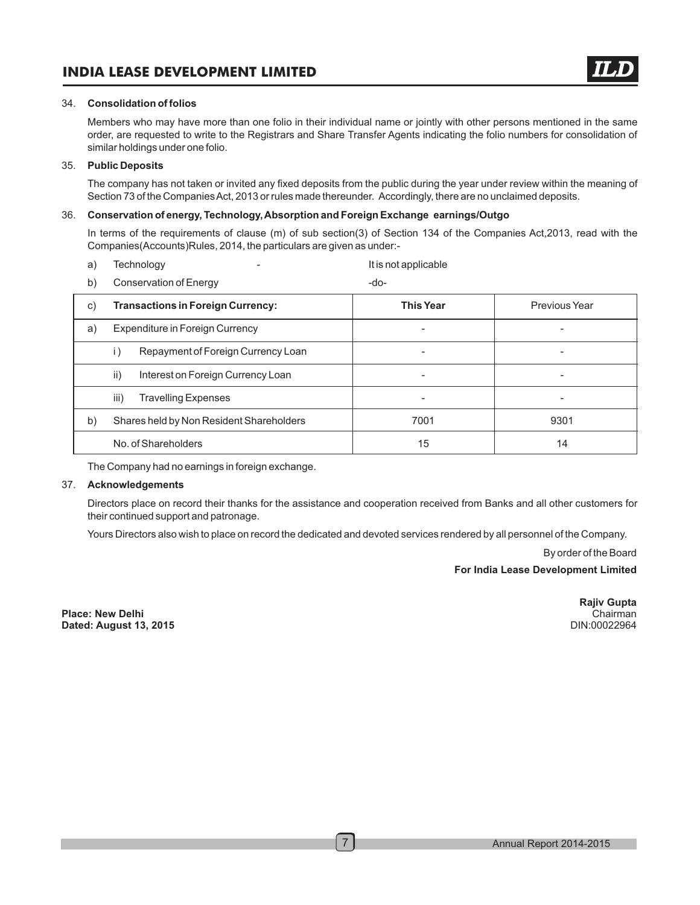34. **Consolidation of folios**

Members who may have more than one folio in their individual name or jointly with other persons mentioned in the same order, are requested to write to the Registrars and Share Transfer Agents indicating the folio numbers for consolidation of similar holdings under one folio.

35. **Public Deposits**

The company has not taken or invited any fixed deposits from the public during the year under review within the meaning of Section 73 of the Companies Act, 2013 or rules made thereunder. Accordingly, there are no unclaimed deposits.

36. **Conservation of energy, Technology, Absorption and Foreign Exchange earnings/Outgo**

In terms of the requirements of clause (m) of sub section(3) of Section 134 of the Companies Act,2013, read with the Companies(Accounts)Rules, 2014, the particulars are given as under:-

a) Technology - It is not applicable

b) Conservation of Energy -do-

| c) | **Transactions in Foreign Currency:** | **This Year** | Previous Year |
|---|---|---|---|
| a) | Expenditure in Foreign Currency | - | - |
| | i ) Repayment of Foreign Currency Loan | - | - |
| | ii) Interest on Foreign Currency Loan | - | - |
| | iii) Travelling Expenses | - | - |
| b) | Shares held by Non Resident Shareholders | 7001 | 9301 |
| | No. of Shareholders | 15 | 14 |

The Company had no earnings in foreign exchange.

37. **Acknowledgements**

Directors place on record their thanks for the assistance and cooperation received from Banks and all other customers for their continued support and patronage.

Yours Directors also wish to place on record the dedicated and devoted services rendered by all personnel of the Company.

By order of the Board

**For India Lease Development Limited**

**Rajiv Gupta**
Chairman
DIN:00022964

**Place: New Delhi**
**Dated: August 13, 2015**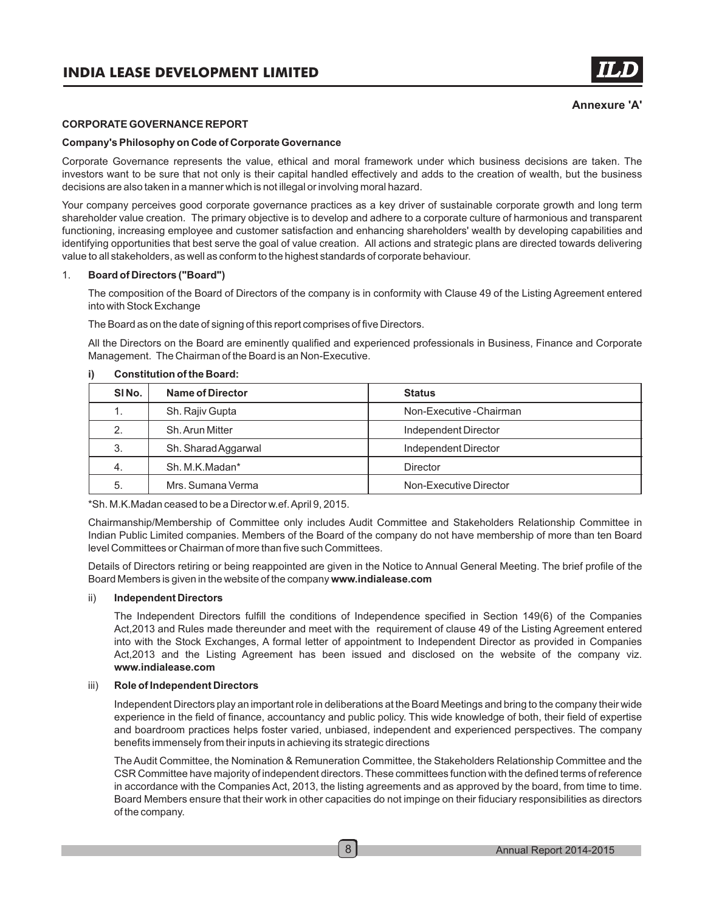**Annexure 'A'**

### CORPORATE GOVERNANCE REPORT

#### Company's Philosophy on Code of Corporate Governance

Corporate Governance represents the value, ethical and moral framework under which business decisions are taken. The investors want to be sure that not only is their capital handled effectively and adds to the creation of wealth, but the business decisions are also taken in a manner which is not illegal or involving moral hazard.

Your company perceives good corporate governance practices as a key driver of sustainable corporate growth and long term shareholder value creation. The primary objective is to develop and adhere to a corporate culture of harmonious and transparent functioning, increasing employee and customer satisfaction and enhancing shareholders' wealth by developing capabilities and identifying opportunities that best serve the goal of value creation. All actions and strategic plans are directed towards delivering value to all stakeholders, as well as conform to the highest standards of corporate behaviour.

1. **Board of Directors ("Board")**

The composition of the Board of Directors of the company is in conformity with Clause 49 of the Listing Agreement entered into with Stock Exchange

The Board as on the date of signing of this report comprises of five Directors.

All the Directors on the Board are eminently qualified and experienced professionals in Business, Finance and Corporate Management. The Chairman of the Board is an Non-Executive.

**i) Constitution of the Board:**

| SI No. | Name of Director | Status |
|---|---|---|
| 1. | Sh. Rajiv Gupta | Non-Executive -Chairman |
| 2. | Sh. Arun Mitter | Independent Director |
| 3. | Sh. Sharad Aggarwal | Independent Director |
| 4. | Sh. M.K.Madan* | Director |
| 5. | Mrs. Sumana Verma | Non-Executive Director |

*Sh. M.K.Madan ceased to be a Director w.ef. April 9, 2015.

Chairmanship/Membership of Committee only includes Audit Committee and Stakeholders Relationship Committee in Indian Public Limited companies. Members of the Board of the company do not have membership of more than ten Board level Committees or Chairman of more than five such Committees.

Details of Directors retiring or being reappointed are given in the Notice to Annual General Meeting. The brief profile of the Board Members is given in the website of the company **www.indialease.com**

ii) **Independent Directors**

The Independent Directors fulfill the conditions of Independence specified in Section 149(6) of the Companies Act,2013 and Rules made thereunder and meet with the requirement of clause 49 of the Listing Agreement entered into with the Stock Exchanges, A formal letter of appointment to Independent Director as provided in Companies Act,2013 and the Listing Agreement has been issued and disclosed on the website of the company viz. **www.indialease.com**

iii) **Role of Independent Directors**

Independent Directors play an important role in deliberations at the Board Meetings and bring to the company their wide experience in the field of finance, accountancy and public policy. This wide knowledge of both, their field of expertise and boardroom practices helps foster varied, unbiased, independent and experienced perspectives. The company benefits immensely from their inputs in achieving its strategic directions

The Audit Committee, the Nomination & Remuneration Committee, the Stakeholders Relationship Committee and the CSR Committee have majority of independent directors. These committees function with the defined terms of reference in accordance with the Companies Act, 2013, the listing agreements and as approved by the board, from time to time. Board Members ensure that their work in other capacities do not impinge on their fiduciary responsibilities as directors of the company.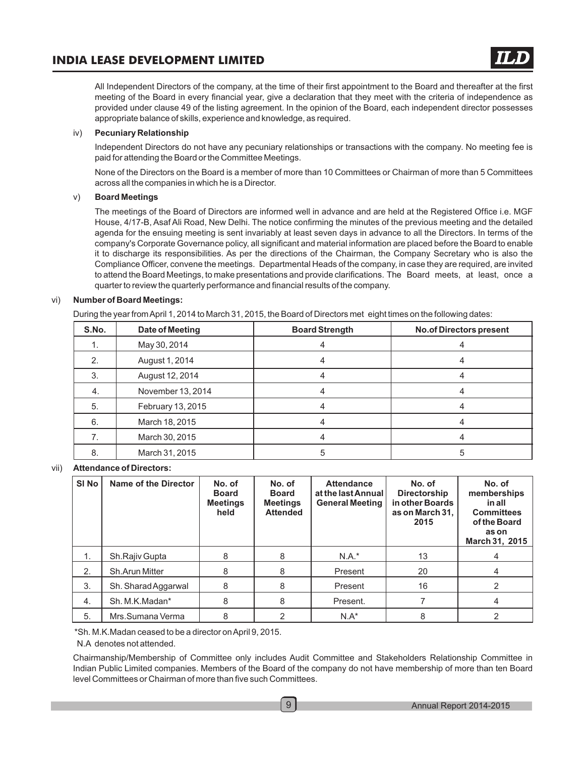All Independent Directors of the company, at the time of their first appointment to the Board and thereafter at the first meeting of the Board in every financial year, give a declaration that they meet with the criteria of independence as provided under clause 49 of the listing agreement. In the opinion of the Board, each independent director possesses appropriate balance of skills, experience and knowledge, as required.

iv) **Pecuniary Relationship**

Independent Directors do not have any pecuniary relationships or transactions with the company. No meeting fee is paid for attending the Board or the Committee Meetings.

None of the Directors on the Board is a member of more than 10 Committees or Chairman of more than 5 Committees across all the companies in which he is a Director.

v) **Board Meetings**

The meetings of the Board of Directors are informed well in advance and are held at the Registered Office i.e. MGF House, 4/17-B, Asaf Ali Road, New Delhi. The notice confirming the minutes of the previous meeting and the detailed agenda for the ensuing meeting is sent invariably at least seven days in advance to all the Directors. In terms of the company's Corporate Governance policy, all significant and material information are placed before the Board to enable it to discharge its responsibilities. As per the directions of the Chairman, the Company Secretary who is also the Compliance Officer, convene the meetings. Departmental Heads of the company, in case they are required, are invited to attend the Board Meetings, to make presentations and provide clarifications. The Board meets, at least, once a quarter to review the quarterly performance and financial results of the company.

vi) **Number of Board Meetings:**

During the year from April 1, 2014 to March 31, 2015, the Board of Directors met eight times on the following dates:

| S.No. | Date of Meeting | Board Strength | No.of Directors present |
|---|---|---|---|
| 1. | May 30, 2014 | 4 | 4 |
| 2. | August 1, 2014 | 4 | 4 |
| 3. | August 12, 2014 | 4 | 4 |
| 4. | November 13, 2014 | 4 | 4 |
| 5. | February 13, 2015 | 4 | 4 |
| 6. | March 18, 2015 | 4 | 4 |
| 7. | March 30, 2015 | 4 | 4 |
| 8. | March 31, 2015 | 5 | 5 |

vii) **Attendance of Directors:**

| Sl No | Name of the Director | No. of Board Meetings held | No. of Board Meetings Attended | Attendance at the last Annual General Meeting | No. of Directorship in other Boards as on March 31, 2015 | No. of memberships in all Committees of the Board as on March 31, 2015 |
|---|---|---|---|---|---|---|
| 1. | Sh.Rajiv Gupta | 8 | 8 | N.A.* | 13 | 4 |
| 2. | Sh.Arun Mitter | 8 | 8 | Present | 20 | 4 |
| 3. | Sh. Sharad Aggarwal | 8 | 8 | Present | 16 | 2 |
| 4. | Sh. M.K.Madan* | 8 | 8 | Present. | 7 | 4 |
| 5. | Mrs.Sumana Verma | 8 | 2 | N.A* | 8 | 2 |

*Sh. M.K.Madan ceased to be a director on April 9, 2015.

N.A denotes not attended.

Chairmanship/Membership of Committee only includes Audit Committee and Stakeholders Relationship Committee in Indian Public Limited companies. Members of the Board of the company do not have membership of more than ten Board level Committees or Chairman of more than five such Committees.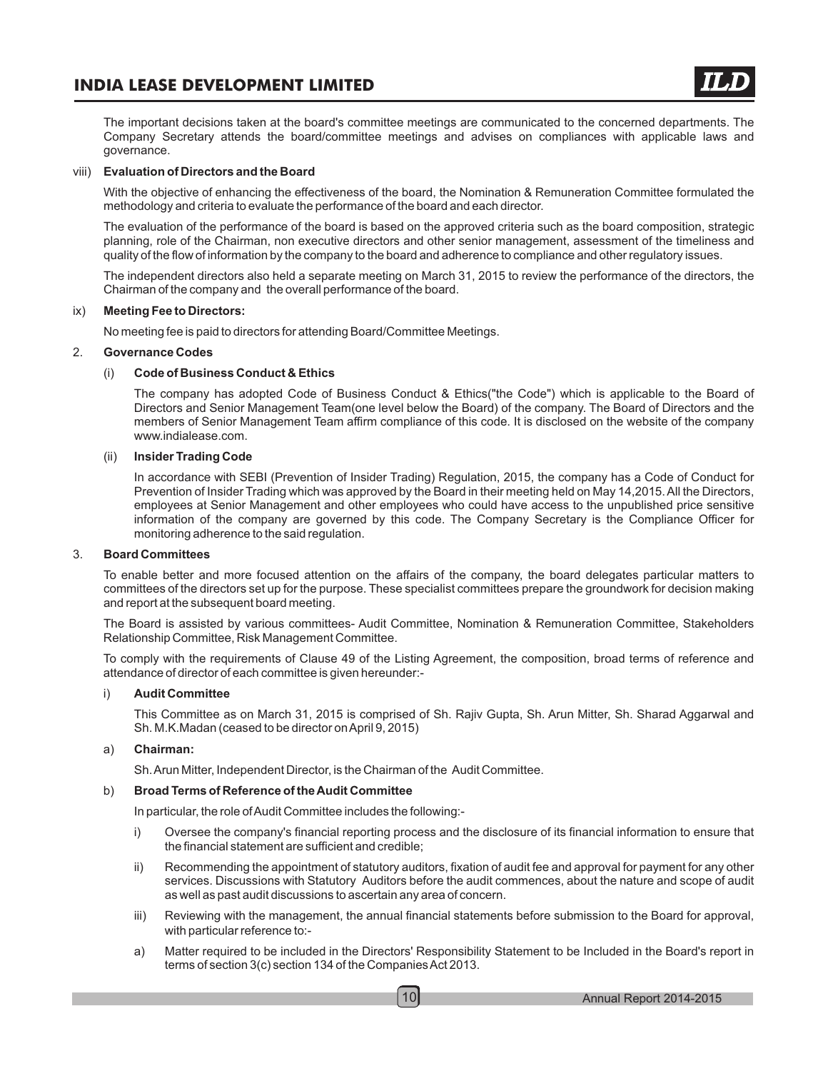The important decisions taken at the board's committee meetings are communicated to the concerned departments. The Company Secretary attends the board/committee meetings and advises on compliances with applicable laws and governance.

viii) **Evaluation of Directors and the Board**

With the objective of enhancing the effectiveness of the board, the Nomination & Remuneration Committee formulated the methodology and criteria to evaluate the performance of the board and each director.

The evaluation of the performance of the board is based on the approved criteria such as the board composition, strategic planning, role of the Chairman, non executive directors and other senior management, assessment of the timeliness and quality of the flow of information by the company to the board and adherence to compliance and other regulatory issues.

The independent directors also held a separate meeting on March 31, 2015 to review the performance of the directors, the Chairman of the company and the overall performance of the board.

ix) **Meeting Fee to Directors:**

No meeting fee is paid to directors for attending Board/Committee Meetings.

2. **Governance Codes**

(i) **Code of Business Conduct & Ethics**

The company has adopted Code of Business Conduct & Ethics("the Code") which is applicable to the Board of Directors and Senior Management Team(one level below the Board) of the company. The Board of Directors and the members of Senior Management Team affirm compliance of this code. It is disclosed on the website of the company www.indialease.com.

(ii) **Insider Trading Code**

In accordance with SEBI (Prevention of Insider Trading) Regulation, 2015, the company has a Code of Conduct for Prevention of Insider Trading which was approved by the Board in their meeting held on May 14,2015. All the Directors, employees at Senior Management and other employees who could have access to the unpublished price sensitive information of the company are governed by this code. The Company Secretary is the Compliance Officer for monitoring adherence to the said regulation.

3. **Board Committees**

To enable better and more focused attention on the affairs of the company, the board delegates particular matters to committees of the directors set up for the purpose. These specialist committees prepare the groundwork for decision making and report at the subsequent board meeting.

The Board is assisted by various committees- Audit Committee, Nomination & Remuneration Committee, Stakeholders Relationship Committee, Risk Management Committee.

To comply with the requirements of Clause 49 of the Listing Agreement, the composition, broad terms of reference and attendance of director of each committee is given hereunder:-

i) **Audit Committee**

This Committee as on March 31, 2015 is comprised of Sh. Rajiv Gupta, Sh. Arun Mitter, Sh. Sharad Aggarwal and Sh. M.K.Madan (ceased to be director on April 9, 2015)

a) **Chairman:**

Sh. Arun Mitter, Independent Director, is the Chairman of the Audit Committee.

b) **Broad Terms of Reference of the Audit Committee**

In particular, the role of Audit Committee includes the following:-

i) Oversee the company's financial reporting process and the disclosure of its financial information to ensure that the financial statement are sufficient and credible;

ii) Recommending the appointment of statutory auditors, fixation of audit fee and approval for payment for any other services. Discussions with Statutory Auditors before the audit commences, about the nature and scope of audit as well as past audit discussions to ascertain any area of concern.

iii) Reviewing with the management, the annual financial statements before submission to the Board for approval, with particular reference to:-

a) Matter required to be included in the Directors' Responsibility Statement to be Included in the Board's report in terms of section 3(c) section 134 of the Companies Act 2013.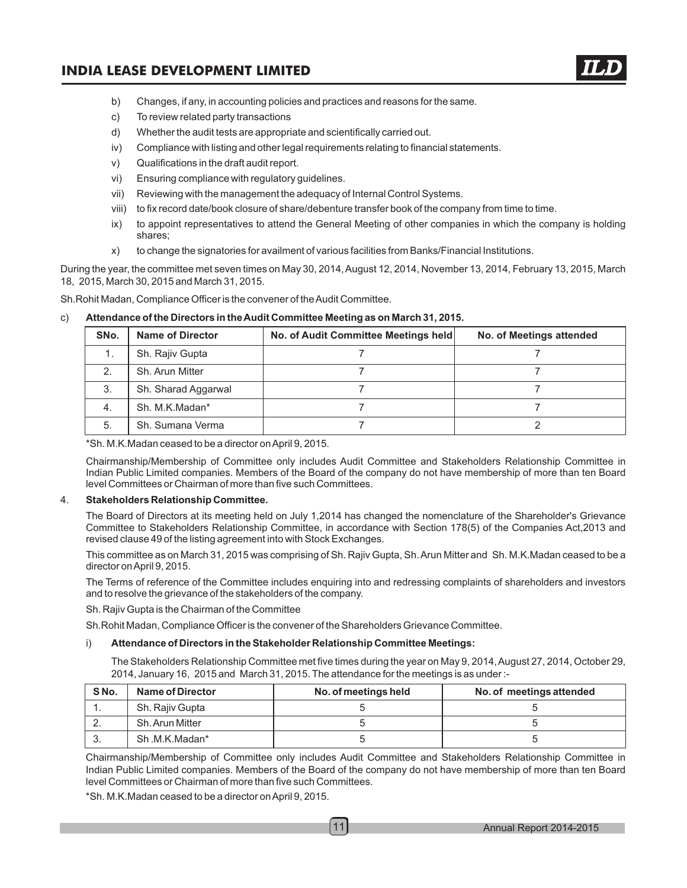b) Changes, if any, in accounting policies and practices and reasons for the same.

c) To review related party transactions

d) Whether the audit tests are appropriate and scientifically carried out.

iv) Compliance with listing and other legal requirements relating to financial statements.

v) Qualifications in the draft audit report.

vi) Ensuring compliance with regulatory guidelines.

vii) Reviewing with the management the adequacy of Internal Control Systems.

viii) to fix record date/book closure of share/debenture transfer book of the company from time to time.

ix) to appoint representatives to attend the General Meeting of other companies in which the company is holding shares;

x) to change the signatories for availment of various facilities from Banks/Financial Institutions.

During the year, the committee met seven times on May 30, 2014, August 12, 2014, November 13, 2014, February 13, 2015, March 18, 2015, March 30, 2015 and March 31, 2015.

Sh.Rohit Madan, Compliance Officer is the convener of the Audit Committee.

c) **Attendance of the Directors in the Audit Committee Meeting as on March 31, 2015.**

| SNo. | Name of Director | No. of Audit Committee Meetings held | No. of Meetings attended |
|---|---|---|---|
| 1. | Sh. Rajiv Gupta | 7 | 7 |
| 2. | Sh. Arun Mitter | 7 | 7 |
| 3. | Sh. Sharad Aggarwal | 7 | 7 |
| 4. | Sh. M.K.Madan* | 7 | 7 |
| 5. | Sh. Sumana Verma | 7 | 2 |

*Sh. M.K.Madan ceased to be a director on April 9, 2015.

Chairmanship/Membership of Committee only includes Audit Committee and Stakeholders Relationship Committee in Indian Public Limited companies. Members of the Board of the company do not have membership of more than ten Board level Committees or Chairman of more than five such Committees.

4. **Stakeholders Relationship Committee.**

The Board of Directors at its meeting held on July 1,2014 has changed the nomenclature of the Shareholder's Grievance Committee to Stakeholders Relationship Committee, in accordance with Section 178(5) of the Companies Act,2013 and revised clause 49 of the listing agreement into with Stock Exchanges.

This committee as on March 31, 2015 was comprising of Sh. Rajiv Gupta, Sh. Arun Mitter and Sh. M.K.Madan ceased to be a director on April 9, 2015.

The Terms of reference of the Committee includes enquiring into and redressing complaints of shareholders and investors and to resolve the grievance of the stakeholders of the company.

Sh. Rajiv Gupta is the Chairman of the Committee

Sh.Rohit Madan, Compliance Officer is the convener of the Shareholders Grievance Committee.

i) **Attendance of Directors in the Stakeholder Relationship Committee Meetings:**

The Stakeholders Relationship Committee met five times during the year on May 9, 2014, August 27, 2014, October 29, 2014, January 16, 2015 and March 31, 2015. The attendance for the meetings is as under :-

| S No. | Name of Director | No. of meetings held | No. of meetings attended |
|---|---|---|---|
| 1. | Sh. Rajiv Gupta | 5 | 5 |
| 2. | Sh. Arun Mitter | 5 | 5 |
| 3. | Sh .M.K.Madan* | 5 | 5 |

Chairmanship/Membership of Committee only includes Audit Committee and Stakeholders Relationship Committee in Indian Public Limited companies. Members of the Board of the company do not have membership of more than ten Board level Committees or Chairman of more than five such Committees.

*Sh. M.K.Madan ceased to be a director on April 9, 2015.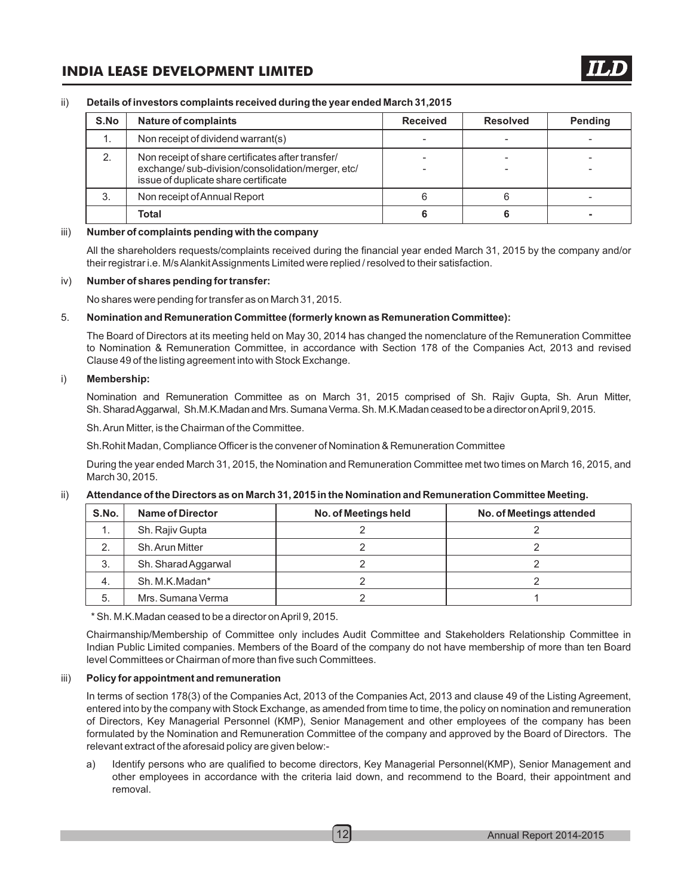ii) **Details of investors complaints received during the year ended March 31,2015**

| S.No | Nature of complaints | Received | Resolved | Pending |
|---|---|---|---|---|
| 1. | Non receipt of dividend warrant(s) | - | - | - |
| 2. | Non receipt of share certificates after transfer/ exchange/ sub-division/consolidation/merger, etc/ issue of duplicate share certificate | - - | - - | - - |
| 3. | Non receipt of Annual Report | 6 | 6 | - |
| | **Total** | **6** | **6** | **-** |

iii) **Number of complaints pending with the company**

All the shareholders requests/complaints received during the financial year ended March 31, 2015 by the company and/or their registrar i.e. M/s Alankit Assignments Limited were replied / resolved to their satisfaction.

iv) **Number of shares pending for transfer:**

No shares were pending for transfer as on March 31, 2015.

5. **Nomination and Remuneration Committee (formerly known as Remuneration Committee):**

The Board of Directors at its meeting held on May 30, 2014 has changed the nomenclature of the Remuneration Committee to Nomination & Remuneration Committee, in accordance with Section 178 of the Companies Act, 2013 and revised Clause 49 of the listing agreement into with Stock Exchange.

i) **Membership:**

Nomination and Remuneration Committee as on March 31, 2015 comprised of Sh. Rajiv Gupta, Sh. Arun Mitter, Sh. Sharad Aggarwal, Sh.M.K.Madan and Mrs. Sumana Verma. Sh. M.K.Madan ceased to be a director on April 9, 2015.

Sh. Arun Mitter, is the Chairman of the Committee.

Sh.Rohit Madan, Compliance Officer is the convener of Nomination & Remuneration Committee

During the year ended March 31, 2015, the Nomination and Remuneration Committee met two times on March 16, 2015, and March 30, 2015.

ii) **Attendance of the Directors as on March 31, 2015 in the Nomination and Remuneration Committee Meeting.**

| S.No. | Name of Director | No. of Meetings held | No. of Meetings attended |
|---|---|---|---|
| 1. | Sh. Rajiv Gupta | 2 | 2 |
| 2. | Sh. Arun Mitter | 2 | 2 |
| 3. | Sh. Sharad Aggarwal | 2 | 2 |
| 4. | Sh. M.K.Madan* | 2 | 2 |
| 5. | Mrs. Sumana Verma | 2 | 1 |

\* Sh. M.K.Madan ceased to be a director on April 9, 2015.

Chairmanship/Membership of Committee only includes Audit Committee and Stakeholders Relationship Committee in Indian Public Limited companies. Members of the Board of the company do not have membership of more than ten Board level Committees or Chairman of more than five such Committees.

iii) **Policy for appointment and remuneration**

In terms of section 178(3) of the Companies Act, 2013 of the Companies Act, 2013 and clause 49 of the Listing Agreement, entered into by the company with Stock Exchange, as amended from time to time, the policy on nomination and remuneration of Directors, Key Managerial Personnel (KMP), Senior Management and other employees of the company has been formulated by the Nomination and Remuneration Committee of the company and approved by the Board of Directors. The relevant extract of the aforesaid policy are given below:-

a) Identify persons who are qualified to become directors, Key Managerial Personnel(KMP), Senior Management and other employees in accordance with the criteria laid down, and recommend to the Board, their appointment and removal.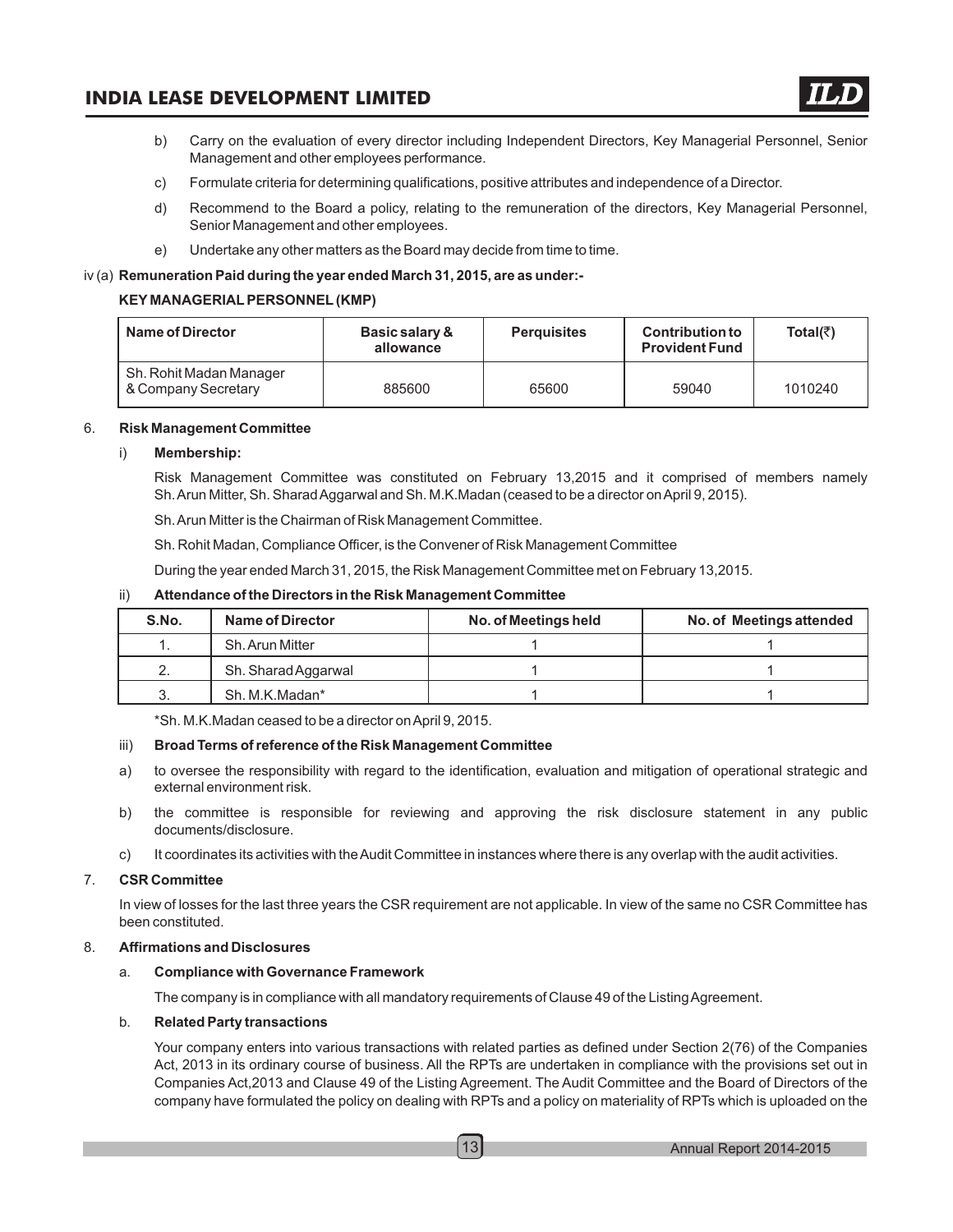b) Carry on the evaluation of every director including Independent Directors, Key Managerial Personnel, Senior Management and other employees performance.

c) Formulate criteria for determining qualifications, positive attributes and independence of a Director.

d) Recommend to the Board a policy, relating to the remuneration of the directors, Key Managerial Personnel, Senior Management and other employees.

e) Undertake any other matters as the Board may decide from time to time.

iv (a) **Remuneration Paid during the year ended March 31, 2015, are as under:-**

**KEY MANAGERIAL PERSONNEL (KMP)**

| Name of Director | Basic salary & allowance | Perquisites | Contribution to Provident Fund | Total(₹) |
|---|---|---|---|---|
| Sh. Rohit Madan Manager & Company Secretary | 885600 | 65600 | 59040 | 1010240 |

6. **Risk Management Committee**

i) **Membership:**

Risk Management Committee was constituted on February 13,2015 and it comprised of members namely Sh. Arun Mitter, Sh. Sharad Aggarwal and Sh. M.K.Madan (ceased to be a director on April 9, 2015).

Sh. Arun Mitter is the Chairman of Risk Management Committee.

Sh. Rohit Madan, Compliance Officer, is the Convener of Risk Management Committee

During the year ended March 31, 2015, the Risk Management Committee met on February 13,2015.

ii) **Attendance of the Directors in the Risk Management Committee**

| S.No. | Name of Director | No. of Meetings held | No. of Meetings attended |
|---|---|---|---|
| 1. | Sh. Arun Mitter | 1 | 1 |
| 2. | Sh. Sharad Aggarwal | 1 | 1 |
| 3. | Sh. M.K.Madan* | 1 | 1 |

*Sh. M.K.Madan ceased to be a director on April 9, 2015.

iii) **Broad Terms of reference of the Risk Management Committee**

a) to oversee the responsibility with regard to the identification, evaluation and mitigation of operational strategic and external environment risk.

b) the committee is responsible for reviewing and approving the risk disclosure statement in any public documents/disclosure.

c) It coordinates its activities with the Audit Committee in instances where there is any overlap with the audit activities.

7. **CSR Committee**

In view of losses for the last three years the CSR requirement are not applicable. In view of the same no CSR Committee has been constituted.

8. **Affirmations and Disclosures**

a. **Compliance with Governance Framework**

The company is in compliance with all mandatory requirements of Clause 49 of the Listing Agreement.

b. **Related Party transactions**

Your company enters into various transactions with related parties as defined under Section 2(76) of the Companies Act, 2013 in its ordinary course of business. All the RPTs are undertaken in compliance with the provisions set out in Companies Act,2013 and Clause 49 of the Listing Agreement. The Audit Committee and the Board of Directors of the company have formulated the policy on dealing with RPTs and a policy on materiality of RPTs which is uploaded on the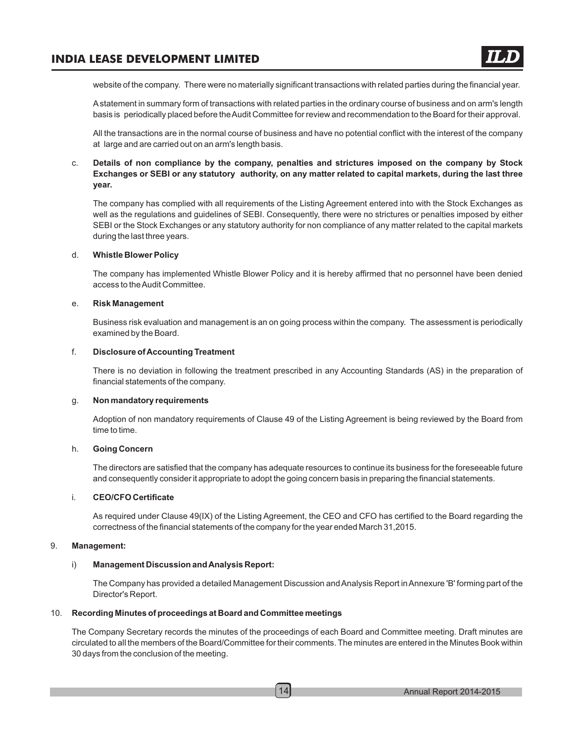website of the company. There were no materially significant transactions with related parties during the financial year.

A statement in summary form of transactions with related parties in the ordinary course of business and on arm's length basis is periodically placed before the Audit Committee for review and recommendation to the Board for their approval.

All the transactions are in the normal course of business and have no potential conflict with the interest of the company at large and are carried out on an arm's length basis.

c. **Details of non compliance by the company, penalties and strictures imposed on the company by Stock Exchanges or SEBI or any statutory authority, on any matter related to capital markets, during the last three year.**

The company has complied with all requirements of the Listing Agreement entered into with the Stock Exchanges as well as the regulations and guidelines of SEBI. Consequently, there were no strictures or penalties imposed by either SEBI or the Stock Exchanges or any statutory authority for non compliance of any matter related to the capital markets during the last three years.

d. **Whistle Blower Policy**

The company has implemented Whistle Blower Policy and it is hereby affirmed that no personnel have been denied access to the Audit Committee.

e. **Risk Management**

Business risk evaluation and management is an on going process within the company. The assessment is periodically examined by the Board.

f. **Disclosure of Accounting Treatment**

There is no deviation in following the treatment prescribed in any Accounting Standards (AS) in the preparation of financial statements of the company.

g. **Non mandatory requirements**

Adoption of non mandatory requirements of Clause 49 of the Listing Agreement is being reviewed by the Board from time to time.

h. **Going Concern**

The directors are satisfied that the company has adequate resources to continue its business for the foreseeable future and consequently consider it appropriate to adopt the going concern basis in preparing the financial statements.

i. **CEO/CFO Certificate**

As required under Clause 49(IX) of the Listing Agreement, the CEO and CFO has certified to the Board regarding the correctness of the financial statements of the company for the year ended March 31,2015.

9. **Management:**

i) **Management Discussion and Analysis Report:**

The Company has provided a detailed Management Discussion and Analysis Report in Annexure 'B' forming part of the Director's Report.

10. **Recording Minutes of proceedings at Board and Committee meetings**

The Company Secretary records the minutes of the proceedings of each Board and Committee meeting. Draft minutes are circulated to all the members of the Board/Committee for their comments. The minutes are entered in the Minutes Book within 30 days from the conclusion of the meeting.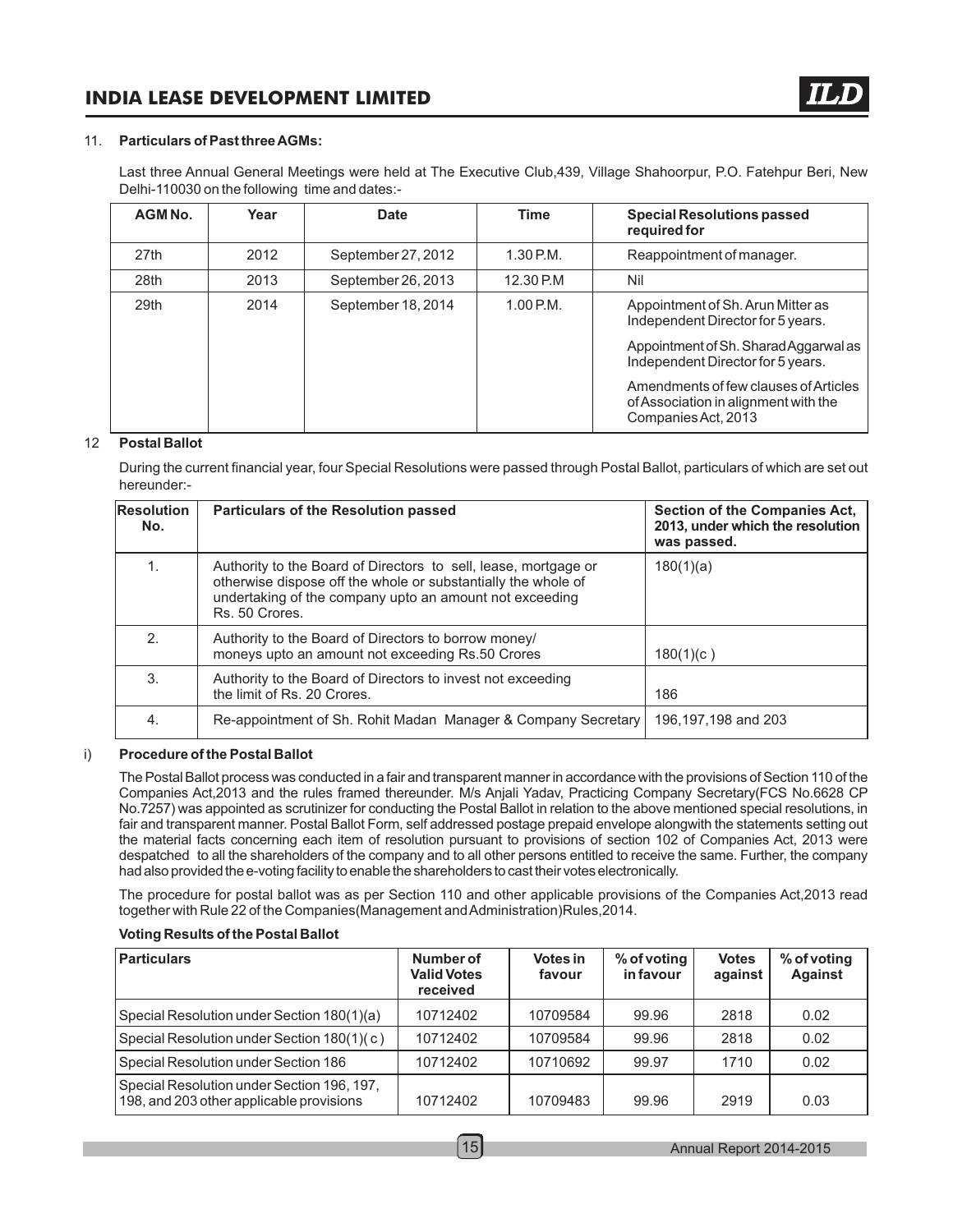11. **Particulars of Past three AGMs:**

Last three Annual General Meetings were held at The Executive Club,439, Village Shahoorpur, P.O. Fatehpur Beri, New Delhi-110030 on the following time and dates:-

| AGM No. | Year | Date | Time | Special Resolutions passed required for |
|---|---|---|---|---|
| 27th | 2012 | September 27, 2012 | 1.30 P.M. | Reappointment of manager. |
| 28th | 2013 | September 26, 2013 | 12.30 P.M | Nil |
| 29th | 2014 | September 18, 2014 | 1.00 P.M. | Appointment of Sh. Arun Mitter as Independent Director for 5 years. |
| | | | | Appointment of Sh. Sharad Aggarwal as Independent Director for 5 years. |
| | | | | Amendments of few clauses of Articles of Association in alignment with the Companies Act, 2013 |

12 **Postal Ballot**

During the current financial year, four Special Resolutions were passed through Postal Ballot, particulars of which are set out hereunder:-

| Resolution No. | Particulars of the Resolution passed | Section of the Companies Act, 2013, under which the resolution was passed. |
|---|---|---|
| 1. | Authority to the Board of Directors to sell, lease, mortgage or otherwise dispose off the whole or substantially the whole of undertaking of the company upto an amount not exceeding Rs. 50 Crores. | 180(1)(a) |
| 2. | Authority to the Board of Directors to borrow money/ moneys upto an amount not exceeding Rs.50 Crores | 180(1)(c ) |
| 3. | Authority to the Board of Directors to invest not exceeding the limit of Rs. 20 Crores. | 186 |
| 4. | Re-appointment of Sh. Rohit Madan Manager & Company Secretary | 196,197,198 and 203 |

i) **Procedure of the Postal Ballot**

The Postal Ballot process was conducted in a fair and transparent manner in accordance with the provisions of Section 110 of the Companies Act,2013 and the rules framed thereunder. M/s Anjali Yadav, Practicing Company Secretary(FCS No.6628 CP No.7257) was appointed as scrutinizer for conducting the Postal Ballot in relation to the above mentioned special resolutions, in fair and transparent manner. Postal Ballot Form, self addressed postage prepaid envelope alongwith the statements setting out the material facts concerning each item of resolution pursuant to provisions of section 102 of Companies Act, 2013 were despatched to all the shareholders of the company and to all other persons entitled to receive the same. Further, the company had also provided the e-voting facility to enable the shareholders to cast their votes electronically.

The procedure for postal ballot was as per Section 110 and other applicable provisions of the Companies Act,2013 read together with Rule 22 of the Companies(Management and Administration)Rules,2014.

**Voting Results of the Postal Ballot**

| Particulars | Number of Valid Votes received | Votes in favour | % of voting in favour | Votes against | % of voting Against |
|---|---|---|---|---|---|
| Special Resolution under Section 180(1)(a) | 10712402 | 10709584 | 99.96 | 2818 | 0.02 |
| Special Resolution under Section 180(1)( c ) | 10712402 | 10709584 | 99.96 | 2818 | 0.02 |
| Special Resolution under Section 186 | 10712402 | 10710692 | 99.97 | 1710 | 0.02 |
| Special Resolution under Section 196, 197, 198, and 203 other applicable provisions | 10712402 | 10709483 | 99.96 | 2919 | 0.03 |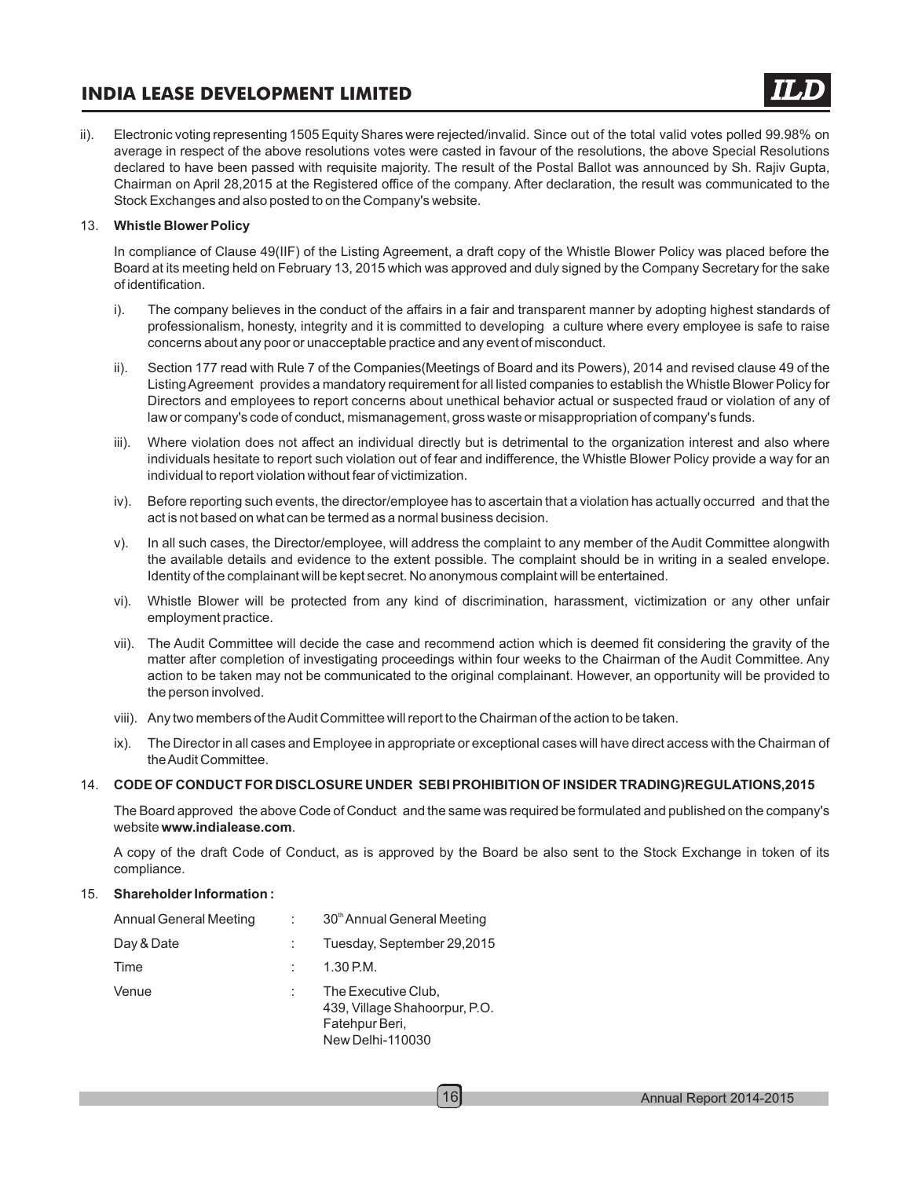ii). Electronic voting representing 1505 Equity Shares were rejected/invalid. Since out of the total valid votes polled 99.98% on average in respect of the above resolutions votes were casted in favour of the resolutions, the above Special Resolutions declared to have been passed with requisite majority. The result of the Postal Ballot was announced by Sh. Rajiv Gupta, Chairman on April 28,2015 at the Registered office of the company. After declaration, the result was communicated to the Stock Exchanges and also posted to on the Company's website.

13. **Whistle Blower Policy**

In compliance of Clause 49(IIF) of the Listing Agreement, a draft copy of the Whistle Blower Policy was placed before the Board at its meeting held on February 13, 2015 which was approved and duly signed by the Company Secretary for the sake of identification.

i). The company believes in the conduct of the affairs in a fair and transparent manner by adopting highest standards of professionalism, honesty, integrity and it is committed to developing a culture where every employee is safe to raise concerns about any poor or unacceptable practice and any event of misconduct.

ii). Section 177 read with Rule 7 of the Companies(Meetings of Board and its Powers), 2014 and revised clause 49 of the Listing Agreement provides a mandatory requirement for all listed companies to establish the Whistle Blower Policy for Directors and employees to report concerns about unethical behavior actual or suspected fraud or violation of any of law or company's code of conduct, mismanagement, gross waste or misappropriation of company's funds.

iii). Where violation does not affect an individual directly but is detrimental to the organization interest and also where individuals hesitate to report such violation out of fear and indifference, the Whistle Blower Policy provide a way for an individual to report violation without fear of victimization.

iv). Before reporting such events, the director/employee has to ascertain that a violation has actually occurred and that the act is not based on what can be termed as a normal business decision.

v). In all such cases, the Director/employee, will address the complaint to any member of the Audit Committee alongwith the available details and evidence to the extent possible. The complaint should be in writing in a sealed envelope. Identity of the complainant will be kept secret. No anonymous complaint will be entertained.

vi). Whistle Blower will be protected from any kind of discrimination, harassment, victimization or any other unfair employment practice.

vii). The Audit Committee will decide the case and recommend action which is deemed fit considering the gravity of the matter after completion of investigating proceedings within four weeks to the Chairman of the Audit Committee. Any action to be taken may not be communicated to the original complainant. However, an opportunity will be provided to the person involved.

viii). Any two members of the Audit Committee will report to the Chairman of the action to be taken.

ix). The Director in all cases and Employee in appropriate or exceptional cases will have direct access with the Chairman of the Audit Committee.

14. **CODE OF CONDUCT FOR DISCLOSURE UNDER SEBI PROHIBITION OF INSIDER TRADING)REGULATIONS,2015**

The Board approved the above Code of Conduct and the same was required be formulated and published on the company's website **www.indialease.com**.

A copy of the draft Code of Conduct, as is approved by the Board be also sent to the Stock Exchange in token of its compliance.

15. **Shareholder Information :**

| | | |
|---|---|---|
| Annual General Meeting | : | 30th Annual General Meeting |
| Day & Date | : | Tuesday, September 29,2015 |
| Time | : | 1.30 P.M. |
| Venue | : | The Executive Club,<br>439, Village Shahoorpur, P.O.<br>Fatehpur Beri,<br>New Delhi-110030 |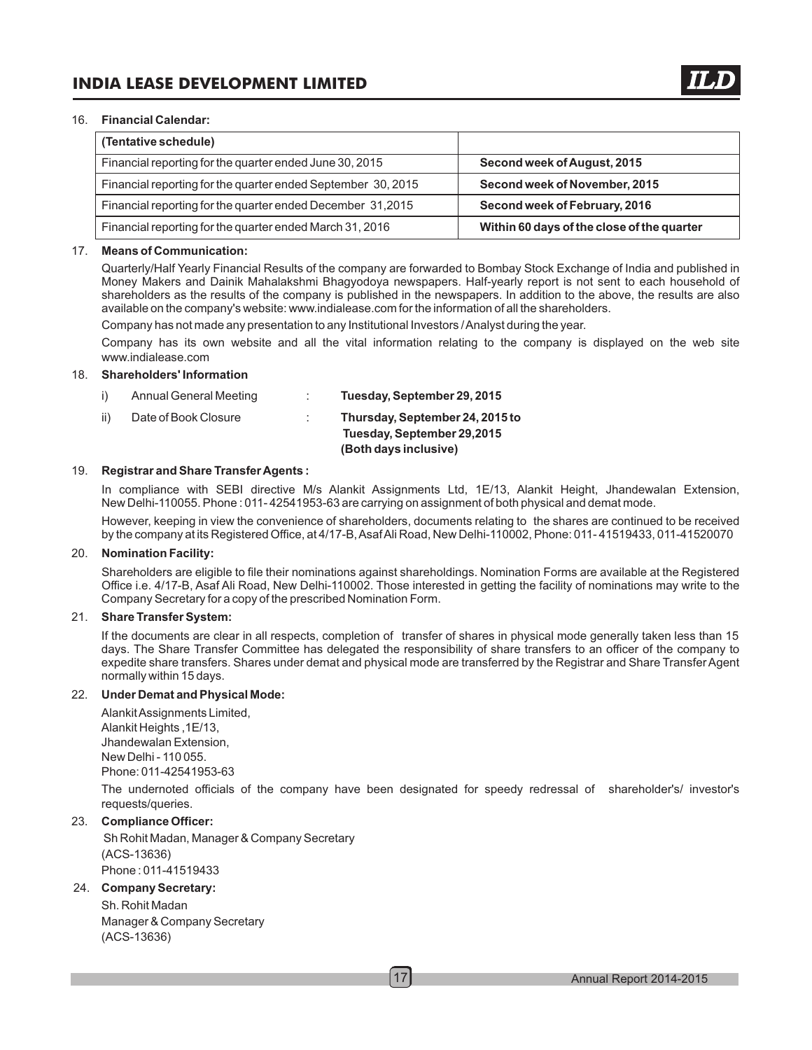16. **Financial Calendar:**

| (Tentative schedule) | |
|---|---|
| Financial reporting for the quarter ended June 30, 2015 | **Second week of August, 2015** |
| Financial reporting for the quarter ended September 30, 2015 | **Second week of November, 2015** |
| Financial reporting for the quarter ended December 31,2015 | **Second week of February, 2016** |
| Financial reporting for the quarter ended March 31, 2016 | **Within 60 days of the close of the quarter** |

17. **Means of Communication:**

Quarterly/Half Yearly Financial Results of the company are forwarded to Bombay Stock Exchange of India and published in Money Makers and Dainik Mahalakshmi Bhagyodoya newspapers. Half-yearly report is not sent to each household of shareholders as the results of the company is published in the newspapers. In addition to the above, the results are also available on the company's website: www.indialease.com for the information of all the shareholders.

Company has not made any presentation to any Institutional Investors / Analyst during the year.

Company has its own website and all the vital information relating to the company is displayed on the web site www.indialease.com

18. **Shareholders' Information**

i) Annual General Meeting : **Tuesday, September 29, 2015**

ii) Date of Book Closure : **Thursday, September 24, 2015 to Tuesday, September 29,2015 (Both days inclusive)**

19. **Registrar and Share Transfer Agents :**

In compliance with SEBI directive M/s Alankit Assignments Ltd, 1E/13, Alankit Height, Jhandewalan Extension, New Delhi-110055. Phone : 011- 42541953-63 are carrying on assignment of both physical and demat mode.

However, keeping in view the convenience of shareholders, documents relating to the shares are continued to be received by the company at its Registered Office, at 4/17-B, Asaf Ali Road, New Delhi-110002, Phone: 011- 41519433, 011-41520070

20. **Nomination Facility:**

Shareholders are eligible to file their nominations against shareholdings. Nomination Forms are available at the Registered Office i.e. 4/17-B, Asaf Ali Road, New Delhi-110002. Those interested in getting the facility of nominations may write to the Company Secretary for a copy of the prescribed Nomination Form.

21. **Share Transfer System:**

If the documents are clear in all respects, completion of transfer of shares in physical mode generally taken less than 15 days. The Share Transfer Committee has delegated the responsibility of share transfers to an officer of the company to expedite share transfers. Shares under demat and physical mode are transferred by the Registrar and Share Transfer Agent normally within 15 days.

22. **Under Demat and Physical Mode:**

Alankit Assignments Limited,
Alankit Heights ,1E/13,
Jhandewalan Extension,
New Delhi - 110 055.
Phone: 011-42541953-63

The undernoted officials of the company have been designated for speedy redressal of shareholder's/ investor's requests/queries.

23. **Compliance Officer:**

Sh Rohit Madan, Manager & Company Secretary
(ACS-13636)
Phone : 011-41519433

24. **Company Secretary:**

Sh. Rohit Madan
Manager & Company Secretary
(ACS-13636)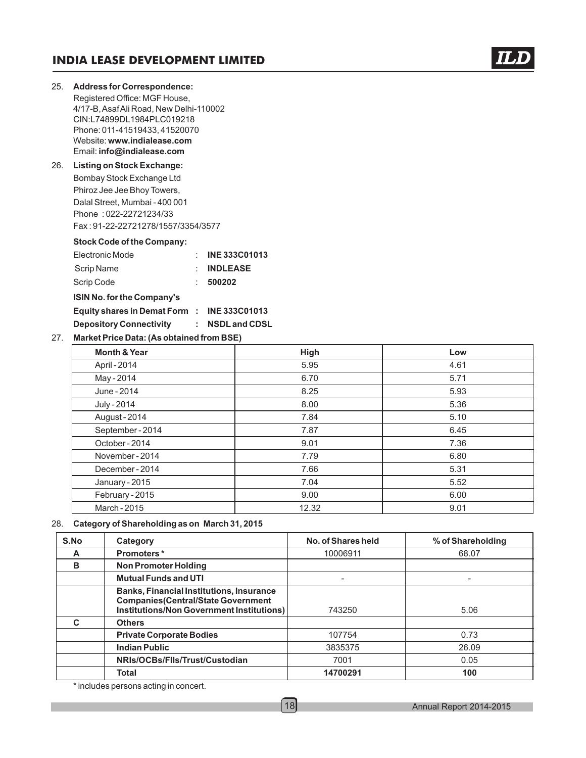25. **Address for Correspondence:**
    Registered Office: MGF House,
    4/17-B, Asaf Ali Road, New Delhi-110002
    CIN:L74899DL1984PLC019218
    Phone: 011-41519433, 41520070
    Website: **www.indialease.com**
    Email: **info@indialease.com**

26. **Listing on Stock Exchange:**
    Bombay Stock Exchange Ltd
    Phiroz Jee Jee Bhoy Towers,
    Dalal Street, Mumbai - 400 001
    Phone : 022-22721234/33
    Fax : 91-22-22721278/1557/3354/3577

    **Stock Code of the Company:**

    Electronic Mode : **INE 333C01013**
    Scrip Name : **INDLEASE**
    Scrip Code : **500202**

    **ISIN No. for the Company's**
    **Equity shares in Demat Form : INE 333C01013**
    **Depository Connectivity : NSDL and CDSL**

27. **Market Price Data: (As obtained from BSE)**

| Month & Year | High | Low |
|---|---|---|
| April - 2014 | 5.95 | 4.61 |
| May - 2014 | 6.70 | 5.71 |
| June - 2014 | 8.25 | 5.93 |
| July - 2014 | 8.00 | 5.36 |
| August - 2014 | 7.84 | 5.10 |
| September - 2014 | 7.87 | 6.45 |
| October - 2014 | 9.01 | 7.36 |
| November - 2014 | 7.79 | 6.80 |
| December - 2014 | 7.66 | 5.31 |
| January - 2015 | 7.04 | 5.52 |
| February - 2015 | 9.00 | 6.00 |
| March - 2015 | 12.32 | 9.01 |

28. **Category of Shareholding as on March 31, 2015**

| S.No | Category | No. of Shares held | % of Shareholding |
|---|---|---|---|
| A | **Promoters*** | 10006911 | 68.07 |
| B | **Non Promoter Holding** | | |
| | **Mutual Funds and UTI** | - | - |
| | **Banks, Financial Institutions, Insurance Companies(Central/State Government Institutions/Non Government Institutions)** | 743250 | 5.06 |
| C | **Others** | | |
| | **Private Corporate Bodies** | 107754 | 0.73 |
| | **Indian Public** | 3835375 | 26.09 |
| | **NRIs/OCBs/FIIs/Trust/Custodian** | 7001 | 0.05 |
| | **Total** | **14700291** | **100** |

* includes persons acting in concert.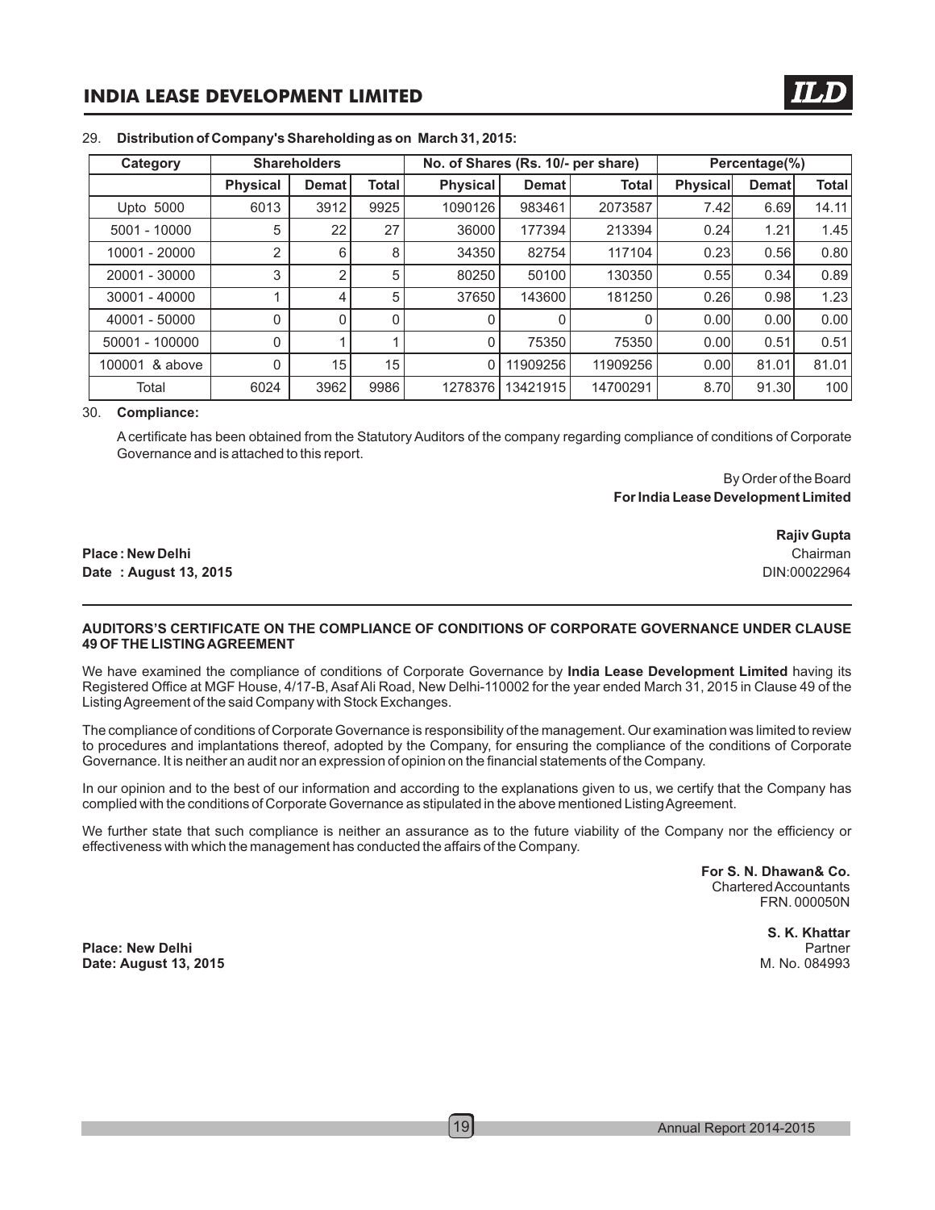29. **Distribution of Company's Shareholding as on March 31, 2015:**

| Category | Shareholders | | | No. of Shares (Rs. 10/- per share) | | | Percentage(%) | | |
|---|---|---|---|---|---|---|---|---|---|
| | Physical | Demat | Total | Physical | Demat | Total | Physical | Demat | Total |
| Upto 5000 | 6013 | 3912 | 9925 | 1090126 | 983461 | 2073587 | 7.42 | 6.69 | 14.11 |
| 5001 - 10000 | 5 | 22 | 27 | 36000 | 177394 | 213394 | 0.24 | 1.21 | 1.45 |
| 10001 - 20000 | 2 | 6 | 8 | 34350 | 82754 | 117104 | 0.23 | 0.56 | 0.80 |
| 20001 - 30000 | 3 | 2 | 5 | 80250 | 50100 | 130350 | 0.55 | 0.34 | 0.89 |
| 30001 - 40000 | 1 | 4 | 5 | 37650 | 143600 | 181250 | 0.26 | 0.98 | 1.23 |
| 40001 - 50000 | 0 | 0 | 0 | 0 | 0 | 0 | 0.00 | 0.00 | 0.00 |
| 50001 - 100000 | 0 | 1 | 1 | 0 | 75350 | 75350 | 0.00 | 0.51 | 0.51 |
| 100001 & above | 0 | 15 | 15 | 0 | 11909256 | 11909256 | 0.00 | 81.01 | 81.01 |
| Total | 6024 | 3962 | 9986 | 1278376 | 13421915 | 14700291 | 8.70 | 91.30 | 100 |

30. **Compliance:**

A certificate has been obtained from the Statutory Auditors of the company regarding compliance of conditions of Corporate Governance and is attached to this report.

By Order of the Board
**For India Lease Development Limited**

**Rajiv Gupta**
Chairman
DIN:00022964

**Place : New Delhi**
**Date : August 13, 2015**

---

**AUDITORS'S CERTIFICATE ON THE COMPLIANCE OF CONDITIONS OF CORPORATE GOVERNANCE UNDER CLAUSE 49 OF THE LISTING AGREEMENT**

We have examined the compliance of conditions of Corporate Governance by **India Lease Development Limited** having its Registered Office at MGF House, 4/17-B, Asaf Ali Road, New Delhi-110002 for the year ended March 31, 2015 in Clause 49 of the Listing Agreement of the said Company with Stock Exchanges.

The compliance of conditions of Corporate Governance is responsibility of the management. Our examination was limited to review to procedures and implantations thereof, adopted by the Company, for ensuring the compliance of the conditions of Corporate Governance. It is neither an audit nor an expression of opinion on the financial statements of the Company.

In our opinion and to the best of our information and according to the explanations given to us, we certify that the Company has complied with the conditions of Corporate Governance as stipulated in the above mentioned Listing Agreement.

We further state that such compliance is neither an assurance as to the future viability of the Company nor the efficiency or effectiveness with which the management has conducted the affairs of the Company.

**For S. N. Dhawan& Co.**
Chartered Accountants
FRN. 000050N

**S. K. Khattar**
Partner
M. No. 084993

**Place: New Delhi**
**Date: August 13, 2015**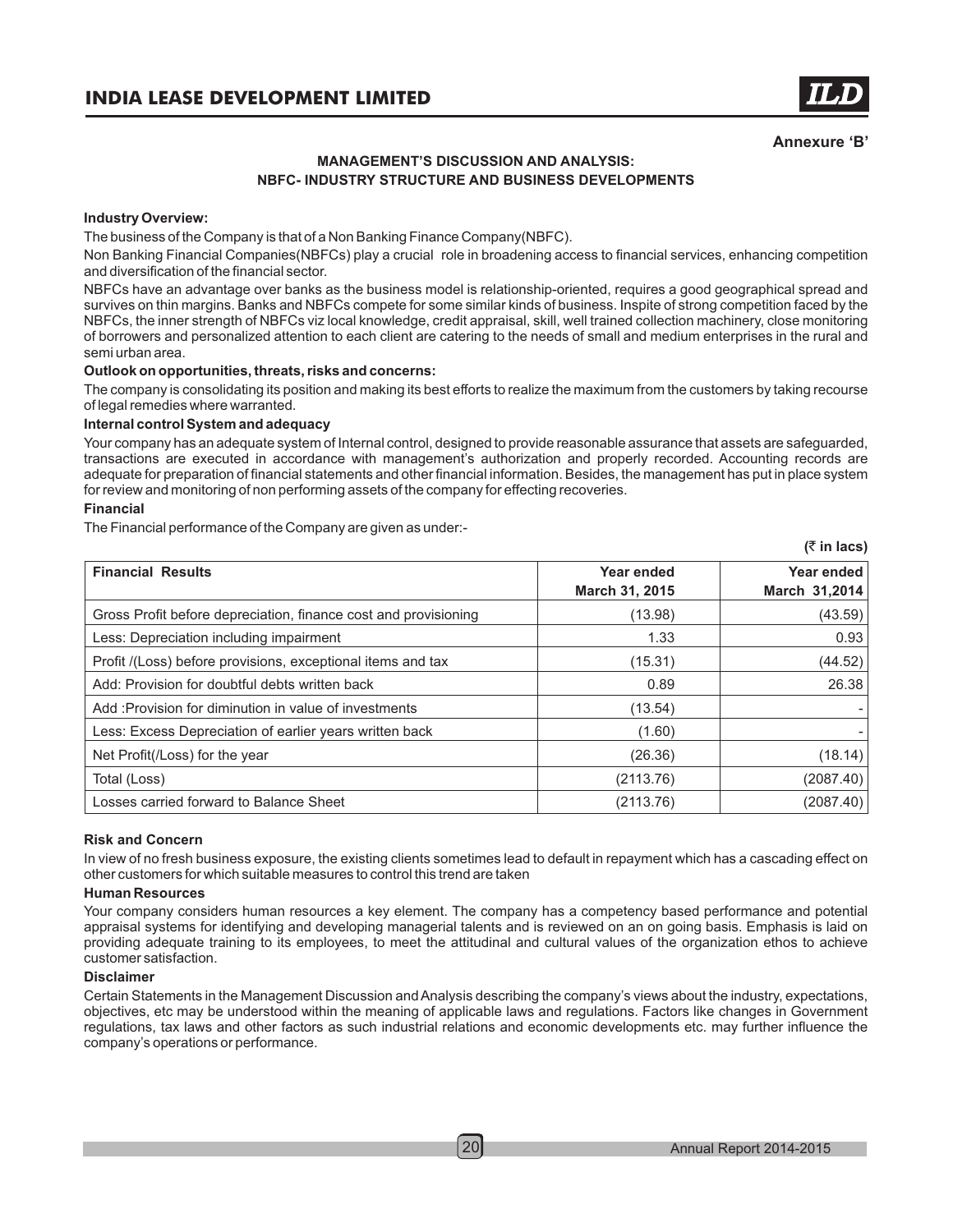Annexure 'B'

## MANAGEMENT'S DISCUSSION AND ANALYSIS:
## NBFC- INDUSTRY STRUCTURE AND BUSINESS DEVELOPMENTS

**Industry Overview:**

The business of the Company is that of a Non Banking Finance Company(NBFC).

Non Banking Financial Companies(NBFCs) play a crucial role in broadening access to financial services, enhancing competition and diversification of the financial sector.

NBFCs have an advantage over banks as the business model is relationship-oriented, requires a good geographical spread and survives on thin margins. Banks and NBFCs compete for some similar kinds of business. Inspite of strong competition faced by the NBFCs, the inner strength of NBFCs viz local knowledge, credit appraisal, skill, well trained collection machinery, close monitoring of borrowers and personalized attention to each client are catering to the needs of small and medium enterprises in the rural and semi urban area.

**Outlook on opportunities, threats, risks and concerns:**

The company is consolidating its position and making its best efforts to realize the maximum from the customers by taking recourse of legal remedies where warranted.

**Internal control System and adequacy**

Your company has an adequate system of Internal control, designed to provide reasonable assurance that assets are safeguarded, transactions are executed in accordance with management's authorization and properly recorded. Accounting records are adequate for preparation of financial statements and other financial information. Besides, the management has put in place system for review and monitoring of non performing assets of the company for effecting recoveries.

**Financial**

The Financial performance of the Company are given as under:-

**(₹ in lacs)**

| Financial Results | Year ended March 31, 2015 | Year ended March 31,2014 |
|---|---|---|
| Gross Profit before depreciation, finance cost and provisioning | (13.98) | (43.59) |
| Less: Depreciation including impairment | 1.33 | 0.93 |
| Profit /(Loss) before provisions, exceptional items and tax | (15.31) | (44.52) |
| Add: Provision for doubtful debts written back | 0.89 | 26.38 |
| Add :Provision for diminution in value of investments | (13.54) | - |
| Less: Excess Depreciation of earlier years written back | (1.60) | - |
| Net Profit(/Loss) for the year | (26.36) | (18.14) |
| Total (Loss) | (2113.76) | (2087.40) |
| Losses carried forward to Balance Sheet | (2113.76) | (2087.40) |

**Risk and Concern**

In view of no fresh business exposure, the existing clients sometimes lead to default in repayment which has a cascading effect on other customers for which suitable measures to control this trend are taken

**Human Resources**

Your company considers human resources a key element. The company has a competency based performance and potential appraisal systems for identifying and developing managerial talents and is reviewed on an on going basis. Emphasis is laid on providing adequate training to its employees, to meet the attitudinal and cultural values of the organization ethos to achieve customer satisfaction.

**Disclaimer**

Certain Statements in the Management Discussion and Analysis describing the company's views about the industry, expectations, objectives, etc may be understood within the meaning of applicable laws and regulations. Factors like changes in Government regulations, tax laws and other factors as such industrial relations and economic developments etc. may further influence the company's operations or performance.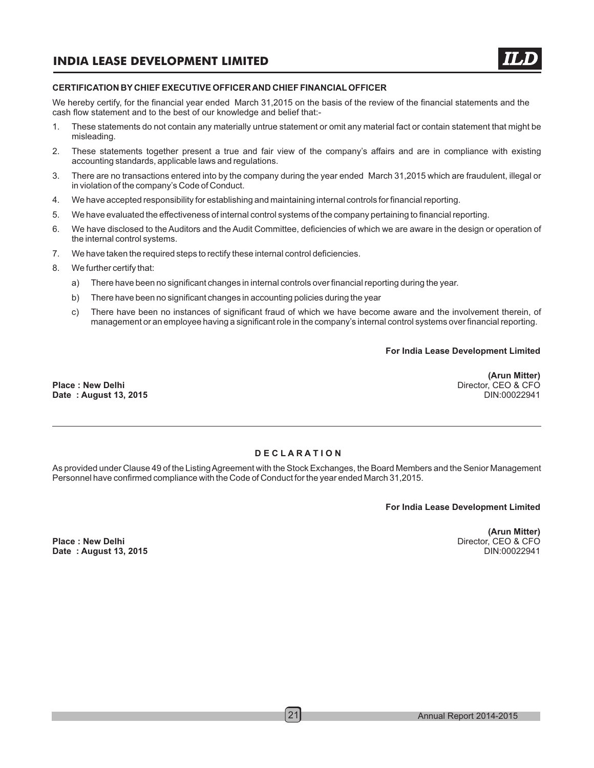## CERTIFICATION BY CHIEF EXECUTIVE OFFICER AND CHIEF FINANCIAL OFFICER

We hereby certify, for the financial year ended March 31,2015 on the basis of the review of the financial statements and the cash flow statement and to the best of our knowledge and belief that:-

1. These statements do not contain any materially untrue statement or omit any material fact or contain statement that might be misleading.
2. These statements together present a true and fair view of the company's affairs and are in compliance with existing accounting standards, applicable laws and regulations.
3. There are no transactions entered into by the company during the year ended March 31,2015 which are fraudulent, illegal or in violation of the company's Code of Conduct.
4. We have accepted responsibility for establishing and maintaining internal controls for financial reporting.
5. We have evaluated the effectiveness of internal control systems of the company pertaining to financial reporting.
6. We have disclosed to the Auditors and the Audit Committee, deficiencies of which we are aware in the design or operation of the internal control systems.
7. We have taken the required steps to rectify these internal control deficiencies.
8. We further certify that:
   a) There have been no significant changes in internal controls over financial reporting during the year.
   b) There have been no significant changes in accounting policies during the year
   c) There have been no instances of significant fraud of which we have become aware and the involvement therein, of management or an employee having a significant role in the company's internal control systems over financial reporting.

**For India Lease Development Limited**

**(Arun Mitter)**
Director, CEO & CFO
DIN:00022941

**Place : New Delhi**
**Date : August 13, 2015**

---

## D E C L A R A T I O N

As provided under Clause 49 of the Listing Agreement with the Stock Exchanges, the Board Members and the Senior Management Personnel have confirmed compliance with the Code of Conduct for the year ended March 31,2015.

**For India Lease Development Limited**

**(Arun Mitter)**
Director, CEO & CFO
DIN:00022941

**Place : New Delhi**
**Date : August 13, 2015**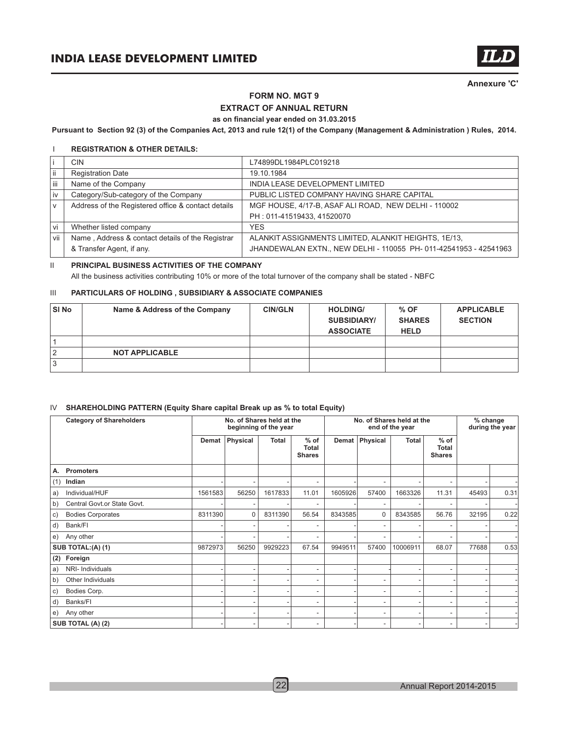Annexure 'C'

## FORM NO. MGT 9

## EXTRACT OF ANNUAL RETURN

**as on financial year ended on 31.03.2015**

**Pursuant to Section 92 (3) of the Companies Act, 2013 and rule 12(1) of the Company (Management & Administration ) Rules, 2014.**

### I REGISTRATION & OTHER DETAILS:

| | | |
|---|---|---|
| i | CIN | L74899DL1984PLC019218 |
| ii | Registration Date | 19.10.1984 |
| iii | Name of the Company | INDIA LEASE DEVELOPMENT LIMITED |
| iv | Category/Sub-category of the Company | PUBLIC LISTED COMPANY HAVING SHARE CAPITAL |
| v | Address of the Registered office & contact details | MGF HOUSE, 4/17-B, ASAF ALI ROAD, NEW DELHI - 110002<br>PH : 011-41519433, 41520070 |
| vi | Whether listed company | YES |
| vii | Name , Address & contact details of the Registrar & Transfer Agent, if any. | ALANKIT ASSIGNMENTS LIMITED, ALANKIT HEIGHTS, 1E/13,<br>JHANDEWALAN EXTN., NEW DELHI - 110055 PH- 011-42541953 - 42541963 |

### II PRINCIPAL BUSINESS ACTIVITIES OF THE COMPANY

All the business activities contributing 10% or more of the total turnover of the company shall be stated - NBFC

### III PARTICULARS OF HOLDING , SUBSIDIARY & ASSOCIATE COMPANIES

| SI No | Name & Address of the Company | CIN/GLN | HOLDING/ SUBSIDIARY/ ASSOCIATE | % OF SHARES HELD | APPLICABLE SECTION |
|---|---|---|---|---|---|
| 1 | | | | | |
| 2 | NOT APPLICABLE | | | | |
| 3 | | | | | |

### IV SHAREHOLDING PATTERN (Equity Share capital Break up as % to total Equity)

| Category of Shareholders | No. of Shares held at the beginning of the year | | | | No. of Shares held at the end of the year | | | | % change during the year | |
|---|---|---|---|---|---|---|---|---|---|---|
| | Demat | Physical | Total | % of Total Shares | Demat | Physical | Total | % of Total Shares | | |
| **A. Promoters** | | | | | | | | | | |
| **(1) Indian** | - | - | - | - | - | - | - | - | - | - |
| a) Individual/HUF | 1561583 | 56250 | 1617833 | 11.01 | 1605926 | 57400 | 1663326 | 11.31 | 45493 | 0.31 |
| b) Central Govt.or State Govt. | - | - | - | - | - | - | - | - | - | - |
| c) Bodies Corporates | 8311390 | 0 | 8311390 | 56.54 | 8343585 | 0 | 8343585 | 56.76 | 32195 | 0.22 |
| d) Bank/FI | - | - | - | - | - | - | - | - | - | - |
| e) Any other | - | - | - | - | - | - | - | - | - | - |
| **SUB TOTAL:(A) (1)** | 9872973 | 56250 | 9929223 | 67.54 | 9949511 | 57400 | 10006911 | 68.07 | 77688 | 0.53 |
| **(2) Foreign** | | | | | | | | | | |
| a) NRI- Individuals | - | - | - | - | - | - | - | - | - | - |
| b) Other Individuals | - | - | - | - | - | - | - | - | - | - |
| c) Bodies Corp. | - | - | - | - | - | - | - | - | - | - |
| d) Banks/FI | - | - | - | - | - | - | - | - | - | - |
| e) Any other | - | - | - | - | - | - | - | - | - | - |
| **SUB TOTAL (A) (2)** | - | - | - | - | - | - | - | - | - | - |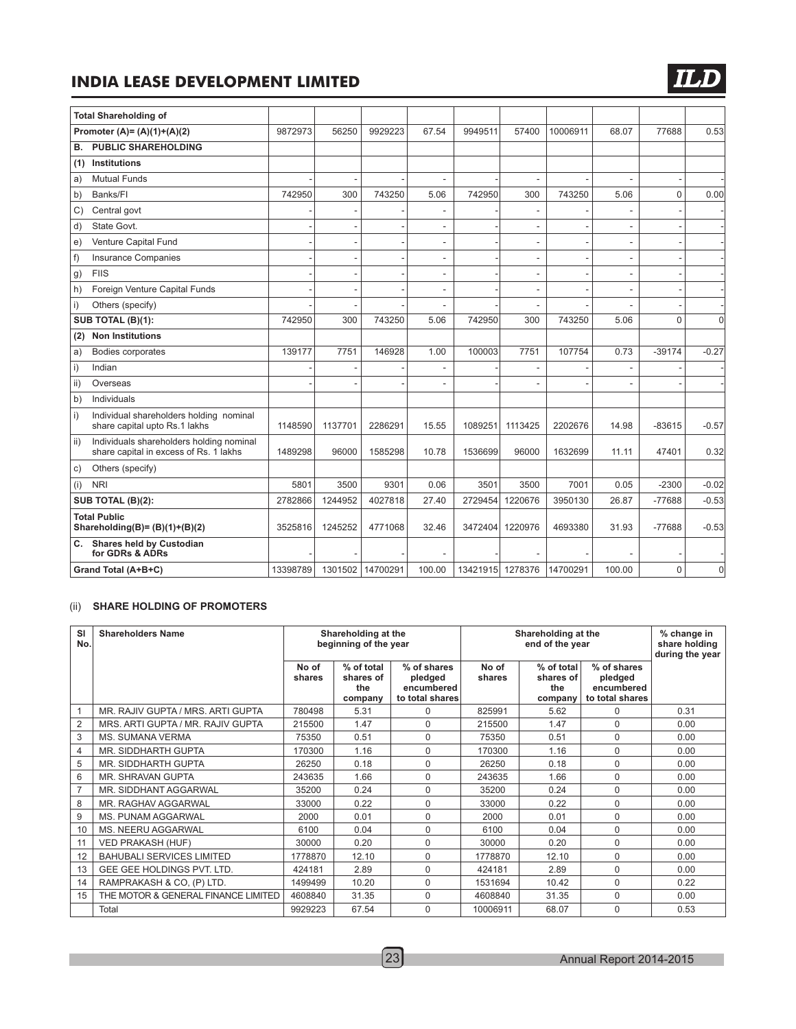| Category of Shareholders | | | | | | | | | | |
|---|---|---|---|---|---|---|---|---|---|---|
| **Total Shareholding of Promoter (A)= (A)(1)+(A)(2)** | 9872973 | 56250 | 9929223 | 67.54 | 9949511 | 57400 | 10006911 | 68.07 | 77688 | 0.53 |
| **B. PUBLIC SHAREHOLDING** | | | | | | | | | | |
| **(1) Institutions** | | | | | | | | | | |
| a) Mutual Funds | - | - | - | - | - | - | - | - | - | - |
| b) Banks/FI | 742950 | 300 | 743250 | 5.06 | 742950 | 300 | 743250 | 5.06 | 0 | 0.00 |
| C) Central govt | - | - | - | - | - | - | - | - | - | - |
| d) State Govt. | - | - | - | - | - | - | - | - | - | - |
| e) Venture Capital Fund | - | - | - | - | - | - | - | - | - | - |
| f) Insurance Companies | - | - | - | - | - | - | - | - | - | - |
| g) FIIS | - | - | - | - | - | - | - | - | - | - |
| h) Foreign Venture Capital Funds | - | - | - | - | - | - | - | - | - | - |
| i) Others (specify) | - | - | - | - | - | - | - | - | - | - |
| **SUB TOTAL (B)(1):** | 742950 | 300 | 743250 | 5.06 | 742950 | 300 | 743250 | 5.06 | 0 | 0 |
| **(2) Non Institutions** | | | | | | | | | | |
| a) Bodies corporates | 139177 | 7751 | 146928 | 1.00 | 100003 | 7751 | 107754 | 0.73 | -39174 | -0.27 |
| i) Indian | - | - | - | - | - | - | - | - | - | - |
| ii) Overseas | - | - | - | - | - | - | - | - | - | - |
| b) Individuals | | | | | | | | | | |
| i) Individual shareholders holding nominal share capital upto Rs.1 lakhs | 1148590 | 1137701 | 2286291 | 15.55 | 1089251 | 1113425 | 2202676 | 14.98 | -83615 | -0.57 |
| ii) Individuals shareholders holding nominal share capital in excess of Rs. 1 lakhs | 1489298 | 96000 | 1585298 | 10.78 | 1536699 | 96000 | 1632699 | 11.11 | 47401 | 0.32 |
| c) Others (specify) | | | | | | | | | | |
| (i) NRI | 5801 | 3500 | 9301 | 0.06 | 3501 | 3500 | 7001 | 0.05 | -2300 | -0.02 |
| **SUB TOTAL (B)(2):** | 2782866 | 1244952 | 4027818 | 27.40 | 2729454 | 1220676 | 3950130 | 26.87 | -77688 | -0.53 |
| **Total Public Shareholding(B)= (B)(1)+(B)(2)** | 3525816 | 1245252 | 4771068 | 32.46 | 3472404 | 1220976 | 4693380 | 31.93 | -77688 | -0.53 |
| **C. Shares held by Custodian for GDRs & ADRs** | - | - | - | - | - | - | - | - | - | - |
| **Grand Total (A+B+C)** | 13398789 | 1301502 | 14700291 | 100.00 | 13421915 | 1278376 | 14700291 | 100.00 | 0 | 0 |

(ii) **SHARE HOLDING OF PROMOTERS**

| Sl No. | Shareholders Name | Shareholding at the beginning of the year | | | Shareholding at the end of the year | | | % change in share holding during the year |
|---|---|---|---|---|---|---|---|---|
| | | No of shares | % of total shares of the company | % of shares pledged encumbered to total shares | No of shares | % of total shares of the company | % of shares pledged encumbered to total shares | |
| 1 | MR. RAJIV GUPTA / MRS. ARTI GUPTA | 780498 | 5.31 | 0 | 825991 | 5.62 | 0 | 0.31 |
| 2 | MRS. ARTI GUPTA / MR. RAJIV GUPTA | 215500 | 1.47 | 0 | 215500 | 1.47 | 0 | 0.00 |
| 3 | MS. SUMANA VERMA | 75350 | 0.51 | 0 | 75350 | 0.51 | 0 | 0.00 |
| 4 | MR. SIDDHARTH GUPTA | 170300 | 1.16 | 0 | 170300 | 1.16 | 0 | 0.00 |
| 5 | MR. SIDDHARTH GUPTA | 26250 | 0.18 | 0 | 26250 | 0.18 | 0 | 0.00 |
| 6 | MR. SHRAVAN GUPTA | 243635 | 1.66 | 0 | 243635 | 1.66 | 0 | 0.00 |
| 7 | MR. SIDDHANT AGGARWAL | 35200 | 0.24 | 0 | 35200 | 0.24 | 0 | 0.00 |
| 8 | MR. RAGHAV AGGARWAL | 33000 | 0.22 | 0 | 33000 | 0.22 | 0 | 0.00 |
| 9 | MS. PUNAM AGGARWAL | 2000 | 0.01 | 0 | 2000 | 0.01 | 0 | 0.00 |
| 10 | MS. NEERU AGGARWAL | 6100 | 0.04 | 0 | 6100 | 0.04 | 0 | 0.00 |
| 11 | VED PRAKASH (HUF) | 30000 | 0.20 | 0 | 30000 | 0.20 | 0 | 0.00 |
| 12 | BAHUBALI SERVICES LIMITED | 1778870 | 12.10 | 0 | 1778870 | 12.10 | 0 | 0.00 |
| 13 | GEE GEE HOLDINGS PVT. LTD. | 424181 | 2.89 | 0 | 424181 | 2.89 | 0 | 0.00 |
| 14 | RAMPRAKASH & CO, (P) LTD. | 1499499 | 10.20 | 0 | 1531694 | 10.42 | 0 | 0.22 |
| 15 | THE MOTOR & GENERAL FINANCE LIMITED | 4608840 | 31.35 | 0 | 4608840 | 31.35 | 0 | 0.00 |
| | Total | 9929223 | 67.54 | 0 | 10006911 | 68.07 | 0 | 0.53 |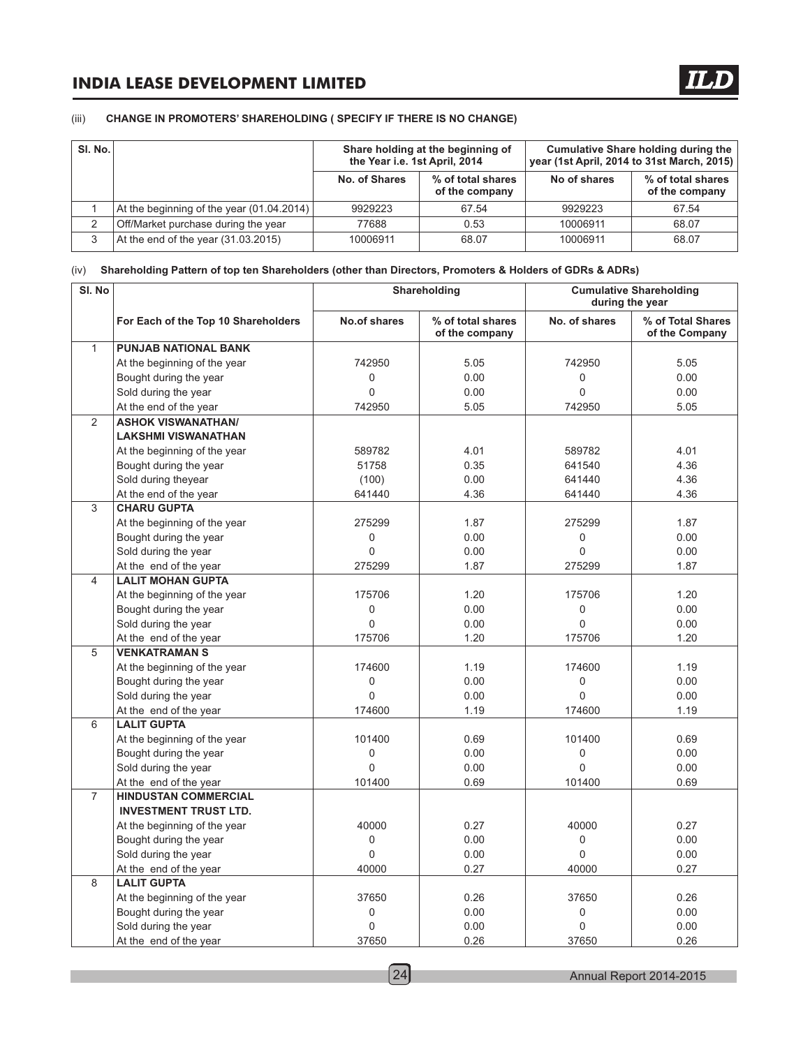(iii) **CHANGE IN PROMOTERS' SHAREHOLDING ( SPECIFY IF THERE IS NO CHANGE)**

| Sl. No. | | Share holding at the beginning of the Year i.e. 1st April, 2014 | | Cumulative Share holding during the year (1st April, 2014 to 31st March, 2015) | |
|---|---|---|---|---|---|
| | | No. of Shares | % of total shares of the company | No of shares | % of total shares of the company |
| 1 | At the beginning of the year (01.04.2014) | 9929223 | 67.54 | 9929223 | 67.54 |
| 2 | Off/Market purchase during the year | 77688 | 0.53 | 10006911 | 68.07 |
| 3 | At the end of the year (31.03.2015) | 10006911 | 68.07 | 10006911 | 68.07 |

(iv) **Shareholding Pattern of top ten Shareholders (other than Directors, Promoters & Holders of GDRs & ADRs)**

| Sl. No | | Shareholding | | Cumulative Shareholding during the year | |
|---|---|---|---|---|---|
| | For Each of the Top 10 Shareholders | No.of shares | % of total shares of the company | No. of shares | % of Total Shares of the Company |
| 1 | **PUNJAB NATIONAL BANK** | | | | |
| | At the beginning of the year | 742950 | 5.05 | 742950 | 5.05 |
| | Bought during the year | 0 | 0.00 | 0 | 0.00 |
| | Sold during the year | 0 | 0.00 | 0 | 0.00 |
| | At the end of the year | 742950 | 5.05 | 742950 | 5.05 |
| 2 | **ASHOK VISWANATHAN/ LAKSHMI VISWANATHAN** | | | | |
| | At the beginning of the year | 589782 | 4.01 | 589782 | 4.01 |
| | Bought during the year | 51758 | 0.35 | 641540 | 4.36 |
| | Sold during theyear | (100) | 0.00 | 641440 | 4.36 |
| | At the end of the year | 641440 | 4.36 | 641440 | 4.36 |
| 3 | **CHARU GUPTA** | | | | |
| | At the beginning of the year | 275299 | 1.87 | 275299 | 1.87 |
| | Bought during the year | 0 | 0.00 | 0 | 0.00 |
| | Sold during the year | 0 | 0.00 | 0 | 0.00 |
| | At the end of the year | 275299 | 1.87 | 275299 | 1.87 |
| 4 | **LALIT MOHAN GUPTA** | | | | |
| | At the beginning of the year | 175706 | 1.20 | 175706 | 1.20 |
| | Bought during the year | 0 | 0.00 | 0 | 0.00 |
| | Sold during the year | 0 | 0.00 | 0 | 0.00 |
| | At the end of the year | 175706 | 1.20 | 175706 | 1.20 |
| 5 | **VENKATRAMAN S** | | | | |
| | At the beginning of the year | 174600 | 1.19 | 174600 | 1.19 |
| | Bought during the year | 0 | 0.00 | 0 | 0.00 |
| | Sold during the year | 0 | 0.00 | 0 | 0.00 |
| | At the end of the year | 174600 | 1.19 | 174600 | 1.19 |
| 6 | **LALIT GUPTA** | | | | |
| | At the beginning of the year | 101400 | 0.69 | 101400 | 0.69 |
| | Bought during the year | 0 | 0.00 | 0 | 0.00 |
| | Sold during the year | 0 | 0.00 | 0 | 0.00 |
| | At the end of the year | 101400 | 0.69 | 101400 | 0.69 |
| 7 | **HINDUSTAN COMMERCIAL INVESTMENT TRUST LTD.** | | | | |
| | At the beginning of the year | 40000 | 0.27 | 40000 | 0.27 |
| | Bought during the year | 0 | 0.00 | 0 | 0.00 |
| | Sold during the year | 0 | 0.00 | 0 | 0.00 |
| | At the end of the year | 40000 | 0.27 | 40000 | 0.27 |
| 8 | **LALIT GUPTA** | | | | |
| | At the beginning of the year | 37650 | 0.26 | 37650 | 0.26 |
| | Bought during the year | 0 | 0.00 | 0 | 0.00 |
| | Sold during the year | 0 | 0.00 | 0 | 0.00 |
| | At the end of the year | 37650 | 0.26 | 37650 | 0.26 |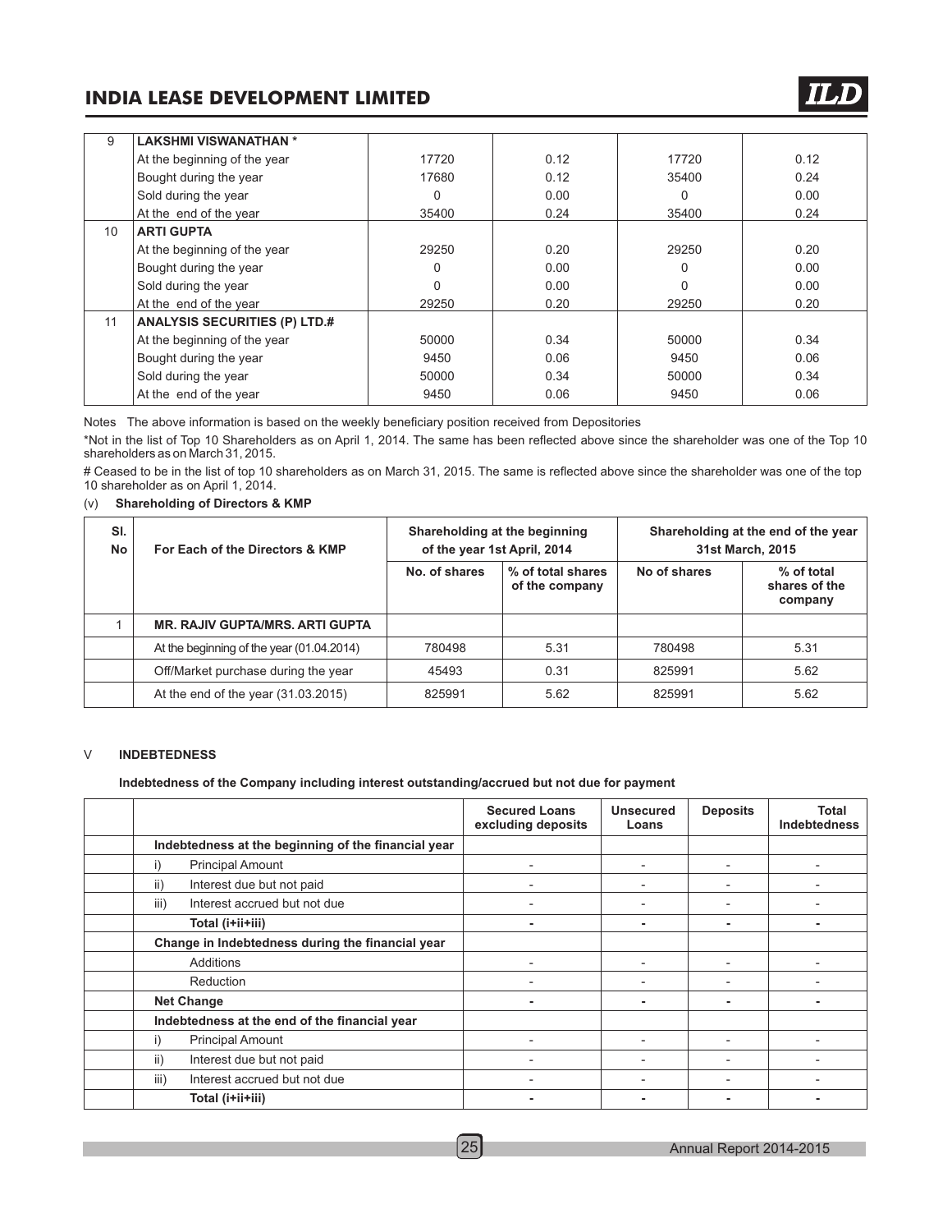| 9 | LAKSHMI VISWANATHAN * | | | | |
|---|---|---|---|---|---|
| | At the beginning of the year | 17720 | 0.12 | 17720 | 0.12 |
| | Bought during the year | 17680 | 0.12 | 35400 | 0.24 |
| | Sold during the year | 0 | 0.00 | 0 | 0.00 |
| | At the end of the year | 35400 | 0.24 | 35400 | 0.24 |
| 10 | ARTI GUPTA | | | | |
| | At the beginning of the year | 29250 | 0.20 | 29250 | 0.20 |
| | Bought during the year | 0 | 0.00 | 0 | 0.00 |
| | Sold during the year | 0 | 0.00 | 0 | 0.00 |
| | At the end of the year | 29250 | 0.20 | 29250 | 0.20 |
| 11 | ANALYSIS SECURITIES (P) LTD.# | | | | |
| | At the beginning of the year | 50000 | 0.34 | 50000 | 0.34 |
| | Bought during the year | 9450 | 0.06 | 9450 | 0.06 |
| | Sold during the year | 50000 | 0.34 | 50000 | 0.34 |
| | At the end of the year | 9450 | 0.06 | 9450 | 0.06 |

Notes The above information is based on the weekly beneficiary position received from Depositories

*Not in the list of Top 10 Shareholders as on April 1, 2014. The same has been reflected above since the shareholder was one of the Top 10 shareholders as on March 31, 2015.

# Ceased to be in the list of top 10 shareholders as on March 31, 2015. The same is reflected above since the shareholder was one of the top 10 shareholder as on April 1, 2014.

(v) **Shareholding of Directors & KMP**

| Sl. No | For Each of the Directors & KMP | Shareholding at the beginning of the year 1st April, 2014 | | Shareholding at the end of the year 31st March, 2015 | |
|---|---|---|---|---|---|
| | | No. of shares | % of total shares of the company | No of shares | % of total shares of the company |
| 1 | MR. RAJIV GUPTA/MRS. ARTI GUPTA | | | | |
| | At the beginning of the year (01.04.2014) | 780498 | 5.31 | 780498 | 5.31 |
| | Off/Market purchase during the year | 45493 | 0.31 | 825991 | 5.62 |
| | At the end of the year (31.03.2015) | 825991 | 5.62 | 825991 | 5.62 |

## V INDEBTEDNESS

**Indebtedness of the Company including interest outstanding/accrued but not due for payment**

| | | Secured Loans excluding deposits | Unsecured Loans | Deposits | Total Indebtedness |
|---|---|---|---|---|---|
| | **Indebtedness at the beginning of the financial year** | | | | |
| | i) Principal Amount | - | - | - | - |
| | ii) Interest due but not paid | - | - | - | - |
| | iii) Interest accrued but not due | - | - | - | - |
| | **Total (i+ii+iii)** | - | - | - | - |
| | **Change in Indebtedness during the financial year** | | | | |
| | Additions | - | - | - | - |
| | Reduction | - | - | - | - |
| | **Net Change** | - | - | - | - |
| | **Indebtedness at the end of the financial year** | | | | |
| | i) Principal Amount | - | - | - | - |
| | ii) Interest due but not paid | - | - | - | - |
| | iii) Interest accrued but not due | - | - | - | - |
| | **Total (i+ii+iii)** | - | - | - | - |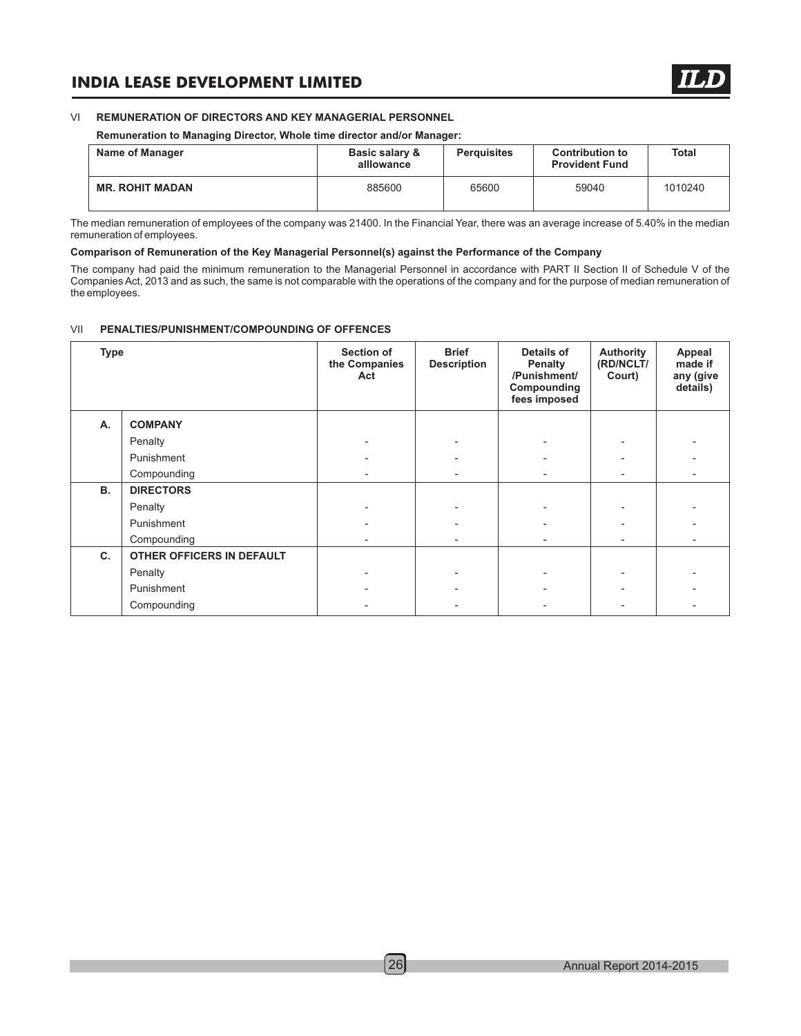## VI REMUNERATION OF DIRECTORS AND KEY MANAGERIAL PERSONNEL

**Remuneration to Managing Director, Whole time director and/or Manager:**

| Name of Manager | Basic salary & alllowance | Perquisites | Contribution to Provident Fund | Total |
|---|---|---|---|---|
| MR. ROHIT MADAN | 885600 | 65600 | 59040 | 1010240 |

The median remuneration of employees of the company was 21400. In the Financial Year, there was an average increase of 5.40% in the median remuneration of employees.

**Comparison of Remuneration of the Key Managerial Personnel(s) against the Performance of the Company**

The company had paid the minimum remuneration to the Managerial Personnel in accordance with PART II Section II of Schedule V of the Companies Act, 2013 and as such, the same is not comparable with the operations of the company and for the purpose of median remuneration of the employees.

## VII PENALTIES/PUNISHMENT/COMPOUNDING OF OFFENCES

| Type | | Section of the Companies Act | Brief Description | Details of Penalty /Punishment/ Compounding fees imposed | Authority (RD/NCLT/ Court) | Appeal made if any (give details) |
|---|---|---|---|---|---|---|
| A. | **COMPANY** | | | | | |
| | Penalty | - | - | - | - | - |
| | Punishment | - | - | - | - | - |
| | Compounding | - | - | - | - | - |
| B. | **DIRECTORS** | | | | | |
| | Penalty | - | - | - | - | - |
| | Punishment | - | - | - | - | - |
| | Compounding | - | - | - | - | - |
| C. | **OTHER OFFICERS IN DEFAULT** | | | | | |
| | Penalty | - | - | - | - | - |
| | Punishment | - | - | - | - | - |
| | Compounding | - | - | - | - | - |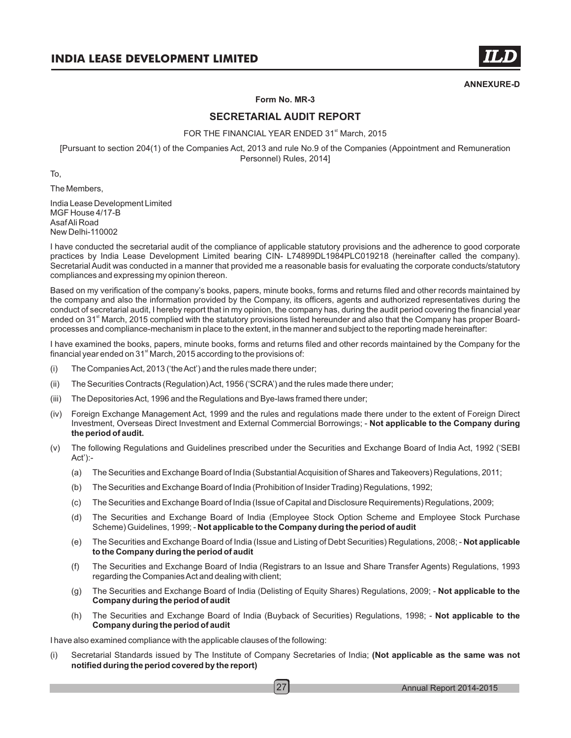**ANNEXURE-D**

**Form No. MR-3**

## SECRETARIAL AUDIT REPORT

FOR THE FINANCIAL YEAR ENDED 31st March, 2015

[Pursuant to section 204(1) of the Companies Act, 2013 and rule No.9 of the Companies (Appointment and Remuneration Personnel) Rules, 2014]

To,

The Members,

India Lease Development Limited
MGF House 4/17-B
Asaf Ali Road
New Delhi-110002

I have conducted the secretarial audit of the compliance of applicable statutory provisions and the adherence to good corporate practices by India Lease Development Limited bearing CIN- L74899DL1984PLC019218 (hereinafter called the company). Secretarial Audit was conducted in a manner that provided me a reasonable basis for evaluating the corporate conducts/statutory compliances and expressing my opinion thereon.

Based on my verification of the company's books, papers, minute books, forms and returns filed and other records maintained by the company and also the information provided by the Company, its officers, agents and authorized representatives during the conduct of secretarial audit, I hereby report that in my opinion, the company has, during the audit period covering the financial year ended on 31st March, 2015 complied with the statutory provisions listed hereunder and also that the Company has proper Board-processes and compliance-mechanism in place to the extent, in the manner and subject to the reporting made hereinafter:

I have examined the books, papers, minute books, forms and returns filed and other records maintained by the Company for the financial year ended on 31st March, 2015 according to the provisions of:

(i) The Companies Act, 2013 ('the Act') and the rules made there under;

(ii) The Securities Contracts (Regulation) Act, 1956 ('SCRA') and the rules made there under;

(iii) The Depositories Act, 1996 and the Regulations and Bye-laws framed there under;

(iv) Foreign Exchange Management Act, 1999 and the rules and regulations made there under to the extent of Foreign Direct Investment, Overseas Direct Investment and External Commercial Borrowings; - **Not applicable to the Company during the period of audit.**

(v) The following Regulations and Guidelines prescribed under the Securities and Exchange Board of India Act, 1992 ('SEBI Act'):-

 (a) The Securities and Exchange Board of India (Substantial Acquisition of Shares and Takeovers) Regulations, 2011;

 (b) The Securities and Exchange Board of India (Prohibition of Insider Trading) Regulations, 1992;

 (c) The Securities and Exchange Board of India (Issue of Capital and Disclosure Requirements) Regulations, 2009;

 (d) The Securities and Exchange Board of India (Employee Stock Option Scheme and Employee Stock Purchase Scheme) Guidelines, 1999; - **Not applicable to the Company during the period of audit**

 (e) The Securities and Exchange Board of India (Issue and Listing of Debt Securities) Regulations, 2008; - **Not applicable to the Company during the period of audit**

 (f) The Securities and Exchange Board of India (Registrars to an Issue and Share Transfer Agents) Regulations, 1993 regarding the Companies Act and dealing with client;

 (g) The Securities and Exchange Board of India (Delisting of Equity Shares) Regulations, 2009; - **Not applicable to the Company during the period of audit**

 (h) The Securities and Exchange Board of India (Buyback of Securities) Regulations, 1998; - **Not applicable to the Company during the period of audit**

I have also examined compliance with the applicable clauses of the following:

(i) Secretarial Standards issued by The Institute of Company Secretaries of India; **(Not applicable as the same was not notified during the period covered by the report)**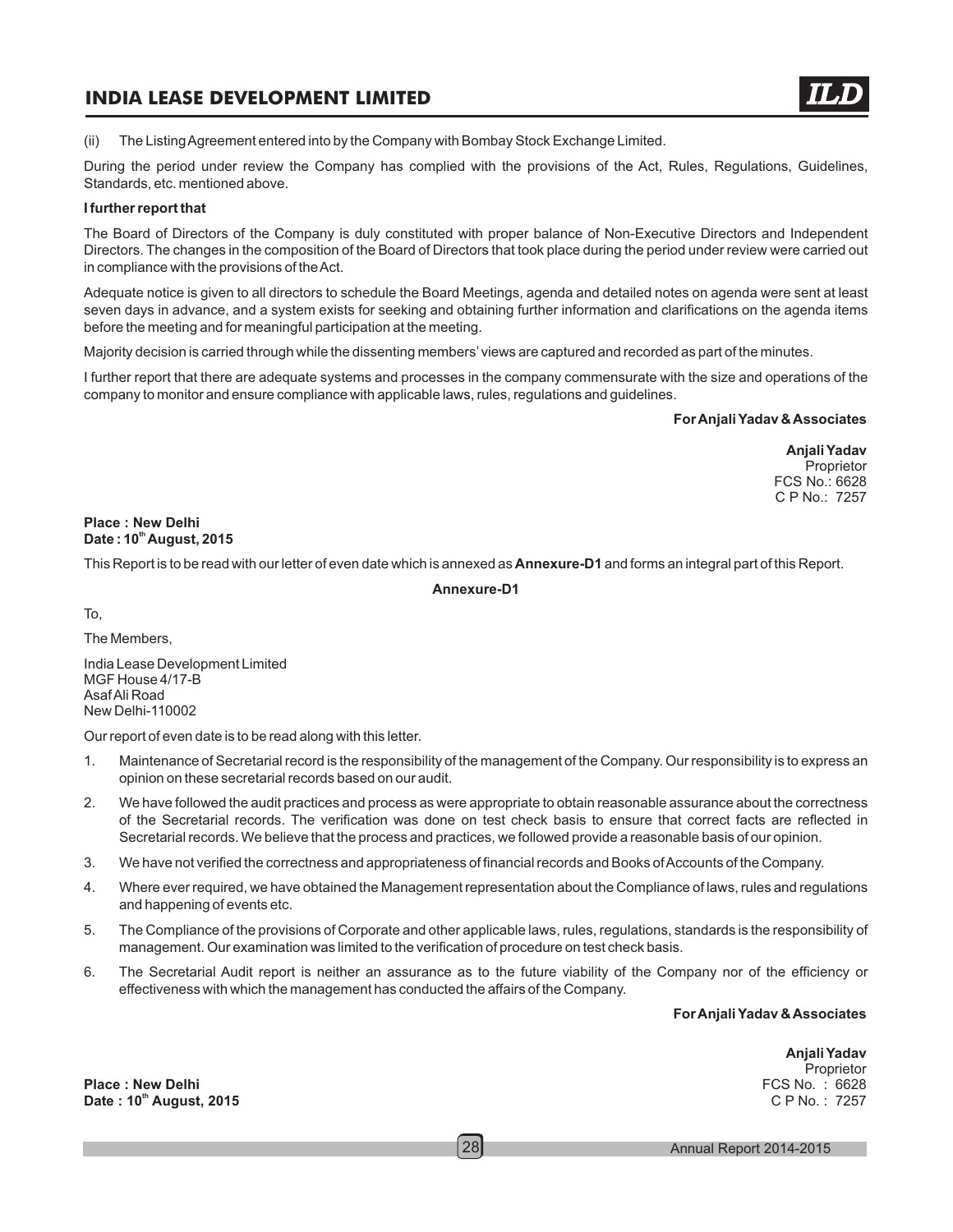(ii) The Listing Agreement entered into by the Company with Bombay Stock Exchange Limited.

During the period under review the Company has complied with the provisions of the Act, Rules, Regulations, Guidelines, Standards, etc. mentioned above.

**I further report that**

The Board of Directors of the Company is duly constituted with proper balance of Non-Executive Directors and Independent Directors. The changes in the composition of the Board of Directors that took place during the period under review were carried out in compliance with the provisions of the Act.

Adequate notice is given to all directors to schedule the Board Meetings, agenda and detailed notes on agenda were sent at least seven days in advance, and a system exists for seeking and obtaining further information and clarifications on the agenda items before the meeting and for meaningful participation at the meeting.

Majority decision is carried through while the dissenting members' views are captured and recorded as part of the minutes.

I further report that there are adequate systems and processes in the company commensurate with the size and operations of the company to monitor and ensure compliance with applicable laws, rules, regulations and guidelines.

**For Anjali Yadav & Associates**

**Anjali Yadav**
Proprietor
FCS No.: 6628
C P No.: 7257

**Place : New Delhi**
**Date : 10th August, 2015**

This Report is to be read with our letter of even date which is annexed as **Annexure-D1** and forms an integral part of this Report.

**Annexure-D1**

To,

The Members,

India Lease Development Limited
MGF House 4/17-B
Asaf Ali Road
New Delhi-110002

Our report of even date is to be read along with this letter.

1. Maintenance of Secretarial record is the responsibility of the management of the Company. Our responsibility is to express an opinion on these secretarial records based on our audit.
2. We have followed the audit practices and process as were appropriate to obtain reasonable assurance about the correctness of the Secretarial records. The verification was done on test check basis to ensure that correct facts are reflected in Secretarial records. We believe that the process and practices, we followed provide a reasonable basis of our opinion.
3. We have not verified the correctness and appropriateness of financial records and Books of Accounts of the Company.
4. Where ever required, we have obtained the Management representation about the Compliance of laws, rules and regulations and happening of events etc.
5. The Compliance of the provisions of Corporate and other applicable laws, rules, regulations, standards is the responsibility of management. Our examination was limited to the verification of procedure on test check basis.
6. The Secretarial Audit report is neither an assurance as to the future viability of the Company nor of the efficiency or effectiveness with which the management has conducted the affairs of the Company.

**For Anjali Yadav & Associates**

**Anjali Yadav**
Proprietor
FCS No. : 6628
C P No. : 7257

**Place : New Delhi**
**Date : 10th August, 2015**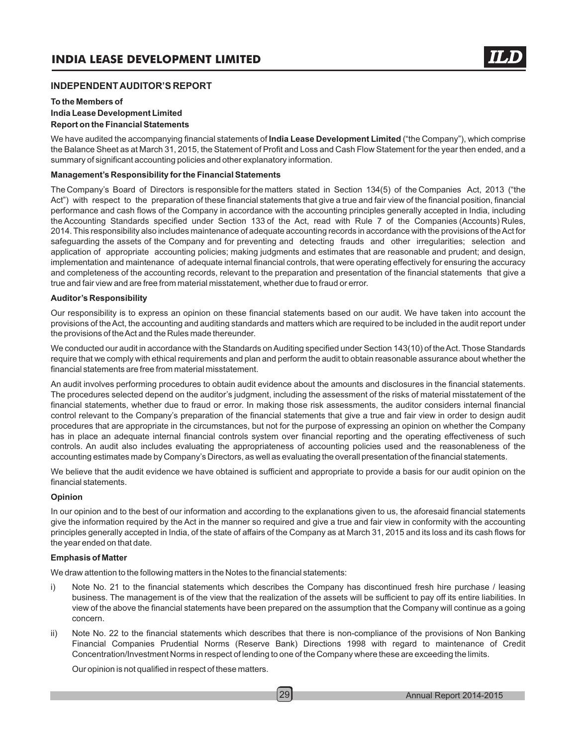## INDEPENDENT AUDITOR'S REPORT

**To the Members of**
**India Lease Development Limited**
**Report on the Financial Statements**

We have audited the accompanying financial statements of **India Lease Development Limited** ("the Company"), which comprise the Balance Sheet as at March 31, 2015, the Statement of Profit and Loss and Cash Flow Statement for the year then ended, and a summary of significant accounting policies and other explanatory information.

**Management's Responsibility for the Financial Statements**

The Company's Board of Directors is responsible for the matters stated in Section 134(5) of the Companies Act, 2013 ("the Act") with respect to the preparation of these financial statements that give a true and fair view of the financial position, financial performance and cash flows of the Company in accordance with the accounting principles generally accepted in India, including the Accounting Standards specified under Section 133 of the Act, read with Rule 7 of the Companies (Accounts) Rules, 2014. This responsibility also includes maintenance of adequate accounting records in accordance with the provisions of the Act for safeguarding the assets of the Company and for preventing and detecting frauds and other irregularities; selection and application of appropriate accounting policies; making judgments and estimates that are reasonable and prudent; and design, implementation and maintenance of adequate internal financial controls, that were operating effectively for ensuring the accuracy and completeness of the accounting records, relevant to the preparation and presentation of the financial statements that give a true and fair view and are free from material misstatement, whether due to fraud or error.

**Auditor's Responsibility**

Our responsibility is to express an opinion on these financial statements based on our audit. We have taken into account the provisions of the Act, the accounting and auditing standards and matters which are required to be included in the audit report under the provisions of the Act and the Rules made thereunder.

We conducted our audit in accordance with the Standards on Auditing specified under Section 143(10) of the Act. Those Standards require that we comply with ethical requirements and plan and perform the audit to obtain reasonable assurance about whether the financial statements are free from material misstatement.

An audit involves performing procedures to obtain audit evidence about the amounts and disclosures in the financial statements. The procedures selected depend on the auditor's judgment, including the assessment of the risks of material misstatement of the financial statements, whether due to fraud or error. In making those risk assessments, the auditor considers internal financial control relevant to the Company's preparation of the financial statements that give a true and fair view in order to design audit procedures that are appropriate in the circumstances, but not for the purpose of expressing an opinion on whether the Company has in place an adequate internal financial controls system over financial reporting and the operating effectiveness of such controls. An audit also includes evaluating the appropriateness of accounting policies used and the reasonableness of the accounting estimates made by Company's Directors, as well as evaluating the overall presentation of the financial statements.

We believe that the audit evidence we have obtained is sufficient and appropriate to provide a basis for our audit opinion on the financial statements.

**Opinion**

In our opinion and to the best of our information and according to the explanations given to us, the aforesaid financial statements give the information required by the Act in the manner so required and give a true and fair view in conformity with the accounting principles generally accepted in India, of the state of affairs of the Company as at March 31, 2015 and its loss and its cash flows for the year ended on that date.

**Emphasis of Matter**

We draw attention to the following matters in the Notes to the financial statements:

i) Note No. 21 to the financial statements which describes the Company has discontinued fresh hire purchase / leasing business. The management is of the view that the realization of the assets will be sufficient to pay off its entire liabilities. In view of the above the financial statements have been prepared on the assumption that the Company will continue as a going concern.

ii) Note No. 22 to the financial statements which describes that there is non-compliance of the provisions of Non Banking Financial Companies Prudential Norms (Reserve Bank) Directions 1998 with regard to maintenance of Credit Concentration/Investment Norms in respect of lending to one of the Company where these are exceeding the limits.

Our opinion is not qualified in respect of these matters.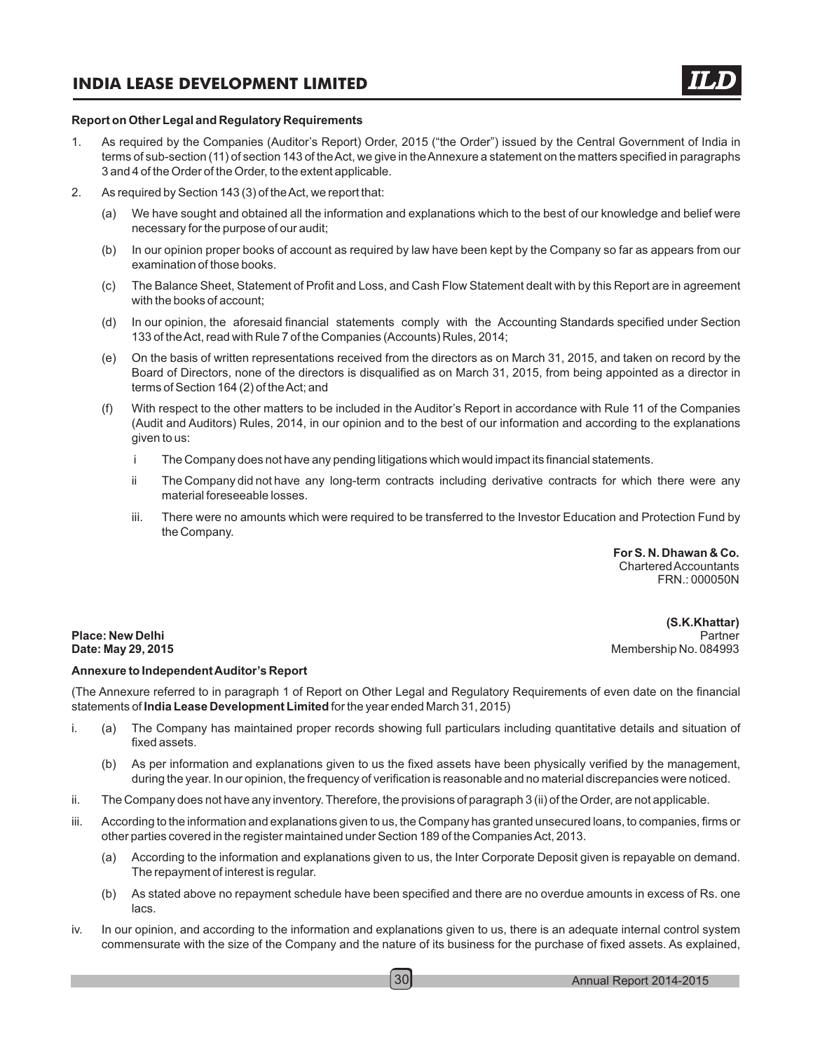**Report on Other Legal and Regulatory Requirements**

1. As required by the Companies (Auditor's Report) Order, 2015 ("the Order") issued by the Central Government of India in terms of sub-section (11) of section 143 of the Act, we give in the Annexure a statement on the matters specified in paragraphs 3 and 4 of the Order of the Order, to the extent applicable.

2. As required by Section 143 (3) of the Act, we report that:

   (a) We have sought and obtained all the information and explanations which to the best of our knowledge and belief were necessary for the purpose of our audit;

   (b) In our opinion proper books of account as required by law have been kept by the Company so far as appears from our examination of those books.

   (c) The Balance Sheet, Statement of Profit and Loss, and Cash Flow Statement dealt with by this Report are in agreement with the books of account;

   (d) In our opinion, the aforesaid financial statements comply with the Accounting Standards specified under Section 133 of the Act, read with Rule 7 of the Companies (Accounts) Rules, 2014;

   (e) On the basis of written representations received from the directors as on March 31, 2015, and taken on record by the Board of Directors, none of the directors is disqualified as on March 31, 2015, from being appointed as a director in terms of Section 164 (2) of the Act; and

   (f) With respect to the other matters to be included in the Auditor's Report in accordance with Rule 11 of the Companies (Audit and Auditors) Rules, 2014, in our opinion and to the best of our information and according to the explanations given to us:

      i The Company does not have any pending litigations which would impact its financial statements.

      ii The Company did not have any long-term contracts including derivative contracts for which there were any material foreseeable losses.

      iii. There were no amounts which were required to be transferred to the Investor Education and Protection Fund by the Company.

**For S. N. Dhawan & Co.**
Chartered Accountants
FRN.: 000050N

**(S.K.Khattar)**
Partner
Membership No. 084993

**Place: New Delhi**
**Date: May 29, 2015**

**Annexure to Independent Auditor's Report**

(The Annexure referred to in paragraph 1 of Report on Other Legal and Regulatory Requirements of even date on the financial statements of **India Lease Development Limited** for the year ended March 31, 2015)

i. (a) The Company has maintained proper records showing full particulars including quantitative details and situation of fixed assets.

   (b) As per information and explanations given to us the fixed assets have been physically verified by the management, during the year. In our opinion, the frequency of verification is reasonable and no material discrepancies were noticed.

ii. The Company does not have any inventory. Therefore, the provisions of paragraph 3 (ii) of the Order, are not applicable.

iii. According to the information and explanations given to us, the Company has granted unsecured loans, to companies, firms or other parties covered in the register maintained under Section 189 of the Companies Act, 2013.

   (a) According to the information and explanations given to us, the Inter Corporate Deposit given is repayable on demand. The repayment of interest is regular.

   (b) As stated above no repayment schedule have been specified and there are no overdue amounts in excess of Rs. one lacs.

iv. In our opinion, and according to the information and explanations given to us, there is an adequate internal control system commensurate with the size of the Company and the nature of its business for the purchase of fixed assets. As explained,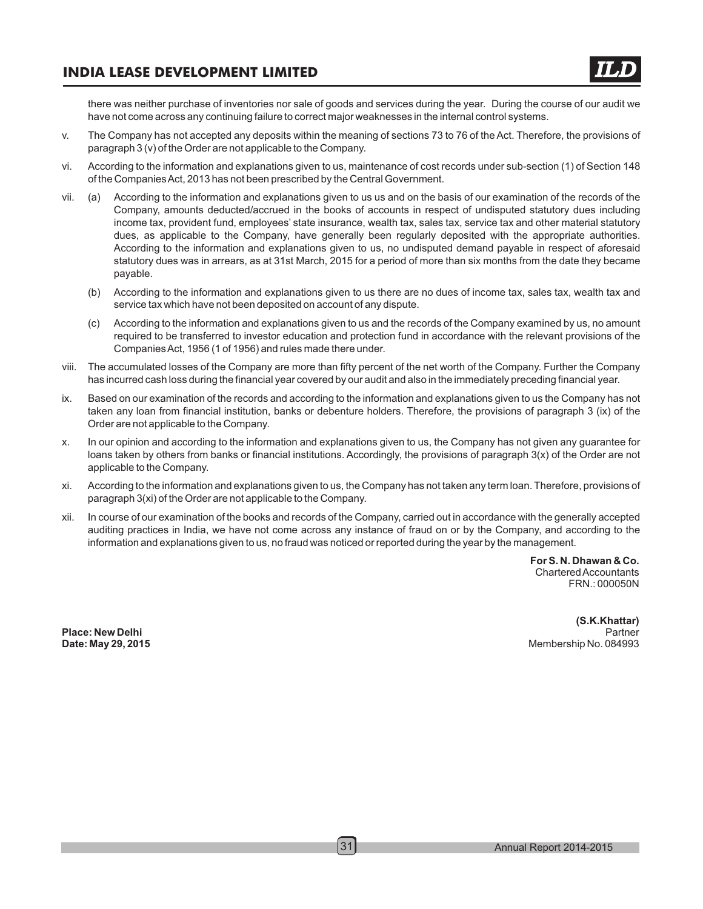there was neither purchase of inventories nor sale of goods and services during the year. During the course of our audit we have not come across any continuing failure to correct major weaknesses in the internal control systems.

v. The Company has not accepted any deposits within the meaning of sections 73 to 76 of the Act. Therefore, the provisions of paragraph 3 (v) of the Order are not applicable to the Company.

vi. According to the information and explanations given to us, maintenance of cost records under sub-section (1) of Section 148 of the Companies Act, 2013 has not been prescribed by the Central Government.

vii. (a) According to the information and explanations given to us us and on the basis of our examination of the records of the Company, amounts deducted/accrued in the books of accounts in respect of undisputed statutory dues including income tax, provident fund, employees' state insurance, wealth tax, sales tax, service tax and other material statutory dues, as applicable to the Company, have generally been regularly deposited with the appropriate authorities. According to the information and explanations given to us, no undisputed demand payable in respect of aforesaid statutory dues was in arrears, as at 31st March, 2015 for a period of more than six months from the date they became payable.

(b) According to the information and explanations given to us there are no dues of income tax, sales tax, wealth tax and service tax which have not been deposited on account of any dispute.

(c) According to the information and explanations given to us and the records of the Company examined by us, no amount required to be transferred to investor education and protection fund in accordance with the relevant provisions of the Companies Act, 1956 (1 of 1956) and rules made there under.

viii. The accumulated losses of the Company are more than fifty percent of the net worth of the Company. Further the Company has incurred cash loss during the financial year covered by our audit and also in the immediately preceding financial year.

ix. Based on our examination of the records and according to the information and explanations given to us the Company has not taken any loan from financial institution, banks or debenture holders. Therefore, the provisions of paragraph 3 (ix) of the Order are not applicable to the Company.

x. In our opinion and according to the information and explanations given to us, the Company has not given any guarantee for loans taken by others from banks or financial institutions. Accordingly, the provisions of paragraph 3(x) of the Order are not applicable to the Company.

xi. According to the information and explanations given to us, the Company has not taken any term loan. Therefore, provisions of paragraph 3(xi) of the Order are not applicable to the Company.

xii. In course of our examination of the books and records of the Company, carried out in accordance with the generally accepted auditing practices in India, we have not come across any instance of fraud on or by the Company, and according to the information and explanations given to us, no fraud was noticed or reported during the year by the management.

**For S. N. Dhawan & Co.**
Chartered Accountants
FRN.: 000050N

**(S.K.Khattar)**
Partner
Membership No. 084993

**Place: New Delhi**
**Date: May 29, 2015**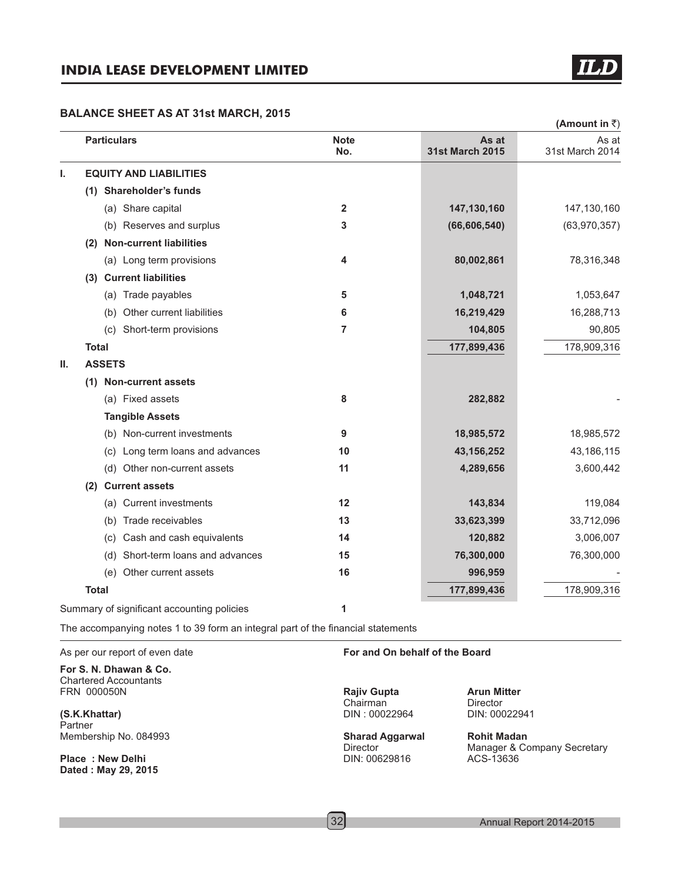## BALANCE SHEET AS AT 31st MARCH, 2015

(Amount in ₹)

| | Particulars | Note No. | As at 31st March 2015 | As at 31st March 2014 |
|---|---|---|---|---|
| **I.** | **EQUITY AND LIABILITIES** | | | |
| | **(1) Shareholder's funds** | | | |
| | (a) Share capital | 2 | **147,130,160** | 147,130,160 |
| | (b) Reserves and surplus | 3 | **(66,606,540)** | (63,970,357) |
| | **(2) Non-current liabilities** | | | |
| | (a) Long term provisions | 4 | **80,002,861** | 78,316,348 |
| | **(3) Current liabilities** | | | |
| | (a) Trade payables | 5 | **1,048,721** | 1,053,647 |
| | (b) Other current liabilities | 6 | **16,219,429** | 16,288,713 |
| | (c) Short-term provisions | 7 | **104,805** | 90,805 |
| | **Total** | | **177,899,436** | 178,909,316 |
| **II.** | **ASSETS** | | | |
| | **(1) Non-current assets** | | | |
| | (a) Fixed assets | 8 | **282,882** | - |
| | **Tangible Assets** | | | |
| | (b) Non-current investments | 9 | **18,985,572** | 18,985,572 |
| | (c) Long term loans and advances | 10 | **43,156,252** | 43,186,115 |
| | (d) Other non-current assets | 11 | **4,289,656** | 3,600,442 |
| | **(2) Current assets** | | | |
| | (a) Current investments | 12 | **143,834** | 119,084 |
| | (b) Trade receivables | 13 | **33,623,399** | 33,712,096 |
| | (c) Cash and cash equivalents | 14 | **120,882** | 3,006,007 |
| | (d) Short-term loans and advances | 15 | **76,300,000** | 76,300,000 |
| | (e) Other current assets | 16 | **996,959** | - |
| | **Total** | | **177,899,436** | 178,909,316 |
| | Summary of significant accounting policies | 1 | | |

The accompanying notes 1 to 39 form an integral part of the financial statements

As per our report of even date

**For S. N. Dhawan & Co.**
Chartered Accountants
FRN 000050N

**(S.K.Khattar)**
Partner
Membership No. 084993

**Place : New Delhi**
**Dated : May 29, 2015**

**For and On behalf of the Board**

**Rajiv Gupta**
Chairman
DIN : 00022964

**Arun Mitter**
Director
DIN: 00022941

**Sharad Aggarwal**
Director
DIN: 00629816

**Rohit Madan**
Manager & Company Secretary
ACS-13636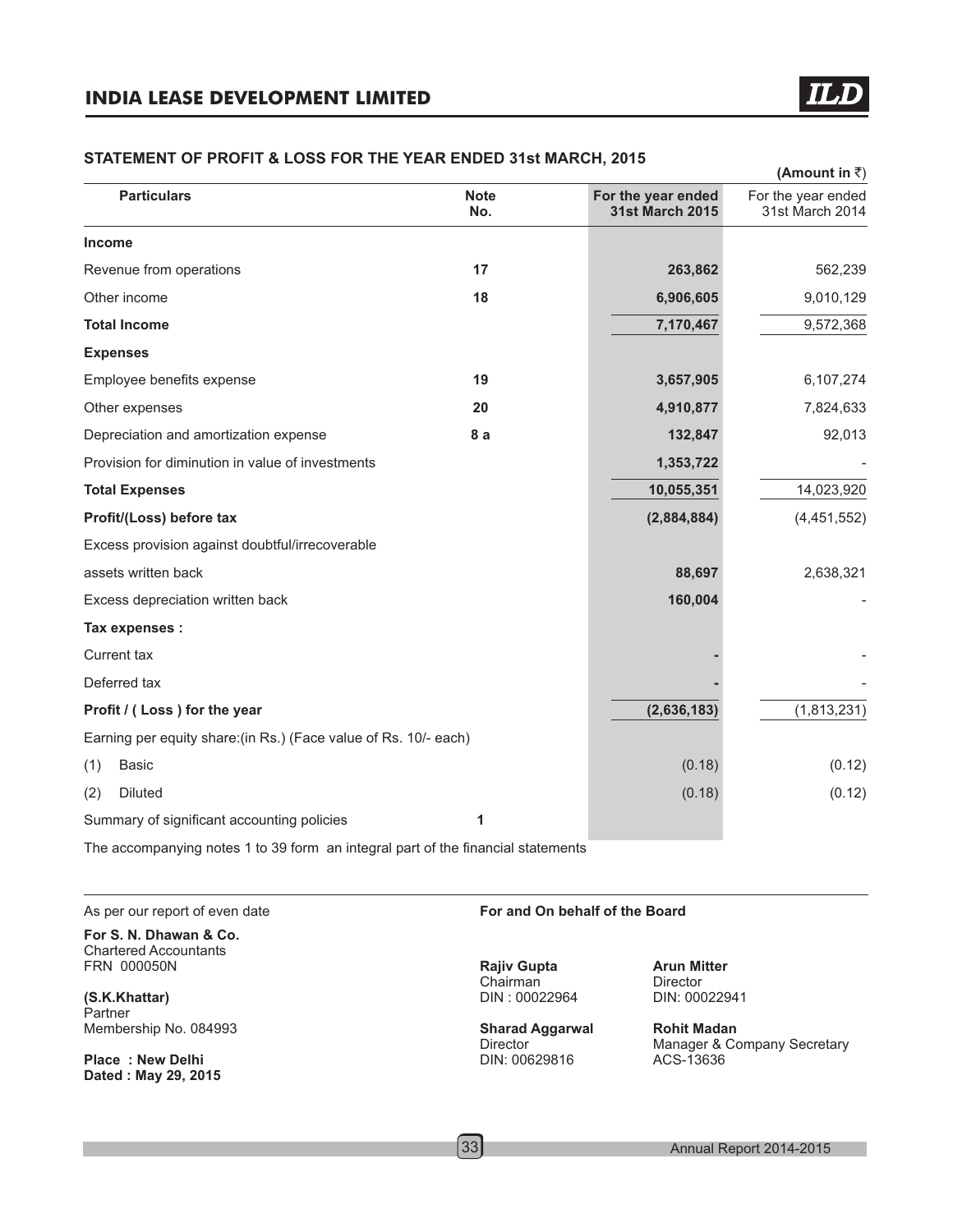## STATEMENT OF PROFIT & LOSS FOR THE YEAR ENDED 31st MARCH, 2015

**(Amount in ₹)**

| Particulars | Note No. | For the year ended 31st March 2015 | For the year ended 31st March 2014 |
|---|---|---|---|
| **Income** | | | |
| Revenue from operations | **17** | **263,862** | 562,239 |
| Other income | **18** | **6,906,605** | 9,010,129 |
| **Total Income** | | **7,170,467** | 9,572,368 |
| **Expenses** | | | |
| Employee benefits expense | **19** | **3,657,905** | 6,107,274 |
| Other expenses | **20** | **4,910,877** | 7,824,633 |
| Depreciation and amortization expense | **8 a** | **132,847** | 92,013 |
| Provision for diminution in value of investments | | **1,353,722** | - |
| **Total Expenses** | | **10,055,351** | 14,023,920 |
| **Profit/(Loss) before tax** | | **(2,884,884)** | (4,451,552) |
| Excess provision against doubtful/irrecoverable assets written back | | **88,697** | 2,638,321 |
| Excess depreciation written back | | **160,004** | - |
| **Tax expenses :** | | | |
| Current tax | | **-** | - |
| Deferred tax | | **-** | - |
| **Profit / ( Loss ) for the year** | | **(2,636,183)** | (1,813,231) |
| Earning per equity share:(in Rs.) (Face value of Rs. 10/- each) | | | |
| (1) Basic | | (0.18) | (0.12) |
| (2) Diluted | | (0.18) | (0.12) |
| Summary of significant accounting policies | **1** | | |

The accompanying notes 1 to 39 form an integral part of the financial statements

As per our report of even date

**For S. N. Dhawan & Co.**
Chartered Accountants
FRN 000050N

**(S.K.Khattar)**
Partner
Membership No. 084993

**Place : New Delhi**
**Dated : May 29, 2015**

**For and On behalf of the Board**

**Rajiv Gupta**
Chairman
DIN : 00022964

**Arun Mitter**
Director
DIN: 00022941

**Sharad Aggarwal**
Director
DIN: 00629816

**Rohit Madan**
Manager & Company Secretary
ACS-13636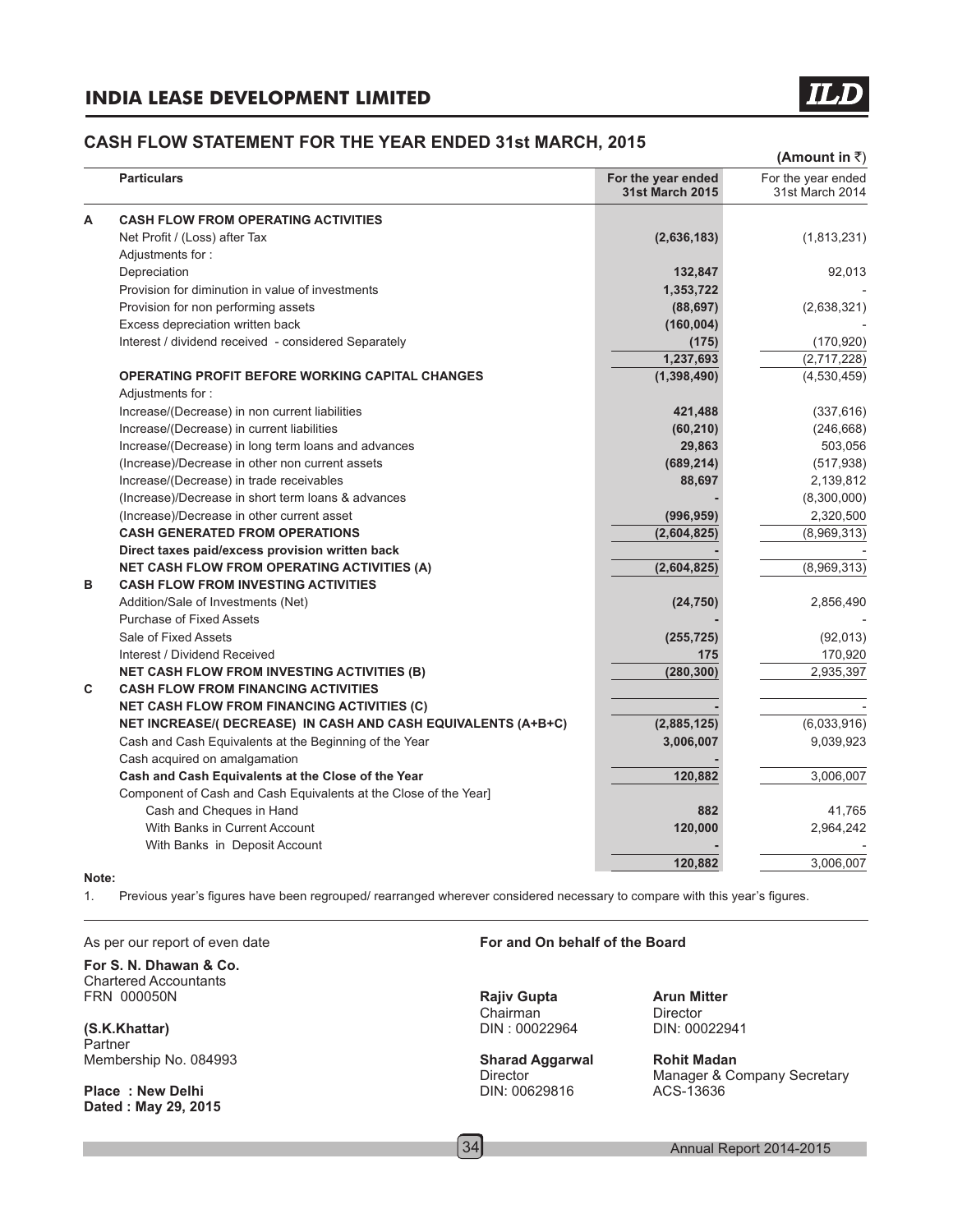## CASH FLOW STATEMENT FOR THE YEAR ENDED 31st MARCH, 2015

**(Amount in ₹)**

| | Particulars | For the year ended 31st March 2015 | For the year ended 31st March 2014 |
|---|---|---|---|
| **A** | **CASH FLOW FROM OPERATING ACTIVITIES** | | |
| | Net Profit / (Loss) after Tax | **(2,636,183)** | (1,813,231) |
| | Adjustments for : | | |
| | Depreciation | **132,847** | 92,013 |
| | Provision for diminution in value of investments | **1,353,722** | - |
| | Provision for non performing assets | **(88,697)** | (2,638,321) |
| | Excess depreciation written back | **(160,004)** | - |
| | Interest / dividend received - considered Separately | **(175)** | (170,920) |
| | | **1,237,693** | (2,717,228) |
| | **OPERATING PROFIT BEFORE WORKING CAPITAL CHANGES** | **(1,398,490)** | (4,530,459) |
| | Adjustments for : | | |
| | Increase/(Decrease) in non current liabilities | **421,488** | (337,616) |
| | Increase/(Decrease) in current liabilities | **(60,210)** | (246,668) |
| | Increase/(Decrease) in long term loans and advances | **29,863** | 503,056 |
| | (Increase)/Decrease in other non current assets | **(689,214)** | (517,938) |
| | Increase/(Decrease) in trade receivables | **88,697** | 2,139,812 |
| | (Increase)/Decrease in short term loans & advances | **-** | (8,300,000) |
| | (Increase)/Decrease in other current asset | **(996,959)** | 2,320,500 |
| | **CASH GENERATED FROM OPERATIONS** | **(2,604,825)** | (8,969,313) |
| | **Direct taxes paid/excess provision written back** | **-** | - |
| | **NET CASH FLOW FROM OPERATING ACTIVITIES (A)** | **(2,604,825)** | (8,969,313) |
| **B** | **CASH FLOW FROM INVESTING ACTIVITIES** | | |
| | Addition/Sale of Investments (Net) | **(24,750)** | 2,856,490 |
| | Purchase of Fixed Assets | **-** | - |
| | Sale of Fixed Assets | **(255,725)** | (92,013) |
| | Interest / Dividend Received | **175** | 170,920 |
| | **NET CASH FLOW FROM INVESTING ACTIVITIES (B)** | **(280,300)** | 2,935,397 |
| **C** | **CASH FLOW FROM FINANCING ACTIVITIES** | | |
| | **NET CASH FLOW FROM FINANCING ACTIVITIES (C)** | **-** | - |
| | **NET INCREASE/( DECREASE) IN CASH AND CASH EQUIVALENTS (A+B+C)** | **(2,885,125)** | (6,033,916) |
| | Cash and Cash Equivalents at the Beginning of the Year | **3,006,007** | 9,039,923 |
| | Cash acquired on amalgamation | **-** | |
| | **Cash and Cash Equivalents at the Close of the Year** | **120,882** | 3,006,007 |
| | Component of Cash and Cash Equivalents at the Close of the Year] | | |
| | Cash and Cheques in Hand | **882** | 41,765 |
| | With Banks in Current Account | **120,000** | 2,964,242 |
| | With Banks in Deposit Account | **-** | - |
| | | **120,882** | 3,006,007 |

**Note:**

1. Previous year's figures have been regrouped/ rearranged wherever considered necessary to compare with this year's figures.

As per our report of even date

**For S. N. Dhawan & Co.**
Chartered Accountants
FRN 000050N

**(S.K.Khattar)**
Partner
Membership No. 084993

**Place : New Delhi**
**Dated : May 29, 2015**

**For and On behalf of the Board**

**Rajiv Gupta**
Chairman
DIN : 00022964

**Arun Mitter**
Director
DIN: 00022941

**Sharad Aggarwal**
Director
DIN: 00629816

**Rohit Madan**
Manager & Company Secretary
ACS-13636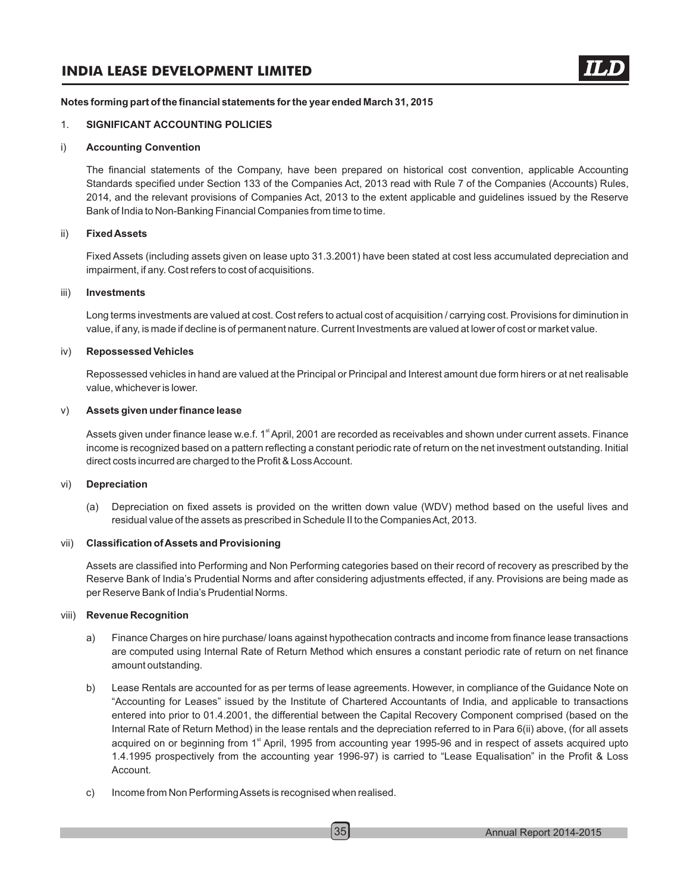**Notes forming part of the financial statements for the year ended March 31, 2015**

## 1. SIGNIFICANT ACCOUNTING POLICIES

### i) Accounting Convention

The financial statements of the Company, have been prepared on historical cost convention, applicable Accounting Standards specified under Section 133 of the Companies Act, 2013 read with Rule 7 of the Companies (Accounts) Rules, 2014, and the relevant provisions of Companies Act, 2013 to the extent applicable and guidelines issued by the Reserve Bank of India to Non-Banking Financial Companies from time to time.

### ii) Fixed Assets

Fixed Assets (including assets given on lease upto 31.3.2001) have been stated at cost less accumulated depreciation and impairment, if any. Cost refers to cost of acquisitions.

### iii) Investments

Long terms investments are valued at cost. Cost refers to actual cost of acquisition / carrying cost. Provisions for diminution in value, if any, is made if decline is of permanent nature. Current Investments are valued at lower of cost or market value.

### iv) Repossessed Vehicles

Repossessed vehicles in hand are valued at the Principal or Principal and Interest amount due form hirers or at net realisable value, whichever is lower.

### v) Assets given under finance lease

Assets given under finance lease w.e.f. 1st April, 2001 are recorded as receivables and shown under current assets. Finance income is recognized based on a pattern reflecting a constant periodic rate of return on the net investment outstanding. Initial direct costs incurred are charged to the Profit & Loss Account.

### vi) Depreciation

(a) Depreciation on fixed assets is provided on the written down value (WDV) method based on the useful lives and residual value of the assets as prescribed in Schedule II to the Companies Act, 2013.

### vii) Classification of Assets and Provisioning

Assets are classified into Performing and Non Performing categories based on their record of recovery as prescribed by the Reserve Bank of India's Prudential Norms and after considering adjustments effected, if any. Provisions are being made as per Reserve Bank of India's Prudential Norms.

### viii) Revenue Recognition

a) Finance Charges on hire purchase/ loans against hypothecation contracts and income from finance lease transactions are computed using Internal Rate of Return Method which ensures a constant periodic rate of return on net finance amount outstanding.

b) Lease Rentals are accounted for as per terms of lease agreements. However, in compliance of the Guidance Note on "Accounting for Leases" issued by the Institute of Chartered Accountants of India, and applicable to transactions entered into prior to 01.4.2001, the differential between the Capital Recovery Component comprised (based on the Internal Rate of Return Method) in the lease rentals and the depreciation referred to in Para 6(ii) above, (for all assets acquired on or beginning from 1st April, 1995 from accounting year 1995-96 and in respect of assets acquired upto 1.4.1995 prospectively from the accounting year 1996-97) is carried to "Lease Equalisation" in the Profit & Loss Account.

c) Income from Non Performing Assets is recognised when realised.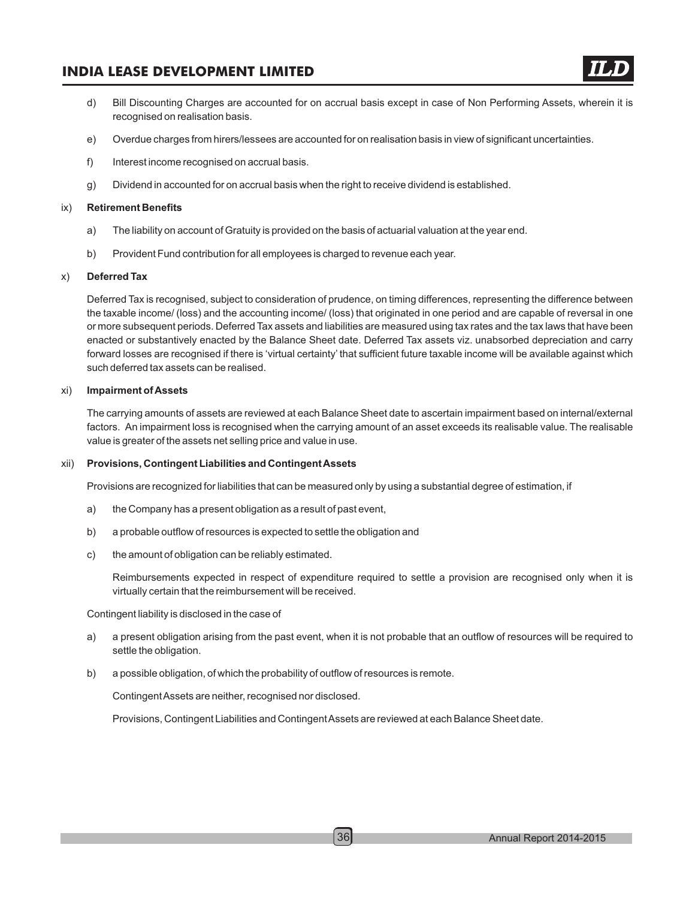d) Bill Discounting Charges are accounted for on accrual basis except in case of Non Performing Assets, wherein it is recognised on realisation basis.

e) Overdue charges from hirers/lessees are accounted for on realisation basis in view of significant uncertainties.

f) Interest income recognised on accrual basis.

g) Dividend in accounted for on accrual basis when the right to receive dividend is established.

ix) **Retirement Benefits**

a) The liability on account of Gratuity is provided on the basis of actuarial valuation at the year end.

b) Provident Fund contribution for all employees is charged to revenue each year.

x) **Deferred Tax**

Deferred Tax is recognised, subject to consideration of prudence, on timing differences, representing the difference between the taxable income/ (loss) and the accounting income/ (loss) that originated in one period and are capable of reversal in one or more subsequent periods. Deferred Tax assets and liabilities are measured using tax rates and the tax laws that have been enacted or substantively enacted by the Balance Sheet date. Deferred Tax assets viz. unabsorbed depreciation and carry forward losses are recognised if there is 'virtual certainty' that sufficient future taxable income will be available against which such deferred tax assets can be realised.

xi) **Impairment of Assets**

The carrying amounts of assets are reviewed at each Balance Sheet date to ascertain impairment based on internal/external factors. An impairment loss is recognised when the carrying amount of an asset exceeds its realisable value. The realisable value is greater of the assets net selling price and value in use.

xii) **Provisions, Contingent Liabilities and Contingent Assets**

Provisions are recognized for liabilities that can be measured only by using a substantial degree of estimation, if

a) the Company has a present obligation as a result of past event,

b) a probable outflow of resources is expected to settle the obligation and

c) the amount of obligation can be reliably estimated.

Reimbursements expected in respect of expenditure required to settle a provision are recognised only when it is virtually certain that the reimbursement will be received.

Contingent liability is disclosed in the case of

a) a present obligation arising from the past event, when it is not probable that an outflow of resources will be required to settle the obligation.

b) a possible obligation, of which the probability of outflow of resources is remote.

Contingent Assets are neither, recognised nor disclosed.

Provisions, Contingent Liabilities and Contingent Assets are reviewed at each Balance Sheet date.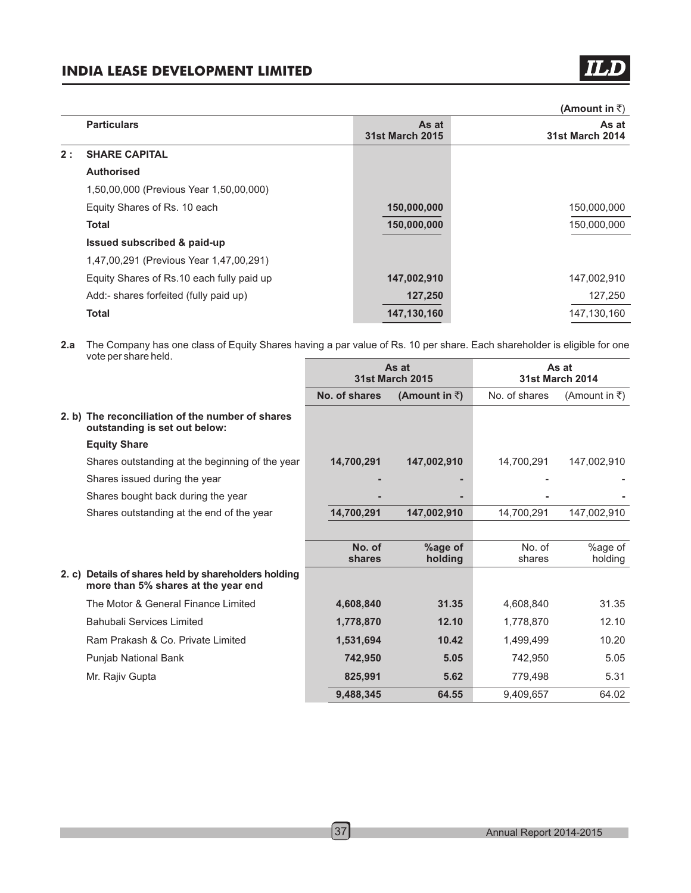(Amount in ₹)

| | Particulars | As at 31st March 2015 | As at 31st March 2014 |
|---|---|---|---|
| 2 : | **SHARE CAPITAL** | | |
| | **Authorised** | | |
| | 1,50,00,000 (Previous Year 1,50,00,000) | | |
| | Equity Shares of Rs. 10 each | **150,000,000** | 150,000,000 |
| | **Total** | **150,000,000** | 150,000,000 |
| | **Issued subscribed & paid-up** | | |
| | 1,47,00,291 (Previous Year 1,47,00,291) | | |
| | Equity Shares of Rs.10 each fully paid up | **147,002,910** | 147,002,910 |
| | Add:- shares forfeited (fully paid up) | **127,250** | 127,250 |
| | **Total** | **147,130,160** | 147,130,160 |

**2.a** The Company has one class of Equity Shares having a par value of Rs. 10 per share. Each shareholder is eligible for one vote per share held.

| | As at 31st March 2015 | | As at 31st March 2014 | |
|---|---|---|---|---|
| | **No. of shares** | **(Amount in ₹)** | No. of shares | (Amount in ₹) |
| **2. b) The reconciliation of the number of shares outstanding is set out below:** | | | | |
| **Equity Share** | | | | |
| Shares outstanding at the beginning of the year | **14,700,291** | **147,002,910** | 14,700,291 | 147,002,910 |
| Shares issued during the year | **-** | **-** | - | - |
| Shares bought back during the year | **-** | **-** | - | - |
| Shares outstanding at the end of the year | **14,700,291** | **147,002,910** | 14,700,291 | 147,002,910 |

| | **No. of shares** | **%age of holding** | No. of shares | %age of holding |
|---|---|---|---|---|
| **2. c) Details of shares held by shareholders holding more than 5% shares at the year end** | | | | |
| The Motor & General Finance Limited | **4,608,840** | **31.35** | 4,608,840 | 31.35 |
| Bahubali Services Limited | **1,778,870** | **12.10** | 1,778,870 | 12.10 |
| Ram Prakash & Co. Private Limited | **1,531,694** | **10.42** | 1,499,499 | 10.20 |
| Punjab National Bank | **742,950** | **5.05** | 742,950 | 5.05 |
| Mr. Rajiv Gupta | **825,991** | **5.62** | 779,498 | 5.31 |
| | **9,488,345** | **64.55** | 9,409,657 | 64.02 |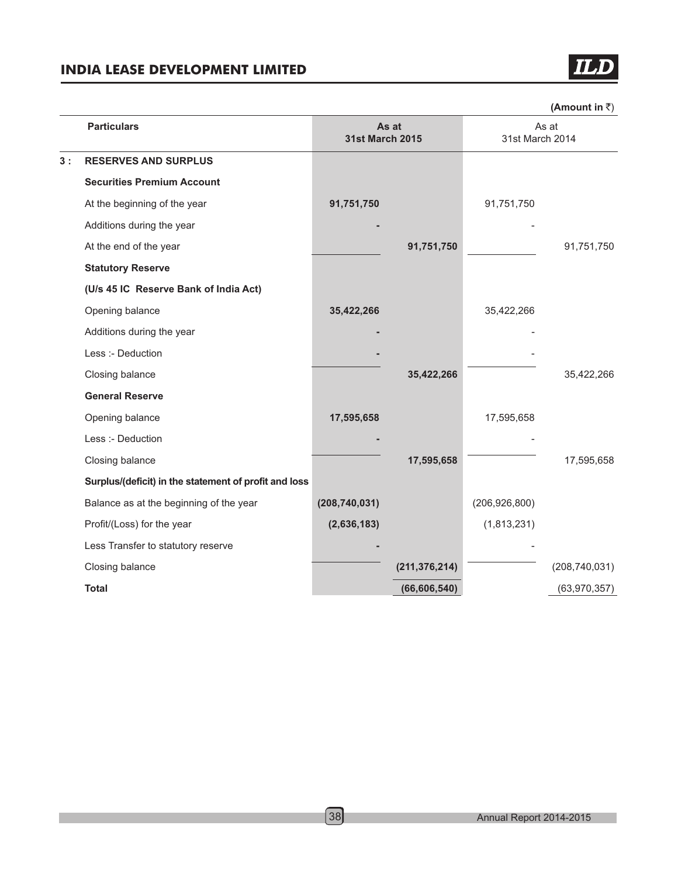(Amount in ₹)

| | Particulars | As at 31st March 2015 | | As at 31st March 2014 | |
|---|---|---|---|---|---|
| 3 : | **RESERVES AND SURPLUS** | | | | |
| | **Securities Premium Account** | | | | |
| | At the beginning of the year | 91,751,750 | | 91,751,750 | |
| | Additions during the year | - | | - | |
| | At the end of the year | | 91,751,750 | | 91,751,750 |
| | **Statutory Reserve** | | | | |
| | **(U/s 45 IC Reserve Bank of India Act)** | | | | |
| | Opening balance | 35,422,266 | | 35,422,266 | |
| | Additions during the year | - | | - | |
| | Less :- Deduction | - | | - | |
| | Closing balance | | 35,422,266 | | 35,422,266 |
| | **General Reserve** | | | | |
| | Opening balance | 17,595,658 | | 17,595,658 | |
| | Less :- Deduction | - | | - | |
| | Closing balance | | 17,595,658 | | 17,595,658 |
| | **Surplus/(deficit) in the statement of profit and loss** | | | | |
| | Balance as at the beginning of the year | (208,740,031) | | (206,926,800) | |
| | Profit/(Loss) for the year | (2,636,183) | | (1,813,231) | |
| | Less Transfer to statutory reserve | - | | - | |
| | Closing balance | | (211,376,214) | | (208,740,031) |
| | **Total** | | (66,606,540) | | (63,970,357) |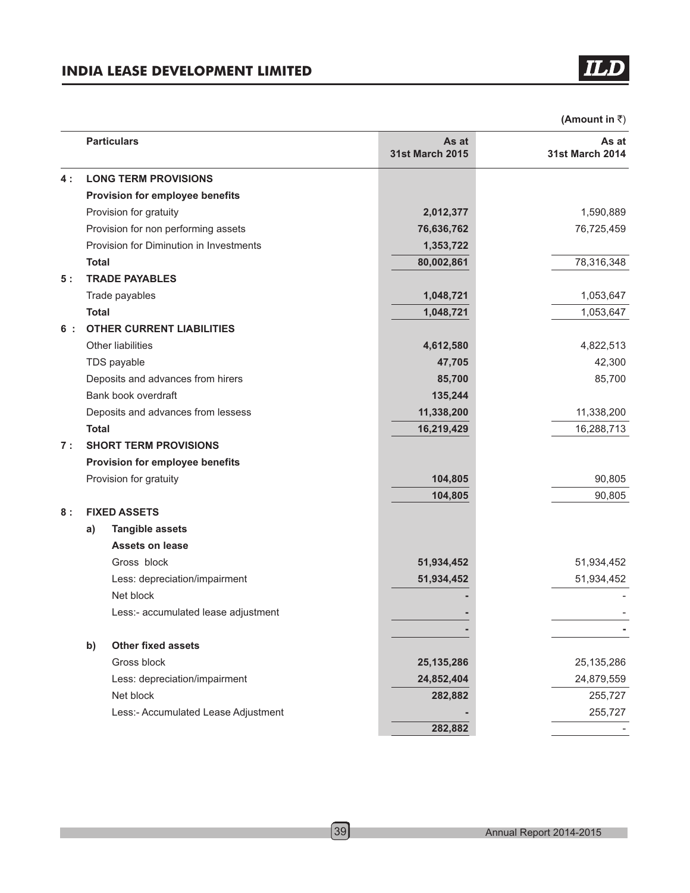(Amount in ₹)

| | Particulars | As at 31st March 2015 | As at 31st March 2014 |
|---|---|---|---|
| **4 :** | **LONG TERM PROVISIONS** | | |
| | **Provision for employee benefits** | | |
| | Provision for gratuity | **2,012,377** | 1,590,889 |
| | Provision for non performing assets | **76,636,762** | 76,725,459 |
| | Provision for Diminution in Investments | **1,353,722** | |
| | **Total** | **80,002,861** | 78,316,348 |
| **5 :** | **TRADE PAYABLES** | | |
| | Trade payables | **1,048,721** | 1,053,647 |
| | **Total** | **1,048,721** | 1,053,647 |
| **6 :** | **OTHER CURRENT LIABILITIES** | | |
| | Other liabilities | **4,612,580** | 4,822,513 |
| | TDS payable | **47,705** | 42,300 |
| | Deposits and advances from hirers | **85,700** | 85,700 |
| | Bank book overdraft | **135,244** | |
| | Deposits and advances from lessess | **11,338,200** | 11,338,200 |
| | **Total** | **16,219,429** | 16,288,713 |
| **7 :** | **SHORT TERM PROVISIONS** | | |
| | **Provision for employee benefits** | | |
| | Provision for gratuity | **104,805** | 90,805 |
| | | **104,805** | 90,805 |
| **8 :** | **FIXED ASSETS** | | |
| | **a) Tangible assets** | | |
| | **Assets on lease** | | |
| | Gross block | **51,934,452** | 51,934,452 |
| | Less: depreciation/impairment | **51,934,452** | 51,934,452 |
| | Net block | **-** | - |
| | Less:- accumulated lease adjustment | **-** | - |
| | | **-** | **-** |
| | **b) Other fixed assets** | | |
| | Gross block | **25,135,286** | 25,135,286 |
| | Less: depreciation/impairment | **24,852,404** | 24,879,559 |
| | Net block | **282,882** | 255,727 |
| | Less:- Accumulated Lease Adjustment | **-** | 255,727 |
| | | **282,882** | - |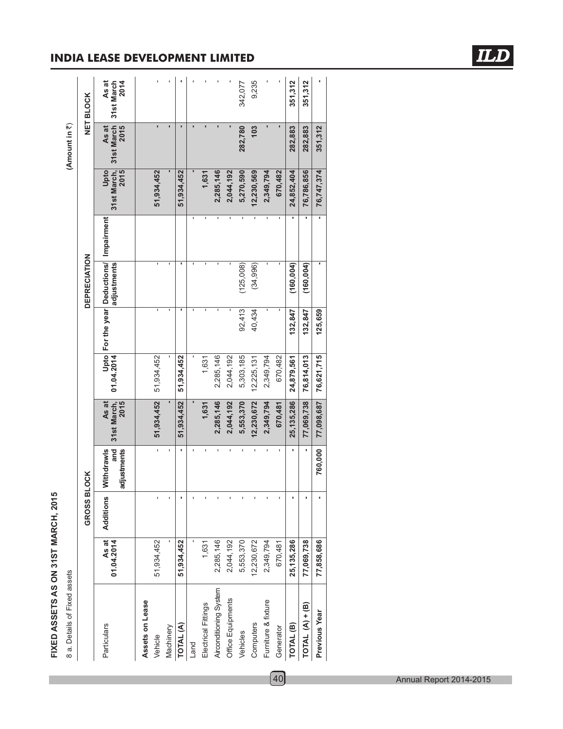## FIXED ASSETS AS ON 31ST MARCH, 2015

8 a. Details of Fixed assets

(Amount in ₹)

| Particulars | GROSS BLOCK | | | | DEPRECIATION | | | | | NET BLOCK | |
|---|---|---|---|---|---|---|---|---|---|---|---|
| | As at 01.04.2014 | Additions | Withdrawls and adjustments | As at 31st March, 2015 | Upto 01.04.2014 | For the year | Deductions/ adjustments | Impairment | Upto 31st March, 2015 | As at 31st March 2015 | As at 31st March 2014 |
| **Assets on Lease** | | | | | | | | | | | |
| Vehicle | 51,934,452 | - | - | 51,934,452 | 51,934,452 | - | - | | 51,934,452 | - | - |
| Machinery | - | - | - | - | - | - | - | | - | - | - |
| **TOTAL (A)** | **51,934,452** | **-** | **-** | **51,934,452** | **51,934,452** | **-** | **-** | | **51,934,452** | **-** | **-** |
| Land | - | - | - | - | - | - | - | - | - | - | - |
| Electrical Fittings | 1,631 | - | - | 1,631 | 1,631 | - | - | - | 1,631 | - | - |
| Airconditioning System | 2,285,146 | - | - | 2,285,146 | 2,285,146 | - | - | - | 2,285,146 | - | - |
| Office Equipments | 2,044,192 | - | - | 2,044,192 | 2,044,192 | - | - | - | 2,044,192 | - | - |
| Vehicles | 5,553,370 | - | - | 5,553,370 | 5,303,185 | 92,413 | (125,008) | - | 5,270,590 | 282,780 | 342,077 |
| Computers | 12,230,672 | - | - | 12,230,672 | 12,225,131 | 40,434 | (34,996) | - | 12,230,569 | 103 | 9,235 |
| Furniture & fixture | 2,349,794 | - | - | 2,349,794 | 2,349,794 | - | - | - | 2,349,794 | - | - |
| Generator | 670,481 | - | - | 670,481 | 670,482 | - | - | - | 670,482 | - | - |
| **TOTAL (B)** | **25,135,286** | **-** | **-** | **25,135,286** | **24,879,561** | **132,847** | **(160,004)** | **-** | **24,852,404** | **282,883** | **351,312** |
| **TOTAL (A) + (B)** | **77,069,738** | **-** | **-** | **77,069,738** | **76,814,013** | **132,847** | **(160,004)** | **-** | **76,786,856** | **282,883** | **351,312** |
| **Previous Year** | **77,858,686** | **-** | **760,000** | **77,098,687** | **76,621,715** | **125,659** | **-** | **-** | **76,747,374** | **351,312** | **-** |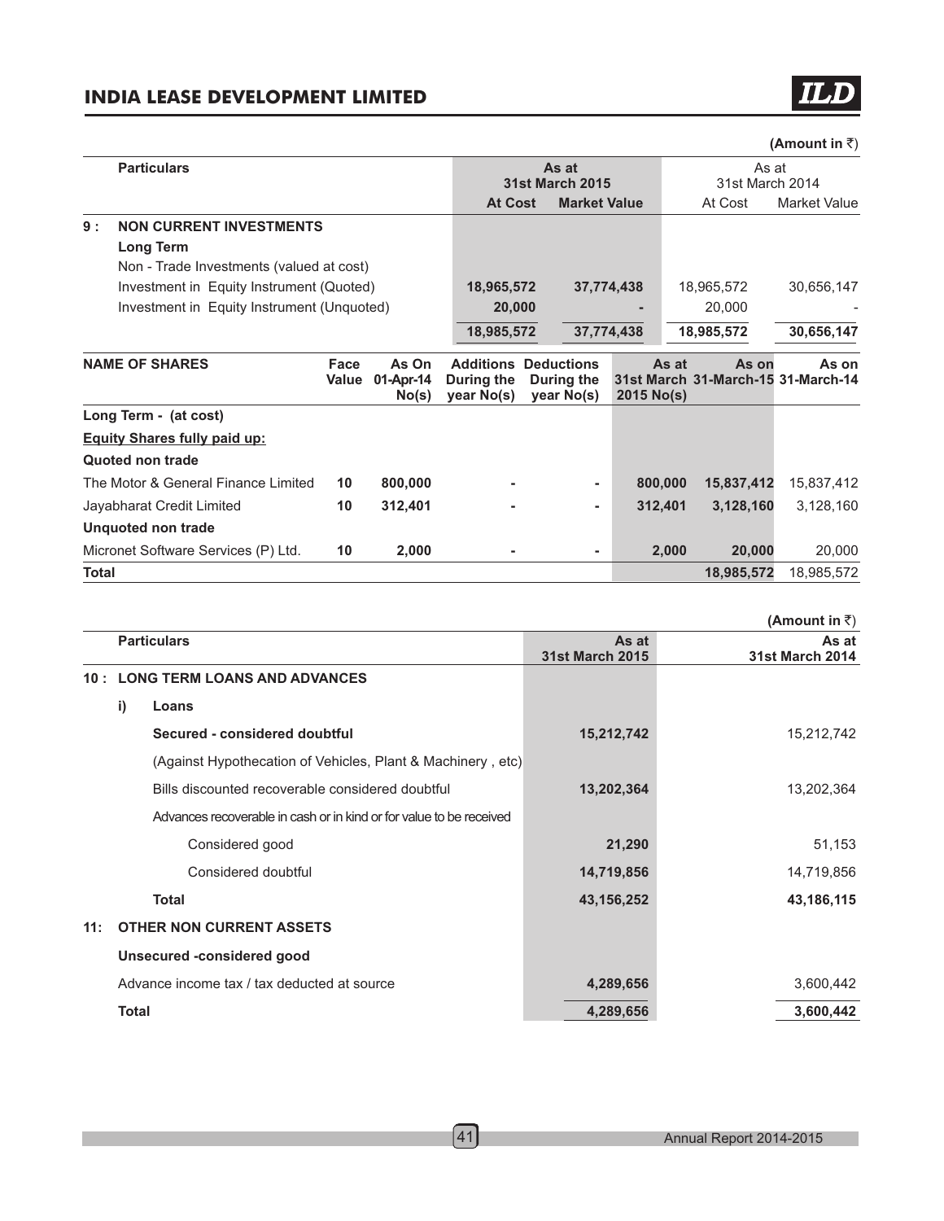(Amount in ₹)

| | Particulars | As at 31st March 2015 | | As at 31st March 2014 | |
|---|---|---|---|---|---|
| | | At Cost | Market Value | At Cost | Market Value |
| **9 :** | **NON CURRENT INVESTMENTS** | | | | |
| | **Long Term** | | | | |
| | Non - Trade Investments (valued at cost) | | | | |
| | Investment in Equity Instrument (Quoted) | 18,965,572 | 37,774,438 | 18,965,572 | 30,656,147 |
| | Investment in Equity Instrument (Unquoted) | 20,000 | - | 20,000 | - |
| | | 18,985,572 | 37,774,438 | 18,985,572 | 30,656,147 |

| NAME OF SHARES | Face Value | As On 01-Apr-14 No(s) | Additions During the year No(s) | Deductions During the year No(s) | As at 31st March 2015 No(s) | As on 31-March-15 | As on 31-March-14 |
|---|---|---|---|---|---|---|---|
| **Long Term - (at cost)** | | | | | | | |
| **Equity Shares fully paid up:** | | | | | | | |
| **Quoted non trade** | | | | | | | |
| The Motor & General Finance Limited | 10 | 800,000 | - | - | 800,000 | 15,837,412 | 15,837,412 |
| Jayabharat Credit Limited | 10 | 312,401 | - | - | 312,401 | 3,128,160 | 3,128,160 |
| **Unquoted non trade** | | | | | | | |
| Micronet Software Services (P) Ltd. | 10 | 2,000 | - | - | 2,000 | 20,000 | 20,000 |
| **Total** | | | | | | 18,985,572 | 18,985,572 |

(Amount in ₹)

| | Particulars | As at 31st March 2015 | As at 31st March 2014 |
|---|---|---|---|
| **10 :** | **LONG TERM LOANS AND ADVANCES** | | |
| | **i) Loans** | | |
| | **Secured - considered doubtful** | 15,212,742 | 15,212,742 |
| | (Against Hypothecation of Vehicles, Plant & Machinery , etc) | | |
| | Bills discounted recoverable considered doubtful | 13,202,364 | 13,202,364 |
| | Advances recoverable in cash or in kind or for value to be received | | |
| | Considered good | 21,290 | 51,153 |
| | Considered doubtful | 14,719,856 | 14,719,856 |
| | **Total** | 43,156,252 | 43,186,115 |
| **11:** | **OTHER NON CURRENT ASSETS** | | |
| | **Unsecured -considered good** | | |
| | Advance income tax / tax deducted at source | 4,289,656 | 3,600,442 |
| | **Total** | 4,289,656 | 3,600,442 |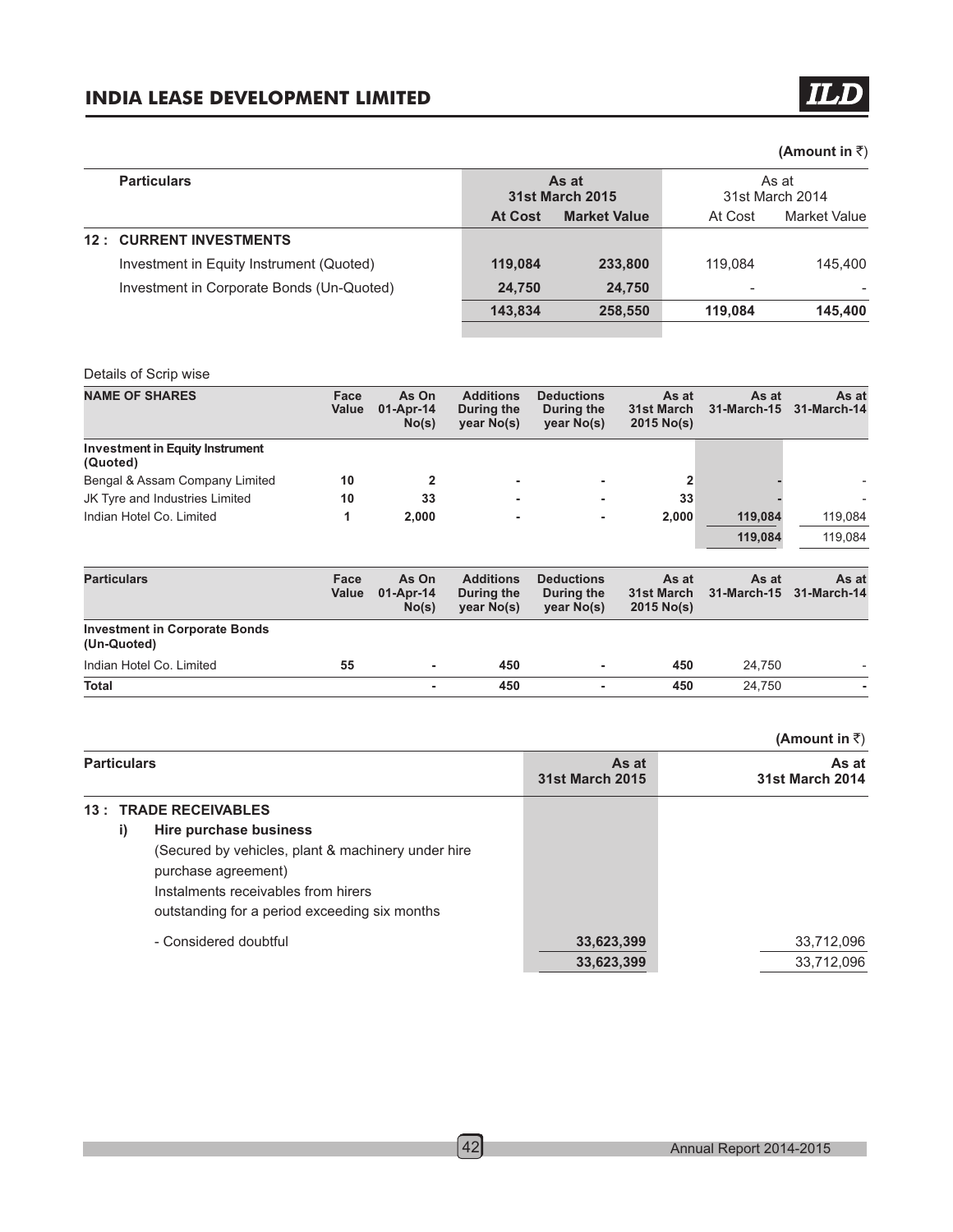(Amount in ₹)

| Particulars | As at 31st March 2015 | | As at 31st March 2014 | |
|---|---|---|---|---|
| | At Cost | Market Value | At Cost | Market Value |
| **12 : CURRENT INVESTMENTS** | | | | |
| Investment in Equity Instrument (Quoted) | 119,084 | 233,800 | 119,084 | 145,400 |
| Investment in Corporate Bonds (Un-Quoted) | 24,750 | 24,750 | - | - |
| | **143,834** | **258,550** | **119,084** | **145,400** |

Details of Scrip wise

| NAME OF SHARES | Face Value | As On 01-Apr-14 No(s) | Additions During the year No(s) | Deductions During the year No(s) | As at 31st March 2015 No(s) | As at 31-March-15 | As at 31-March-14 |
|---|---|---|---|---|---|---|---|
| **Investment in Equity Instrument (Quoted)** | | | | | | | |
| Bengal & Assam Company Limited | 10 | 2 | - | - | 2 | - | - |
| JK Tyre and Industries Limited | 10 | 33 | - | - | 33 | - | - |
| Indian Hotel Co. Limited | 1 | 2,000 | - | - | 2,000 | 119,084 | 119,084 |
| | | | | | | 119,084 | 119,084 |

| Particulars | Face Value | As On 01-Apr-14 No(s) | Additions During the year No(s) | Deductions During the year No(s) | As at 31st March 2015 No(s) | As at 31-March-15 | As at 31-March-14 |
|---|---|---|---|---|---|---|---|
| **Investment in Corporate Bonds (Un-Quoted)** | | | | | | | |
| Indian Hotel Co. Limited | 55 | - | 450 | - | 450 | 24,750 | - |
| **Total** | | - | 450 | - | 450 | 24,750 | - |

(Amount in ₹)

| Particulars | As at 31st March 2015 | As at 31st March 2014 |
|---|---|---|
| **13 : TRADE RECEIVABLES** | | |
| **i) Hire purchase business** | | |
| (Secured by vehicles, plant & machinery under hire purchase agreement) | | |
| Instalments receivables from hirers outstanding for a period exceeding six months | | |
| - Considered doubtful | 33,623,399 | 33,712,096 |
| | 33,623,399 | 33,712,096 |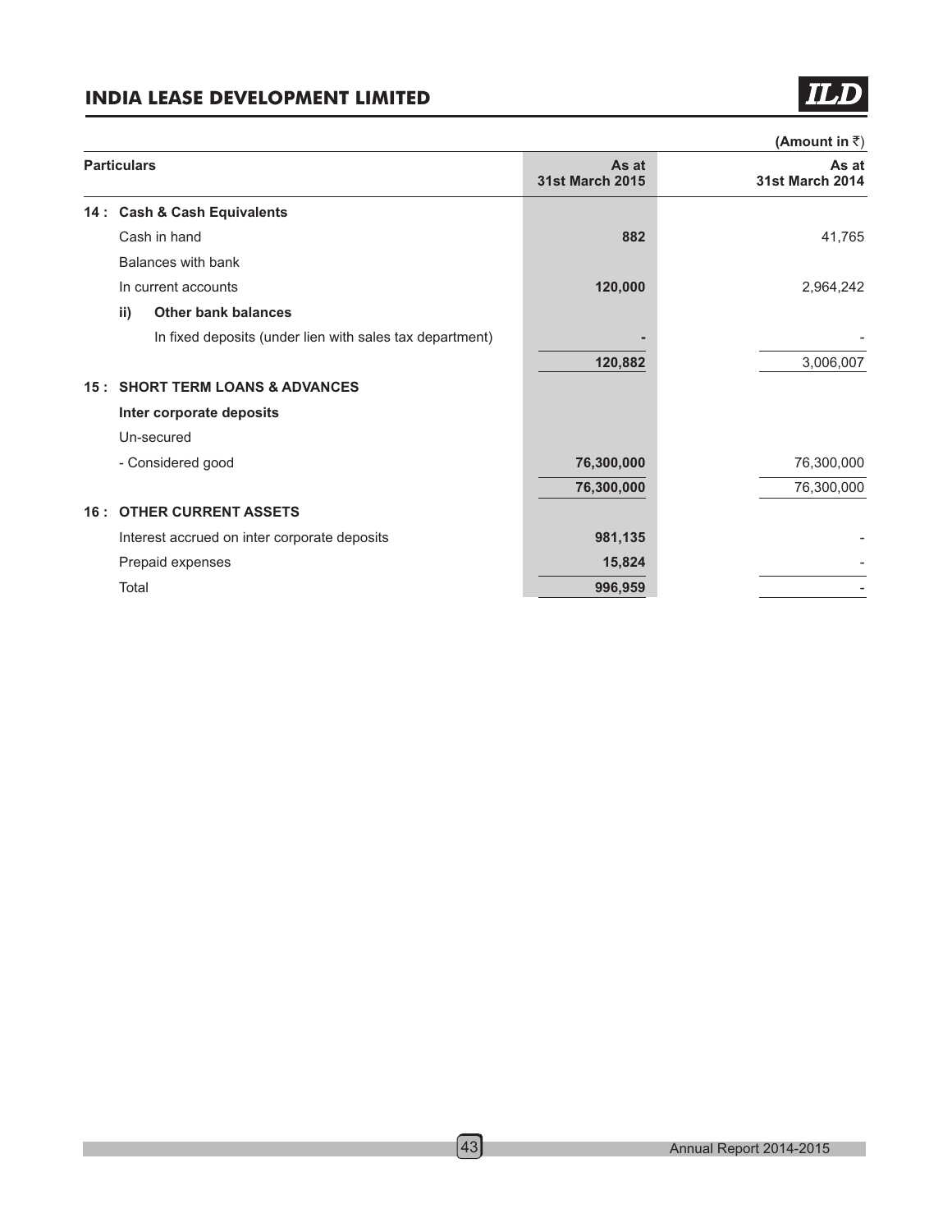(Amount in ₹)

| Particulars | As at 31st March 2015 | As at 31st March 2014 |
|---|---|---|
| **14 : Cash & Cash Equivalents** | | |
| Cash in hand | **882** | 41,765 |
| Balances with bank | | |
| In current accounts | **120,000** | 2,964,242 |
| **ii) Other bank balances** | | |
| In fixed deposits (under lien with sales tax department) | **-** | - |
| | **120,882** | 3,006,007 |
| **15 : SHORT TERM LOANS & ADVANCES** | | |
| **Inter corporate deposits** | | |
| Un-secured | | |
| - Considered good | **76,300,000** | 76,300,000 |
| | **76,300,000** | 76,300,000 |
| **16 : OTHER CURRENT ASSETS** | | |
| Interest accrued on inter corporate deposits | **981,135** | - |
| Prepaid expenses | **15,824** | - |
| Total | **996,959** | - |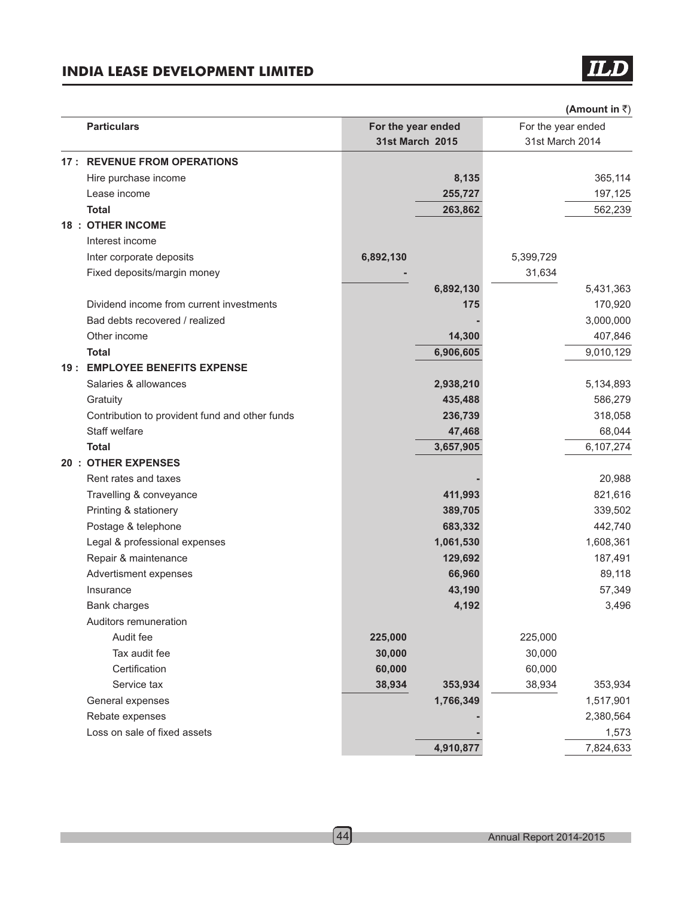(Amount in ₹)

| Particulars | For the year ended 31st March 2015 | | For the year ended 31st March 2014 | |
|---|---|---|---|---|
| **17 : REVENUE FROM OPERATIONS** | | | | |
| Hire purchase income | | **8,135** | | 365,114 |
| Lease income | | **255,727** | | 197,125 |
| **Total** | | **263,862** | | 562,239 |
| **18 : OTHER INCOME** | | | | |
| Interest income | | | | |
| Inter corporate deposits | **6,892,130** | | 5,399,729 | |
| Fixed deposits/margin money | **-** | | 31,634 | |
| | | **6,892,130** | | 5,431,363 |
| Dividend income from current investments | | **175** | | 170,920 |
| Bad debts recovered / realized | | **-** | | 3,000,000 |
| Other income | | **14,300** | | 407,846 |
| **Total** | | **6,906,605** | | 9,010,129 |
| **19 : EMPLOYEE BENEFITS EXPENSE** | | | | |
| Salaries & allowances | | **2,938,210** | | 5,134,893 |
| Gratuity | | **435,488** | | 586,279 |
| Contribution to provident fund and other funds | | **236,739** | | 318,058 |
| Staff welfare | | **47,468** | | 68,044 |
| **Total** | | **3,657,905** | | 6,107,274 |
| **20 : OTHER EXPENSES** | | | | |
| Rent rates and taxes | | **-** | | 20,988 |
| Travelling & conveyance | | **411,993** | | 821,616 |
| Printing & stationery | | **389,705** | | 339,502 |
| Postage & telephone | | **683,332** | | 442,740 |
| Legal & professional expenses | | **1,061,530** | | 1,608,361 |
| Repair & maintenance | | **129,692** | | 187,491 |
| Advertisment expenses | | **66,960** | | 89,118 |
| Insurance | | **43,190** | | 57,349 |
| Bank charges | | **4,192** | | 3,496 |
| Auditors remuneration | | | | |
| Audit fee | **225,000** | | 225,000 | |
| Tax audit fee | **30,000** | | 30,000 | |
| Certification | **60,000** | | 60,000 | |
| Service tax | **38,934** | **353,934** | 38,934 | 353,934 |
| General expenses | | **1,766,349** | | 1,517,901 |
| Rebate expenses | | **-** | | 2,380,564 |
| Loss on sale of fixed assets | | **-** | | 1,573 |
| | | **4,910,877** | | 7,824,633 |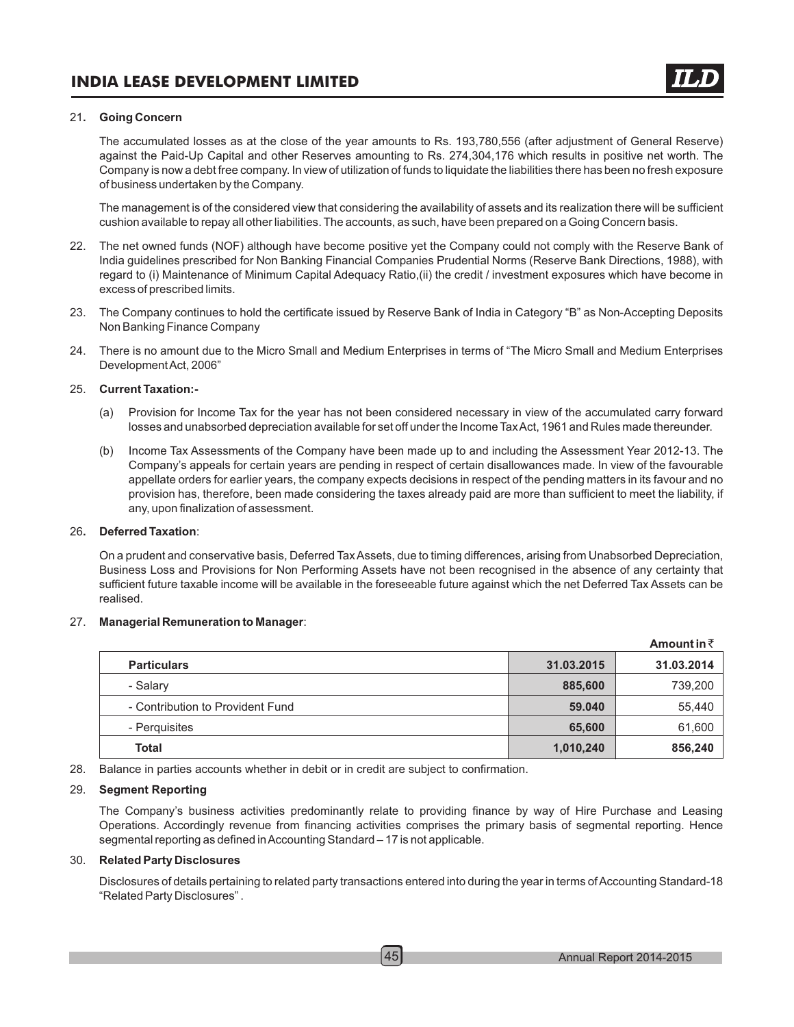21. **Going Concern**

The accumulated losses as at the close of the year amounts to Rs. 193,780,556 (after adjustment of General Reserve) against the Paid-Up Capital and other Reserves amounting to Rs. 274,304,176 which results in positive net worth. The Company is now a debt free company. In view of utilization of funds to liquidate the liabilities there has been no fresh exposure of business undertaken by the Company.

The management is of the considered view that considering the availability of assets and its realization there will be sufficient cushion available to repay all other liabilities. The accounts, as such, have been prepared on a Going Concern basis.

22. The net owned funds (NOF) although have become positive yet the Company could not comply with the Reserve Bank of India guidelines prescribed for Non Banking Financial Companies Prudential Norms (Reserve Bank Directions, 1988), with regard to (i) Maintenance of Minimum Capital Adequacy Ratio,(ii) the credit / investment exposures which have become in excess of prescribed limits.

23. The Company continues to hold the certificate issued by Reserve Bank of India in Category "B" as Non-Accepting Deposits Non Banking Finance Company

24. There is no amount due to the Micro Small and Medium Enterprises in terms of "The Micro Small and Medium Enterprises Development Act, 2006"

25. **Current Taxation:-**

   (a) Provision for Income Tax for the year has not been considered necessary in view of the accumulated carry forward losses and unabsorbed depreciation available for set off under the Income Tax Act, 1961 and Rules made thereunder.

   (b) Income Tax Assessments of the Company have been made up to and including the Assessment Year 2012-13. The Company's appeals for certain years are pending in respect of certain disallowances made. In view of the favourable appellate orders for earlier years, the company expects decisions in respect of the pending matters in its favour and no provision has, therefore, been made considering the taxes already paid are more than sufficient to meet the liability, if any, upon finalization of assessment.

26. **Deferred Taxation**:

On a prudent and conservative basis, Deferred Tax Assets, due to timing differences, arising from Unabsorbed Depreciation, Business Loss and Provisions for Non Performing Assets have not been recognised in the absence of any certainty that sufficient future taxable income will be available in the foreseeable future against which the net Deferred Tax Assets can be realised.

27. **Managerial Remuneration to Manager**:

**Amount in ₹**

| **Particulars** | **31.03.2015** | **31.03.2014** |
|---|---|---|
| - Salary | **885,600** | 739,200 |
| - Contribution to Provident Fund | **59.040** | 55,440 |
| - Perquisites | **65,600** | 61,600 |
| **Total** | **1,010,240** | **856,240** |

28. Balance in parties accounts whether in debit or in credit are subject to confirmation.

29. **Segment Reporting**

The Company's business activities predominantly relate to providing finance by way of Hire Purchase and Leasing Operations. Accordingly revenue from financing activities comprises the primary basis of segmental reporting. Hence segmental reporting as defined in Accounting Standard – 17 is not applicable.

30. **Related Party Disclosures**

Disclosures of details pertaining to related party transactions entered into during the year in terms of Accounting Standard-18 "Related Party Disclosures" .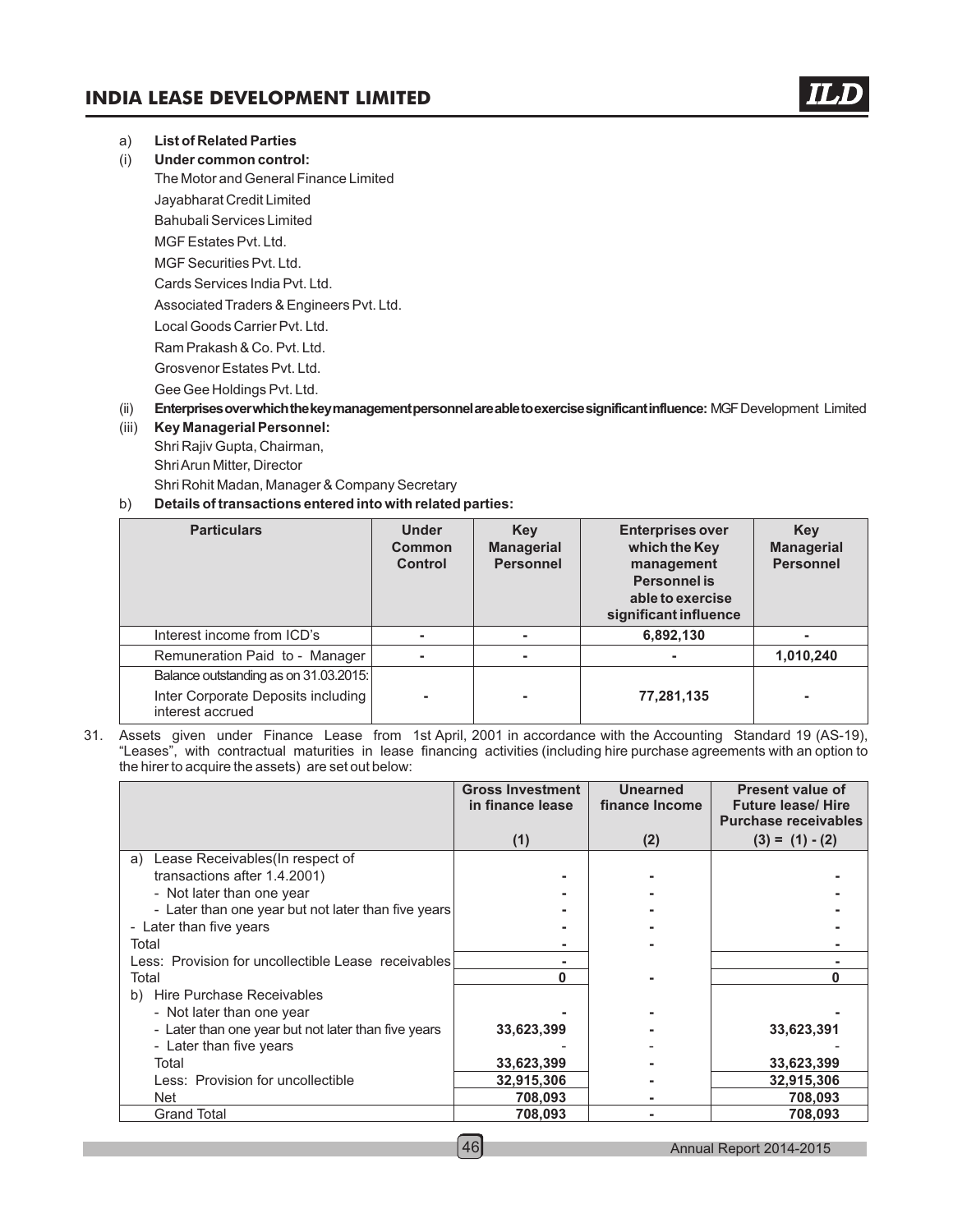a) **List of Related Parties**

(i) **Under common control:**

The Motor and General Finance Limited

Jayabharat Credit Limited

Bahubali Services Limited

MGF Estates Pvt. Ltd.

MGF Securities Pvt. Ltd.

Cards Services India Pvt. Ltd.

Associated Traders & Engineers Pvt. Ltd.

Local Goods Carrier Pvt. Ltd.

Ram Prakash & Co. Pvt. Ltd.

Grosvenor Estates Pvt. Ltd.

Gee Gee Holdings Pvt. Ltd.

(ii) **Enterprises over which the key management personnel are able to exercise significant influence:** MGF Development Limited

(iii) **Key Managerial Personnel:**

Shri Rajiv Gupta, Chairman,

Shri Arun Mitter, Director

Shri Rohit Madan, Manager & Company Secretary

b) **Details of transactions entered into with related parties:**

| Particulars | Under Common Control | Key Managerial Personnel | Enterprises over which the Key management Personnel is able to exercise significant influence | Key Managerial Personnel |
|---|---|---|---|---|
| Interest income from ICD's | - | - | 6,892,130 | - |
| Remuneration Paid to - Manager | - | - | - | 1,010,240 |
| Balance outstanding as on 31.03.2015: | | | | |
| Inter Corporate Deposits including interest accrued | - | - | 77,281,135 | - |

31. Assets given under Finance Lease from 1st April, 2001 in accordance with the Accounting Standard 19 (AS-19), "Leases", with contractual maturities in lease financing activities (including hire purchase agreements with an option to the hirer to acquire the assets) are set out below:

| | Gross Investment in finance lease | Unearned finance Income | Present value of Future lease/ Hire Purchase receivables |
|---|---|---|---|
| | (1) | (2) | (3) = (1) - (2) |
| a) Lease Receivables(In respect of transactions after 1.4.2001) | - | - | - |
| - Not later than one year | - | - | - |
| - Later than one year but not later than five years | - | - | - |
| - Later than five years | - | - | - |
| Total | - | - | - |
| Less: Provision for uncollectible Lease receivables | - | | - |
| Total | 0 | - | 0 |
| b) Hire Purchase Receivables | | | |
| - Not later than one year | - | - | - |
| - Later than one year but not later than five years | 33,623,399 | - | 33,623,391 |
| - Later than five years | - | - | - |
| Total | 33,623,399 | - | 33,623,399 |
| Less: Provision for uncollectible | 32,915,306 | - | 32,915,306 |
| Net | 708,093 | - | 708,093 |
| Grand Total | 708,093 | - | 708,093 |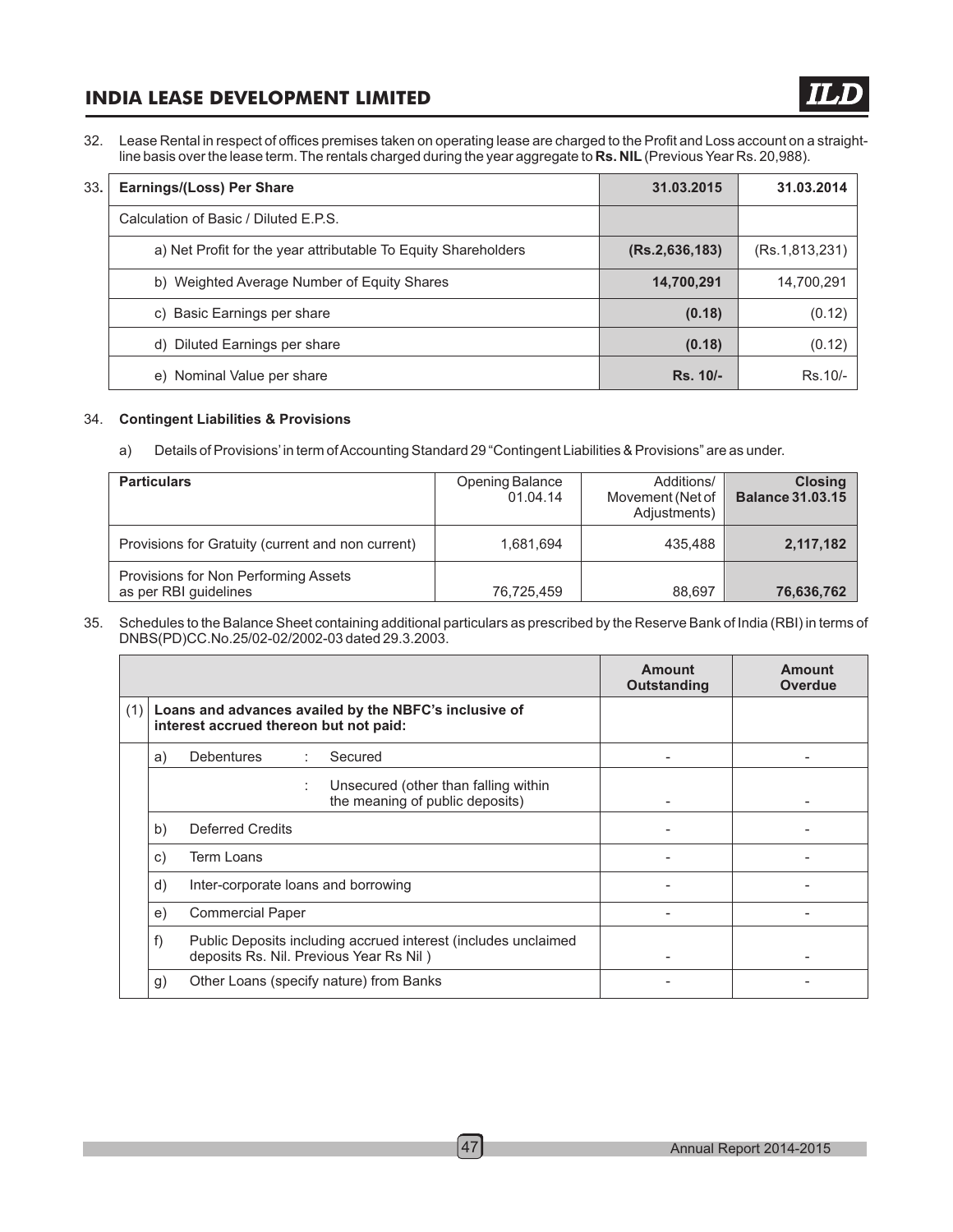32. Lease Rental in respect of offices premises taken on operating lease are charged to the Profit and Loss account on a straight-line basis over the lease term. The rentals charged during the year aggregate to **Rs. NIL** (Previous Year Rs. 20,988).

33. 

| **Earnings/(Loss) Per Share** | **31.03.2015** | **31.03.2014** |
|---|---|---|
| Calculation of Basic / Diluted E.P.S. | | |
| a) Net Profit for the year attributable To Equity Shareholders | **(Rs.2,636,183)** | (Rs.1,813,231) |
| b) Weighted Average Number of Equity Shares | **14,700,291** | 14,700,291 |
| c) Basic Earnings per share | **(0.18)** | (0.12) |
| d) Diluted Earnings per share | **(0.18)** | (0.12) |
| e) Nominal Value per share | **Rs. 10/-** | Rs.10/- |

34. **Contingent Liabilities & Provisions**

a) Details of Provisions' in term of Accounting Standard 29 "Contingent Liabilities & Provisions" are as under.

| **Particulars** | Opening Balance 01.04.14 | Additions/ Movement (Net of Adjustments) | **Closing Balance 31.03.15** |
|---|---|---|---|
| Provisions for Gratuity (current and non current) | 1,681,694 | 435,488 | **2,117,182** |
| Provisions for Non Performing Assets as per RBI guidelines | 76,725,459 | 88,697 | **76,636,762** |

35. Schedules to the Balance Sheet containing additional particulars as prescribed by the Reserve Bank of India (RBI) in terms of DNBS(PD)CC.No.25/02-02/2002-03 dated 29.3.2003.

| | | | | **Amount Outstanding** | **Amount Overdue** |
|---|---|---|---|---|---|
| (1) | **Loans and advances availed by the NBFC's inclusive of interest accrued thereon but not paid:** | | | | |
| | a) | Debentures | : Secured | - | - |
| | | | : Unsecured (other than falling within the meaning of public deposits) | - | - |
| | b) | Deferred Credits | | - | - |
| | c) | Term Loans | | - | - |
| | d) | Inter-corporate loans and borrowing | | - | - |
| | e) | Commercial Paper | | - | - |
| | f) | Public Deposits including accrued interest (includes unclaimed deposits Rs. Nil. Previous Year Rs Nil ) | | - | - |
| | g) | Other Loans (specify nature) from Banks | | - | - |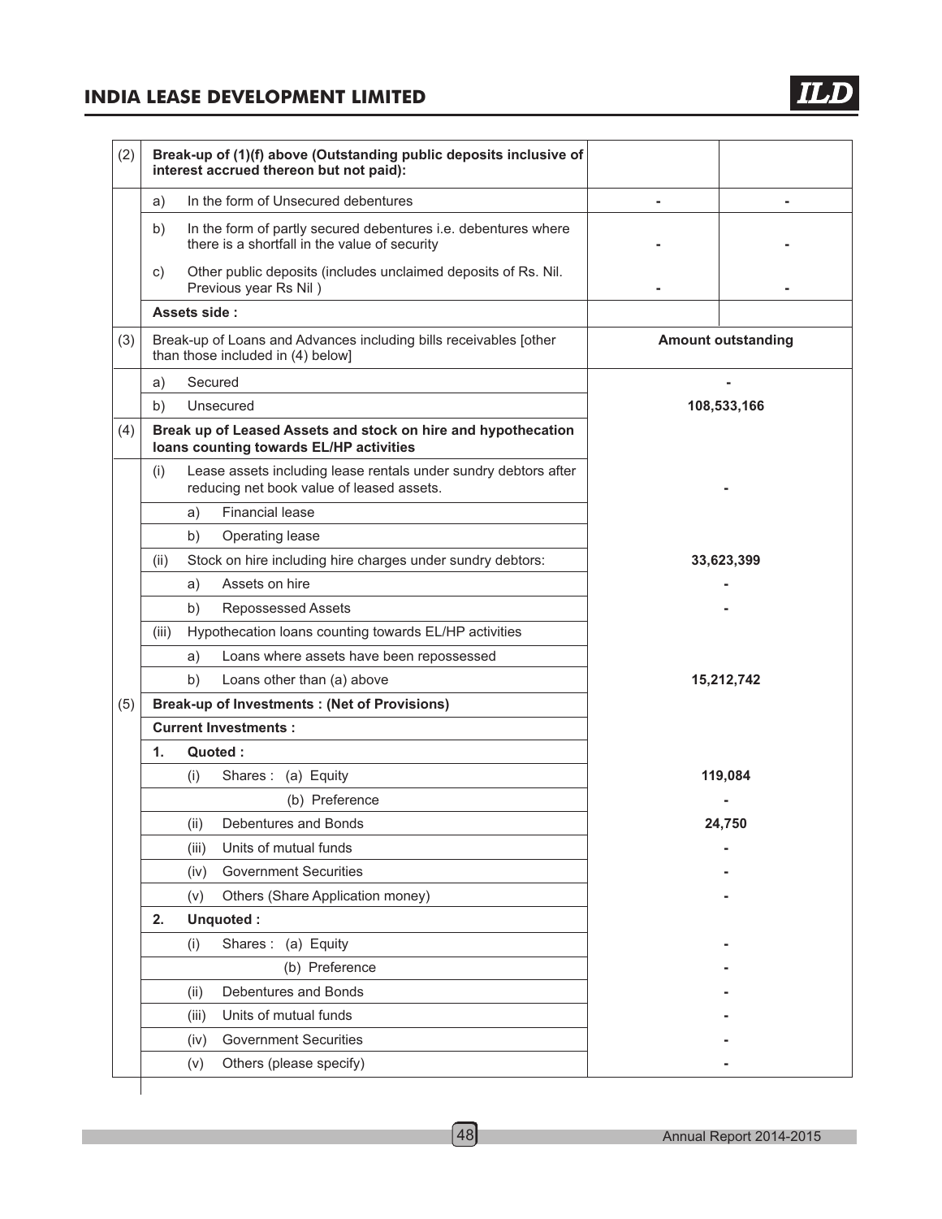| | | | |
|---|---|---|---|
| (2) | **Break-up of (1)(f) above (Outstanding public deposits inclusive of interest accrued thereon but not paid):** | | |
| | a) In the form of Unsecured debentures | - | - |
| | b) In the form of partly secured debentures i.e. debentures where there is a shortfall in the value of security | - | - |
| | c) Other public deposits (includes unclaimed deposits of Rs. Nil. Previous year Rs Nil ) | - | - |
| | **Assets side :** | | |
| (3) | Break-up of Loans and Advances including bills receivables [other than those included in (4) below] | **Amount outstanding** | |
| | a) Secured | - | |
| | b) Unsecured | **108,533,166** | |
| (4) | **Break up of Leased Assets and stock on hire and hypothecation loans counting towards EL/HP activities** | | |
| | (i) Lease assets including lease rentals under sundry debtors after reducing net book value of leased assets. | - | |
| | a) Financial lease | | |
| | b) Operating lease | | |
| | (ii) Stock on hire including hire charges under sundry debtors: | **33,623,399** | |
| | a) Assets on hire | - | |
| | b) Repossessed Assets | - | |
| | (iii) Hypothecation loans counting towards EL/HP activities | | |
| | a) Loans where assets have been repossessed | | |
| | b) Loans other than (a) above | **15,212,742** | |
| (5) | **Break-up of Investments : (Net of Provisions)** | | |
| | **Current Investments :** | | |
| | **1. Quoted :** | | |
| | (i) Shares : (a) Equity | **119,084** | |
| | (b) Preference | - | |
| | (ii) Debentures and Bonds | **24,750** | |
| | (iii) Units of mutual funds | - | |
| | (iv) Government Securities | - | |
| | (v) Others (Share Application money) | - | |
| | **2. Unquoted :** | | |
| | (i) Shares : (a) Equity | - | |
| | (b) Preference | - | |
| | (ii) Debentures and Bonds | - | |
| | (iii) Units of mutual funds | - | |
| | (iv) Government Securities | - | |
| | (v) Others (please specify) | - | |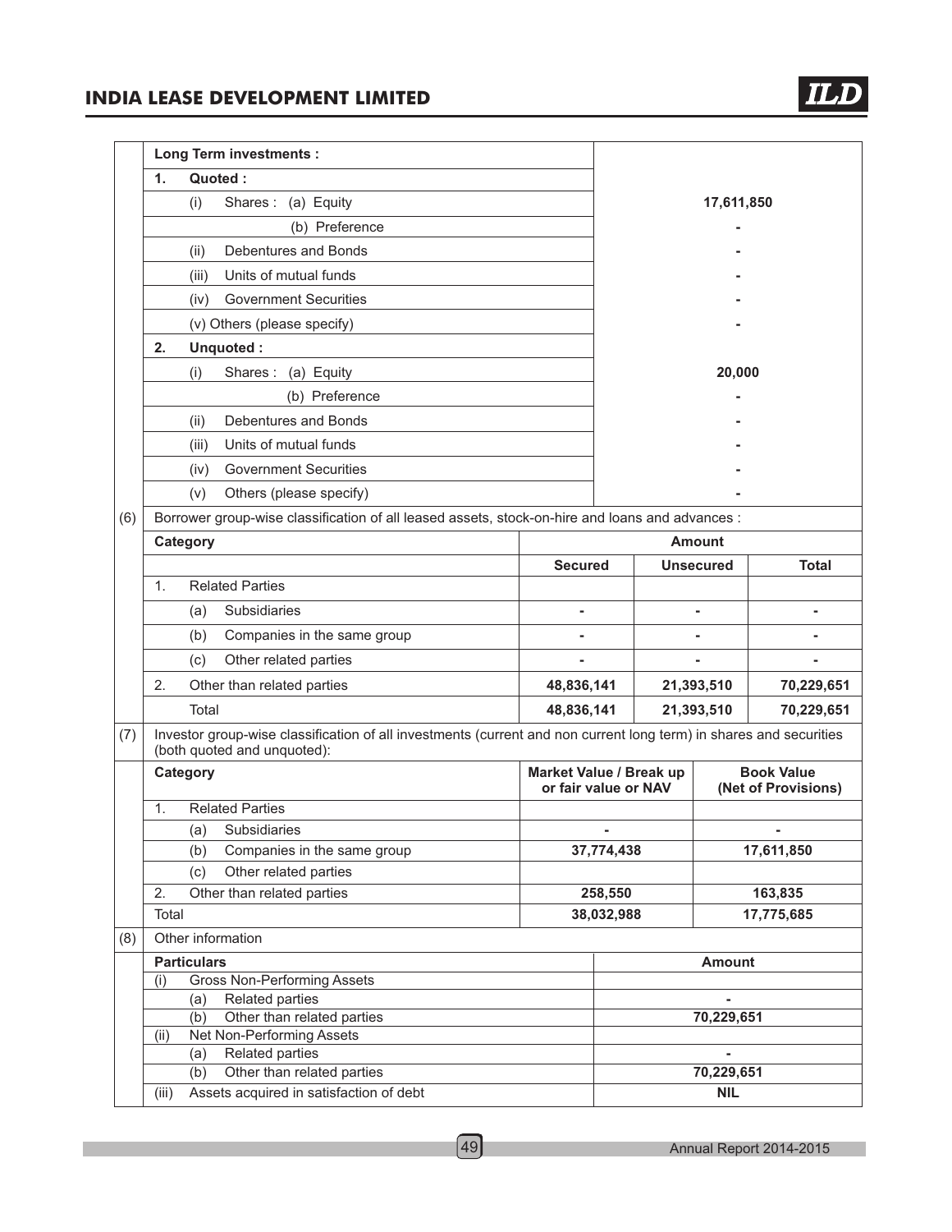| | Long Term investments : | |
|---|---|---|
| | 1. Quoted : | |
| | (i) Shares : (a) Equity | 17,611,850 |
| | (b) Preference | - |
| | (ii) Debentures and Bonds | - |
| | (iii) Units of mutual funds | - |
| | (iv) Government Securities | - |
| | (v) Others (please specify) | - |
| | 2. Unquoted : | |
| | (i) Shares : (a) Equity | 20,000 |
| | (b) Preference | - |
| | (ii) Debentures and Bonds | - |
| | (iii) Units of mutual funds | - |
| | (iv) Government Securities | - |
| | (v) Others (please specify) | - |

(6) Borrower group-wise classification of all leased assets, stock-on-hire and loans and advances :

| Category | Amount | | |
|---|---|---|---|
| | Secured | Unsecured | Total |
| 1. Related Parties | | | |
| (a) Subsidiaries | - | - | - |
| (b) Companies in the same group | - | - | - |
| (c) Other related parties | - | - | - |
| 2. Other than related parties | 48,836,141 | 21,393,510 | 70,229,651 |
| Total | 48,836,141 | 21,393,510 | 70,229,651 |

(7) Investor group-wise classification of all investments (current and non current long term) in shares and securities (both quoted and unquoted):

| Category | Market Value / Break up or fair value or NAV | Book Value (Net of Provisions) |
|---|---|---|
| 1. Related Parties | | |
| (a) Subsidiaries | - | - |
| (b) Companies in the same group | 37,774,438 | 17,611,850 |
| (c) Other related parties | | |
| 2. Other than related parties | 258,550 | 163,835 |
| Total | 38,032,988 | 17,775,685 |

(8) Other information

| Particulars | Amount |
|---|---|
| (i) Gross Non-Performing Assets | |
| (a) Related parties | - |
| (b) Other than related parties | 70,229,651 |
| (ii) Net Non-Performing Assets | |
| (a) Related parties | - |
| (b) Other than related parties | 70,229,651 |
| (iii) Assets acquired in satisfaction of debt | NIL |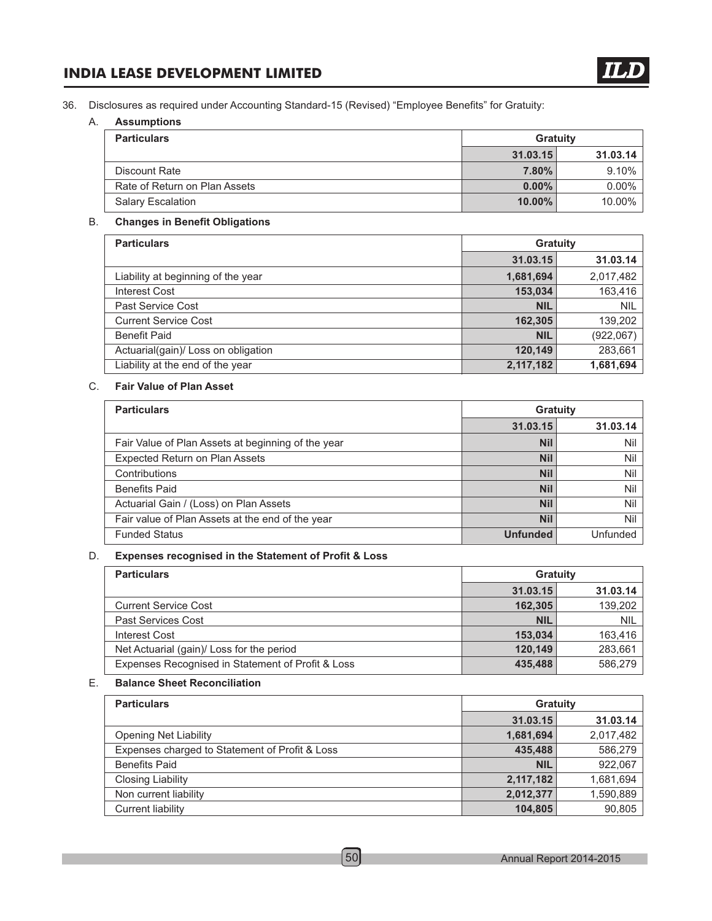36. Disclosures as required under Accounting Standard-15 (Revised) "Employee Benefits" for Gratuity:

A. **Assumptions**

| Particulars | Gratuity | |
|---|---|---|
| | **31.03.15** | **31.03.14** |
| Discount Rate | **7.80%** | 9.10% |
| Rate of Return on Plan Assets | **0.00%** | 0.00% |
| Salary Escalation | **10.00%** | 10.00% |

B. **Changes in Benefit Obligations**

| Particulars | Gratuity | |
|---|---|---|
| | **31.03.15** | **31.03.14** |
| Liability at beginning of the year | **1,681,694** | 2,017,482 |
| Interest Cost | **153,034** | 163,416 |
| Past Service Cost | **NIL** | NIL |
| Current Service Cost | **162,305** | 139,202 |
| Benefit Paid | **NIL** | (922,067) |
| Actuarial(gain)/ Loss on obligation | **120,149** | 283,661 |
| Liability at the end of the year | **2,117,182** | **1,681,694** |

C. **Fair Value of Plan Asset**

| Particulars | Gratuity | |
|---|---|---|
| | **31.03.15** | **31.03.14** |
| Fair Value of Plan Assets at beginning of the year | **Nil** | Nil |
| Expected Return on Plan Assets | **Nil** | Nil |
| Contributions | **Nil** | Nil |
| Benefits Paid | **Nil** | Nil |
| Actuarial Gain / (Loss) on Plan Assets | **Nil** | Nil |
| Fair value of Plan Assets at the end of the year | **Nil** | Nil |
| Funded Status | **Unfunded** | Unfunded |

D. **Expenses recognised in the Statement of Profit & Loss**

| Particulars | Gratuity | |
|---|---|---|
| | **31.03.15** | **31.03.14** |
| Current Service Cost | **162,305** | 139,202 |
| Past Services Cost | **NIL** | NIL |
| Interest Cost | **153,034** | 163,416 |
| Net Actuarial (gain)/ Loss for the period | **120,149** | 283,661 |
| Expenses Recognised in Statement of Profit & Loss | **435,488** | 586,279 |

E. **Balance Sheet Reconciliation**

| Particulars | Gratuity | |
|---|---|---|
| | **31.03.15** | **31.03.14** |
| Opening Net Liability | **1,681,694** | 2,017,482 |
| Expenses charged to Statement of Profit & Loss | **435,488** | 586,279 |
| Benefits Paid | **NIL** | 922,067 |
| Closing Liability | **2,117,182** | 1,681,694 |
| Non current liability | **2,012,377** | 1,590,889 |
| Current liability | **104,805** | 90,805 |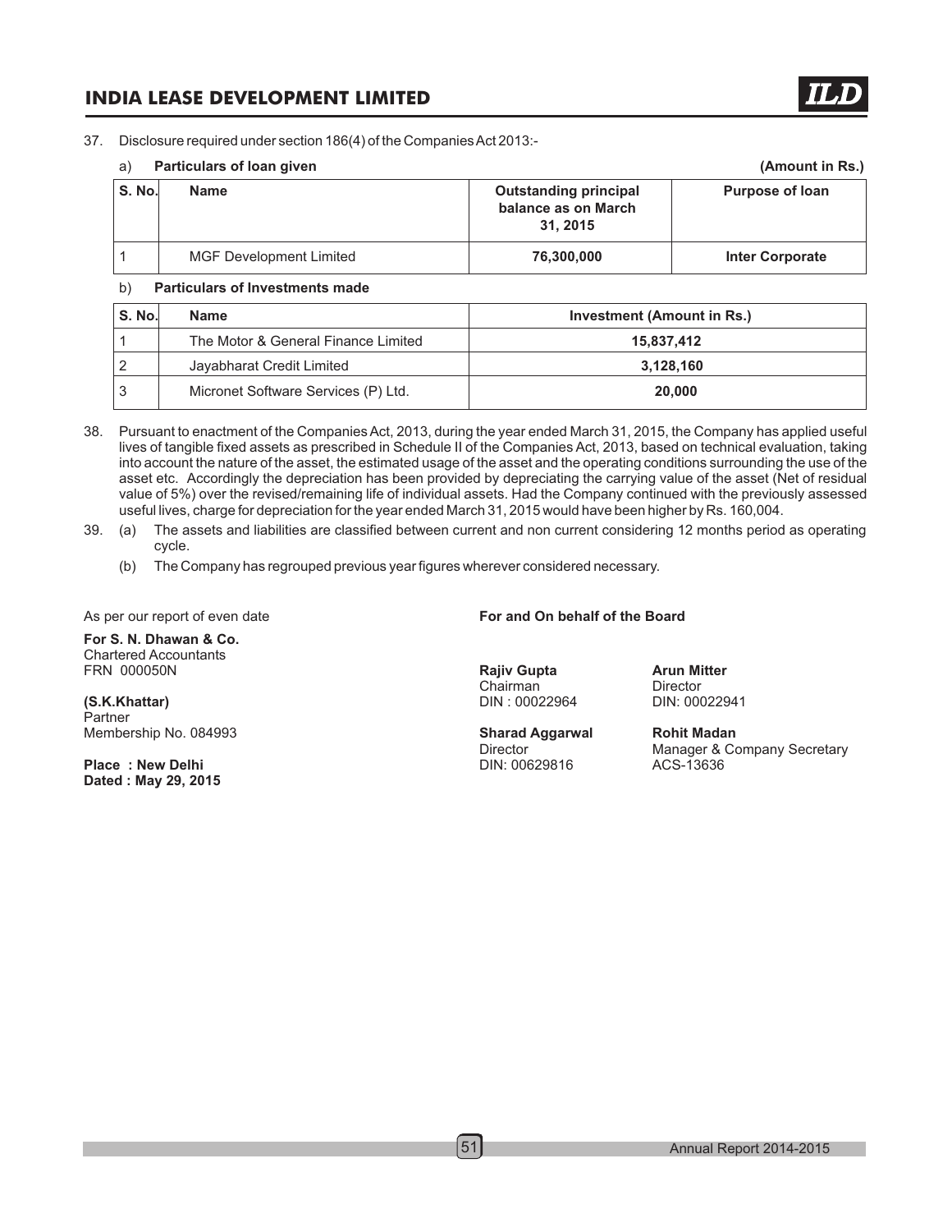37. Disclosure required under section 186(4) of the Companies Act 2013:-

a) **Particulars of loan given** **(Amount in Rs.)**

| S. No. | Name | Outstanding principal balance as on March 31, 2015 | Purpose of loan |
|---|---|---|---|
| 1 | MGF Development Limited | **76,300,000** | **Inter Corporate** |

b) **Particulars of Investments made**

| S. No. | Name | Investment (Amount in Rs.) |
|---|---|---|
| 1 | The Motor & General Finance Limited | **15,837,412** |
| 2 | Jayabharat Credit Limited | **3,128,160** |
| 3 | Micronet Software Services (P) Ltd. | **20,000** |

38. Pursuant to enactment of the Companies Act, 2013, during the year ended March 31, 2015, the Company has applied useful lives of tangible fixed assets as prescribed in Schedule II of the Companies Act, 2013, based on technical evaluation, taking into account the nature of the asset, the estimated usage of the asset and the operating conditions surrounding the use of the asset etc. Accordingly the depreciation has been provided by depreciating the carrying value of the asset (Net of residual value of 5%) over the revised/remaining life of individual assets. Had the Company continued with the previously assessed useful lives, charge for depreciation for the year ended March 31, 2015 would have been higher by Rs. 160,004.

39. (a) The assets and liabilities are classified between current and non current considering 12 months period as operating cycle.

(b) The Company has regrouped previous year figures wherever considered necessary.

As per our report of even date

**For S. N. Dhawan & Co.**
Chartered Accountants
FRN 000050N

**(S.K.Khattar)**
Partner
Membership No. 084993

**Place : New Delhi**
**Dated : May 29, 2015**

**For and On behalf of the Board**

**Rajiv Gupta**
Chairman
DIN : 00022964

**Arun Mitter**
Director
DIN: 00022941

**Sharad Aggarwal**
Director
DIN: 00629816

**Rohit Madan**
Manager & Company Secretary
ACS-13636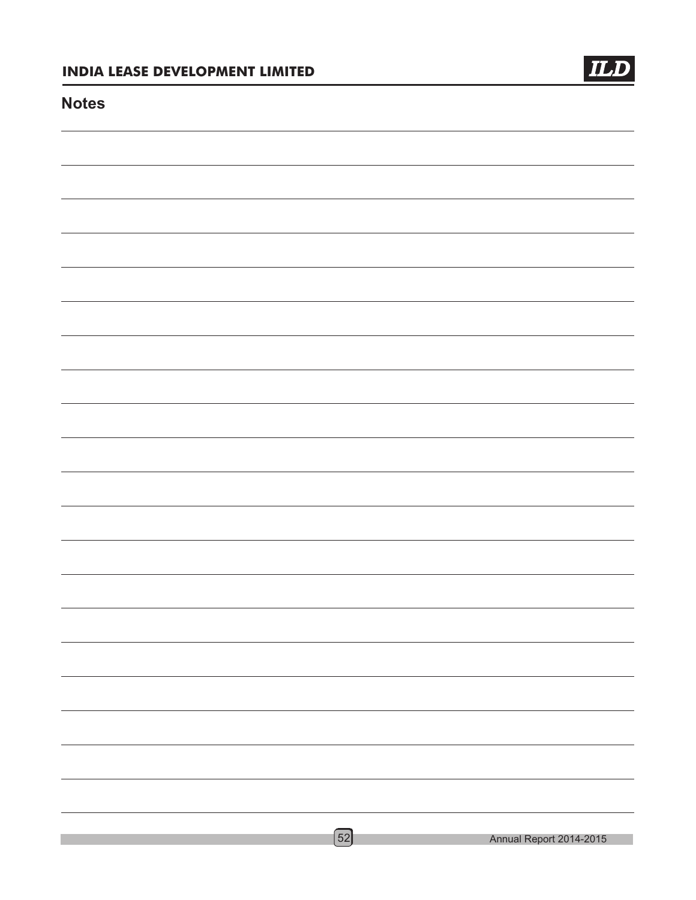## Notes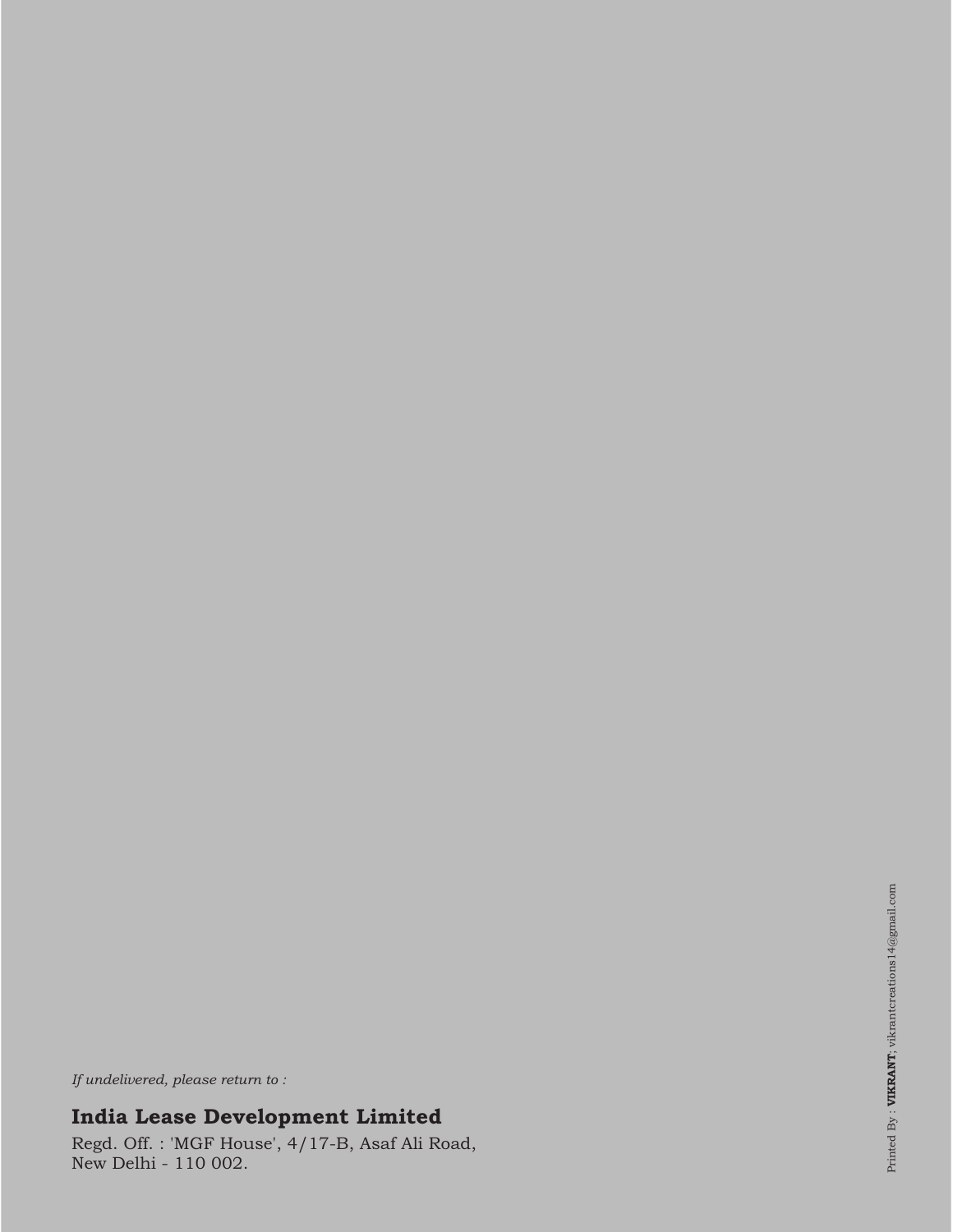*If undelivered, please return to :*

**India Lease Development Limited**

Regd. Off. : 'MGF House', 4/17-B, Asaf Ali Road,
New Delhi - 110 002.

Printed By : **VIKRANT**, vikrantcreations14@gmail.com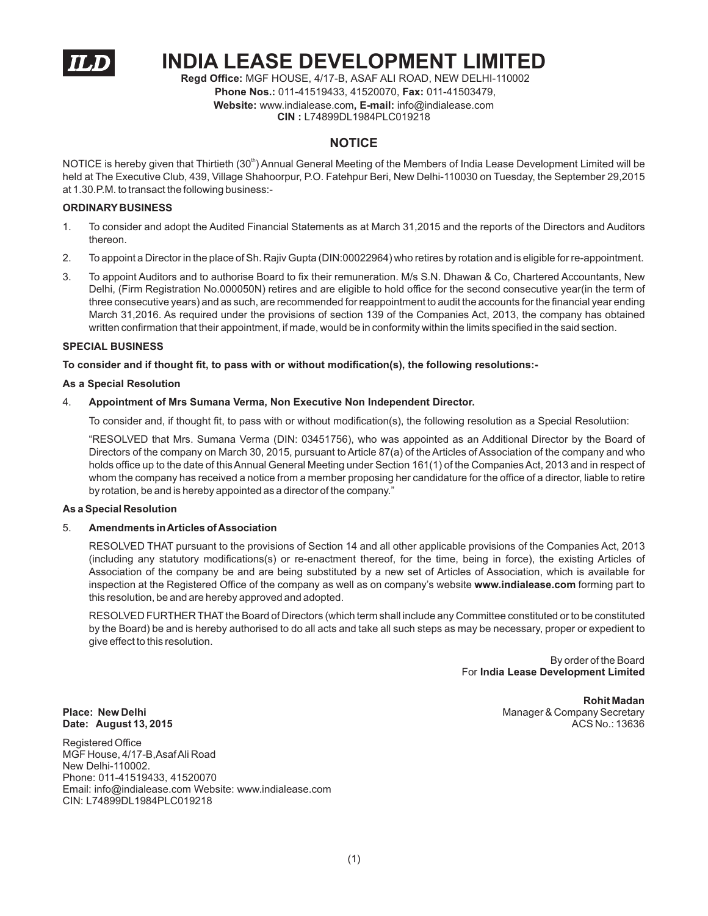# INDIA LEASE DEVELOPMENT LIMITED

**Regd Office:** MGF HOUSE, 4/17-B, ASAF ALI ROAD, NEW DELHI-110002
**Phone Nos.:** 011-41519433, 41520070, **Fax:** 011-41503479,
**Website:** www.indialease.com**, E-mail:** info@indialease.com
**CIN :** L74899DL1984PLC019218

## NOTICE

NOTICE is hereby given that Thirtieth (30th) Annual General Meeting of the Members of India Lease Development Limited will be held at The Executive Club, 439, Village Shahoorpur, P.O. Fatehpur Beri, New Delhi-110030 on Tuesday, the September 29,2015 at 1.30.P.M. to transact the following business:-

**ORDINARY BUSINESS**

1. To consider and adopt the Audited Financial Statements as at March 31,2015 and the reports of the Directors and Auditors thereon.
2. To appoint a Director in the place of Sh. Rajiv Gupta (DIN:00022964) who retires by rotation and is eligible for re-appointment.
3. To appoint Auditors and to authorise Board to fix their remuneration. M/s S.N. Dhawan & Co, Chartered Accountants, New Delhi, (Firm Registration No.000050N) retires and are eligible to hold office for the second consecutive year(in the term of three consecutive years) and as such, are recommended for reappointment to audit the accounts for the financial year ending March 31,2016. As required under the provisions of section 139 of the Companies Act, 2013, the company has obtained written confirmation that their appointment, if made, would be in conformity within the limits specified in the said section.

**SPECIAL BUSINESS**

**To consider and if thought fit, to pass with or without modification(s), the following resolutions:-**

**As a Special Resolution**

4. **Appointment of Mrs Sumana Verma, Non Executive Non Independent Director.**

   To consider and, if thought fit, to pass with or without modification(s), the following resolution as a Special Resolutiion:

   "RESOLVED that Mrs. Sumana Verma (DIN: 03451756), who was appointed as an Additional Director by the Board of Directors of the company on March 30, 2015, pursuant to Article 87(a) of the Articles of Association of the company and who holds office up to the date of this Annual General Meeting under Section 161(1) of the Companies Act, 2013 and in respect of whom the company has received a notice from a member proposing her candidature for the office of a director, liable to retire by rotation, be and is hereby appointed as a director of the company."

**As a Special Resolution**

5. **Amendments in Articles of Association**

   RESOLVED THAT pursuant to the provisions of Section 14 and all other applicable provisions of the Companies Act, 2013 (including any statutory modifications(s) or re-enactment thereof, for the time, being in force), the existing Articles of Association of the company be and are being substituted by a new set of Articles of Association, which is available for inspection at the Registered Office of the company as well as on company's website **www.indialease.com** forming part to this resolution, be and are hereby approved and adopted.

   RESOLVED FURTHER THAT the Board of Directors (which term shall include any Committee constituted or to be constituted by the Board) be and is hereby authorised to do all acts and take all such steps as may be necessary, proper or expedient to give effect to this resolution.

By order of the Board
For **India Lease Development Limited**

**Rohit Madan**
Manager & Company Secretary
ACS No.: 13636

**Place: New Delhi**
**Date: August 13, 2015**

Registered Office
MGF House, 4/17-B,Asaf Ali Road
New Delhi-110002.
Phone: 011-41519433, 41520070
Email: info@indialease.com Website: www.indialease.com
CIN: L74899DL1984PLC019218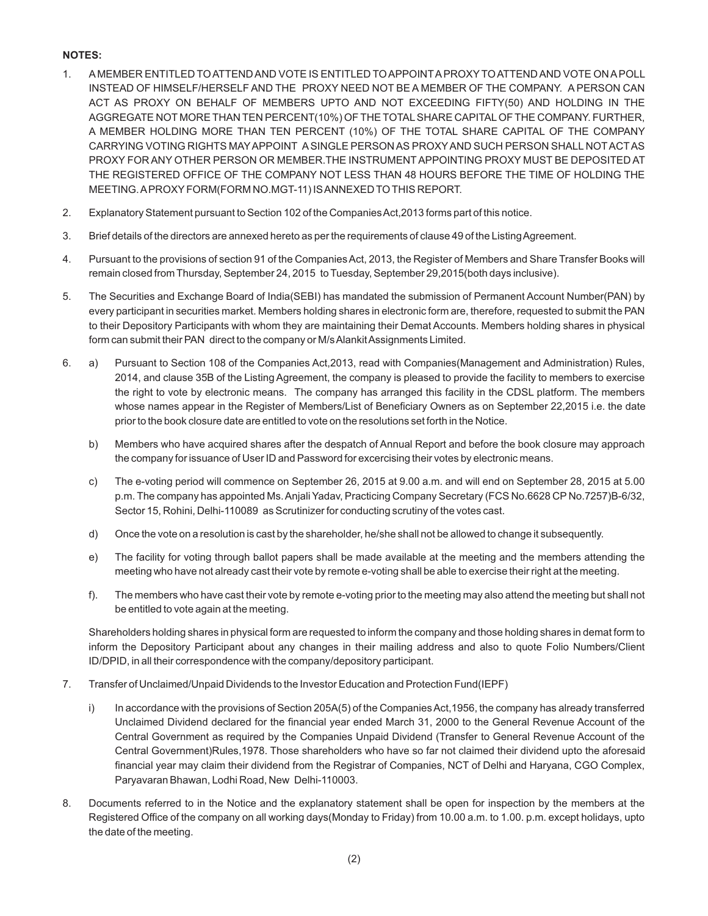**NOTES:**

1. A MEMBER ENTITLED TO ATTEND AND VOTE IS ENTITLED TO APPOINT A PROXY TO ATTEND AND VOTE ON A POLL INSTEAD OF HIMSELF/HERSELF AND THE PROXY NEED NOT BE A MEMBER OF THE COMPANY. A PERSON CAN ACT AS PROXY ON BEHALF OF MEMBERS UPTO AND NOT EXCEEDING FIFTY(50) AND HOLDING IN THE AGGREGATE NOT MORE THAN TEN PERCENT(10%) OF THE TOTAL SHARE CAPITAL OF THE COMPANY. FURTHER, A MEMBER HOLDING MORE THAN TEN PERCENT (10%) OF THE TOTAL SHARE CAPITAL OF THE COMPANY CARRYING VOTING RIGHTS MAY APPOINT A SINGLE PERSON AS PROXY AND SUCH PERSON SHALL NOT ACT AS PROXY FOR ANY OTHER PERSON OR MEMBER.THE INSTRUMENT APPOINTING PROXY MUST BE DEPOSITED AT THE REGISTERED OFFICE OF THE COMPANY NOT LESS THAN 48 HOURS BEFORE THE TIME OF HOLDING THE MEETING. A PROXY FORM(FORM NO.MGT-11) IS ANNEXED TO THIS REPORT.

2. Explanatory Statement pursuant to Section 102 of the Companies Act,2013 forms part of this notice.

3. Brief details of the directors are annexed hereto as per the requirements of clause 49 of the Listing Agreement.

4. Pursuant to the provisions of section 91 of the Companies Act, 2013, the Register of Members and Share Transfer Books will remain closed from Thursday, September 24, 2015 to Tuesday, September 29,2015(both days inclusive).

5. The Securities and Exchange Board of India(SEBI) has mandated the submission of Permanent Account Number(PAN) by every participant in securities market. Members holding shares in electronic form are, therefore, requested to submit the PAN to their Depository Participants with whom they are maintaining their Demat Accounts. Members holding shares in physical form can submit their PAN direct to the company or M/s Alankit Assignments Limited.

6. a) Pursuant to Section 108 of the Companies Act,2013, read with Companies(Management and Administration) Rules, 2014, and clause 35B of the Listing Agreement, the company is pleased to provide the facility to members to exercise the right to vote by electronic means. The company has arranged this facility in the CDSL platform. The members whose names appear in the Register of Members/List of Beneficiary Owners as on September 22,2015 i.e. the date prior to the book closure date are entitled to vote on the resolutions set forth in the Notice.

   b) Members who have acquired shares after the despatch of Annual Report and before the book closure may approach the company for issuance of User ID and Password for excercising their votes by electronic means.

   c) The e-voting period will commence on September 26, 2015 at 9.00 a.m. and will end on September 28, 2015 at 5.00 p.m. The company has appointed Ms. Anjali Yadav, Practicing Company Secretary (FCS No.6628 CP No.7257)B-6/32, Sector 15, Rohini, Delhi-110089 as Scrutinizer for conducting scrutiny of the votes cast.

   d) Once the vote on a resolution is cast by the shareholder, he/she shall not be allowed to change it subsequently.

   e) The facility for voting through ballot papers shall be made available at the meeting and the members attending the meeting who have not already cast their vote by remote e-voting shall be able to exercise their right at the meeting.

   f). The members who have cast their vote by remote e-voting prior to the meeting may also attend the meeting but shall not be entitled to vote again at the meeting.

   Shareholders holding shares in physical form are requested to inform the company and those holding shares in demat form to inform the Depository Participant about any changes in their mailing address and also to quote Folio Numbers/Client ID/DPID, in all their correspondence with the company/depository participant.

7. Transfer of Unclaimed/Unpaid Dividends to the Investor Education and Protection Fund(IEPF)

   i) In accordance with the provisions of Section 205A(5) of the Companies Act,1956, the company has already transferred Unclaimed Dividend declared for the financial year ended March 31, 2000 to the General Revenue Account of the Central Government as required by the Companies Unpaid Dividend (Transfer to General Revenue Account of the Central Government)Rules,1978. Those shareholders who have so far not claimed their dividend upto the aforesaid financial year may claim their dividend from the Registrar of Companies, NCT of Delhi and Haryana, CGO Complex, Paryavaran Bhawan, Lodhi Road, New Delhi-110003.

8. Documents referred to in the Notice and the explanatory statement shall be open for inspection by the members at the Registered Office of the company on all working days(Monday to Friday) from 10.00 a.m. to 1.00. p.m. except holidays, upto the date of the meeting.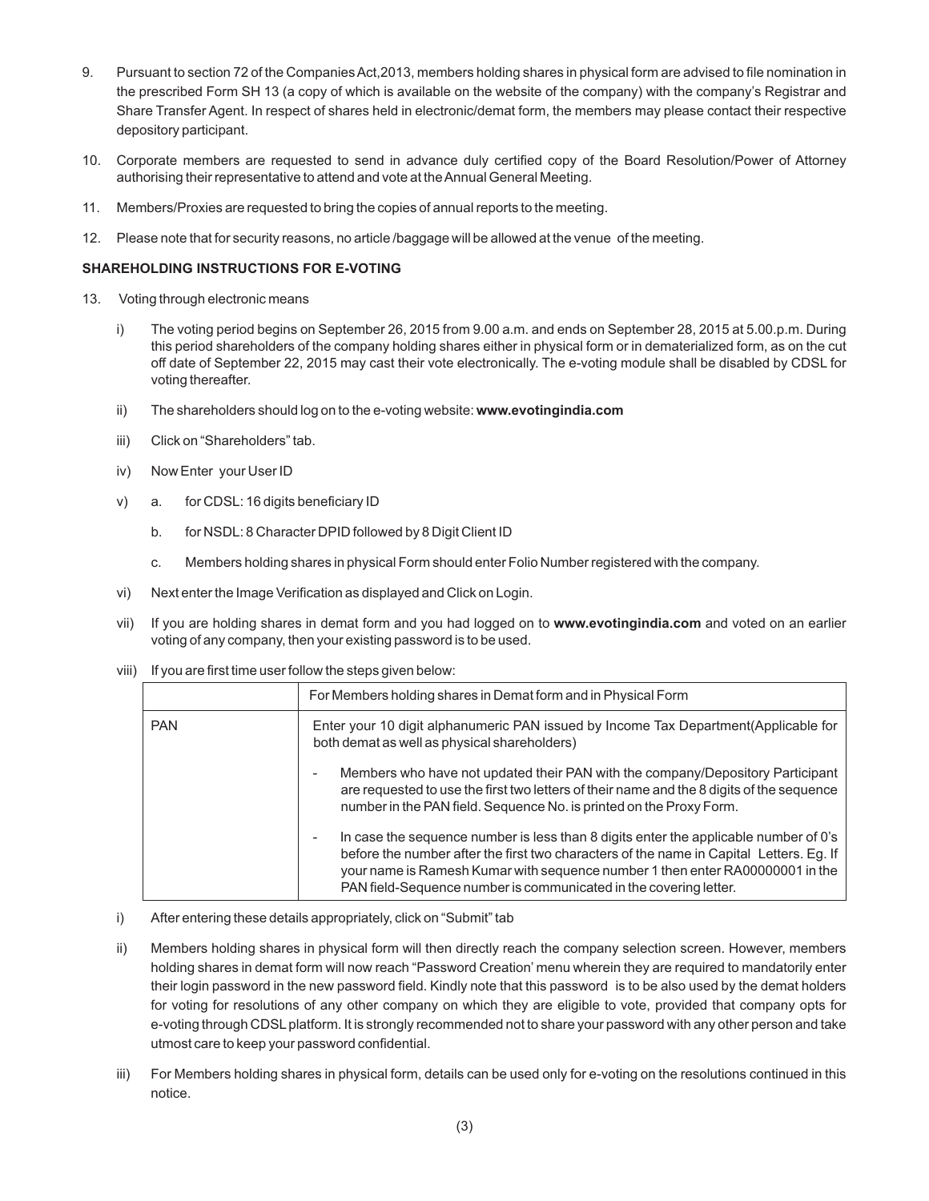9. Pursuant to section 72 of the Companies Act,2013, members holding shares in physical form are advised to file nomination in the prescribed Form SH 13 (a copy of which is available on the website of the company) with the company's Registrar and Share Transfer Agent. In respect of shares held in electronic/demat form, the members may please contact their respective depository participant.

10. Corporate members are requested to send in advance duly certified copy of the Board Resolution/Power of Attorney authorising their representative to attend and vote at the Annual General Meeting.

11. Members/Proxies are requested to bring the copies of annual reports to the meeting.

12. Please note that for security reasons, no article /baggage will be allowed at the venue of the meeting.

**SHAREHOLDING INSTRUCTIONS FOR E-VOTING**

13. Voting through electronic means

    i) The voting period begins on September 26, 2015 from 9.00 a.m. and ends on September 28, 2015 at 5.00.p.m. During this period shareholders of the company holding shares either in physical form or in dematerialized form, as on the cut off date of September 22, 2015 may cast their vote electronically. The e-voting module shall be disabled by CDSL for voting thereafter.

    ii) The shareholders should log on to the e-voting website: **www.evotingindia.com**

    iii) Click on "Shareholders" tab.

    iv) Now Enter your User ID

    v) a. for CDSL: 16 digits beneficiary ID

       b. for NSDL: 8 Character DPID followed by 8 Digit Client ID

       c. Members holding shares in physical Form should enter Folio Number registered with the company.

    vi) Next enter the Image Verification as displayed and Click on Login.

    vii) If you are holding shares in demat form and you had logged on to **www.evotingindia.com** and voted on an earlier voting of any company, then your existing password is to be used.

    viii) If you are first time user follow the steps given below:

| | For Members holding shares in Demat form and in Physical Form |
|---|---|
| PAN | Enter your 10 digit alphanumeric PAN issued by Income Tax Department(Applicable for both demat as well as physical shareholders)<br>- Members who have not updated their PAN with the company/Depository Participant are requested to use the first two letters of their name and the 8 digits of the sequence number in the PAN field. Sequence No. is printed on the Proxy Form.<br>- In case the sequence number is less than 8 digits enter the applicable number of 0's before the number after the first two characters of the name in Capital Letters. Eg. If your name is Ramesh Kumar with sequence number 1 then enter RA00000001 in the PAN field-Sequence number is communicated in the covering letter. |

    i) After entering these details appropriately, click on "Submit" tab

    ii) Members holding shares in physical form will then directly reach the company selection screen. However, members holding shares in demat form will now reach "Password Creation' menu wherein they are required to mandatorily enter their login password in the new password field. Kindly note that this password is to be also used by the demat holders for voting for resolutions of any other company on which they are eligible to vote, provided that company opts for e-voting through CDSL platform. It is strongly recommended not to share your password with any other person and take utmost care to keep your password confidential.

    iii) For Members holding shares in physical form, details can be used only for e-voting on the resolutions continued in this notice.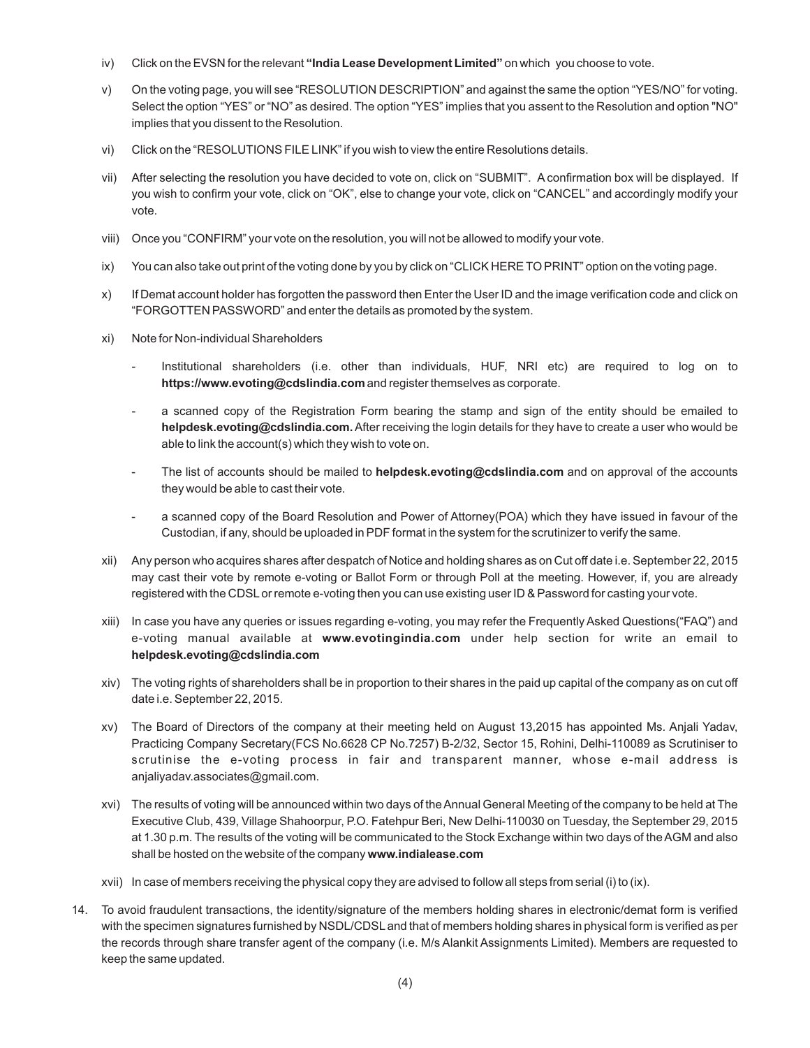iv) Click on the EVSN for the relevant **"India Lease Development Limited"** on which you choose to vote.

v) On the voting page, you will see "RESOLUTION DESCRIPTION" and against the same the option "YES/NO" for voting. Select the option "YES" or "NO" as desired. The option "YES" implies that you assent to the Resolution and option "NO" implies that you dissent to the Resolution.

vi) Click on the "RESOLUTIONS FILE LINK" if you wish to view the entire Resolutions details.

vii) After selecting the resolution you have decided to vote on, click on "SUBMIT". A confirmation box will be displayed. If you wish to confirm your vote, click on "OK", else to change your vote, click on "CANCEL" and accordingly modify your vote.

viii) Once you "CONFIRM" your vote on the resolution, you will not be allowed to modify your vote.

ix) You can also take out print of the voting done by you by click on "CLICK HERE TO PRINT" option on the voting page.

x) If Demat account holder has forgotten the password then Enter the User ID and the image verification code and click on "FORGOTTEN PASSWORD" and enter the details as promoted by the system.

xi) Note for Non-individual Shareholders

- Institutional shareholders (i.e. other than individuals, HUF, NRI etc) are required to log on to **https://www.evoting@cdslindia.com** and register themselves as corporate.
- a scanned copy of the Registration Form bearing the stamp and sign of the entity should be emailed to **helpdesk.evoting@cdslindia.com.** After receiving the login details for they have to create a user who would be able to link the account(s) which they wish to vote on.
- The list of accounts should be mailed to **helpdesk.evoting@cdslindia.com** and on approval of the accounts they would be able to cast their vote.
- a scanned copy of the Board Resolution and Power of Attorney(POA) which they have issued in favour of the Custodian, if any, should be uploaded in PDF format in the system for the scrutinizer to verify the same.

xii) Any person who acquires shares after despatch of Notice and holding shares as on Cut off date i.e. September 22, 2015 may cast their vote by remote e-voting or Ballot Form or through Poll at the meeting. However, if, you are already registered with the CDSL or remote e-voting then you can use existing user ID & Password for casting your vote.

xiii) In case you have any queries or issues regarding e-voting, you may refer the Frequently Asked Questions("FAQ") and e-voting manual available at **www.evotingindia.com** under help section for write an email to **helpdesk.evoting@cdslindia.com**

xiv) The voting rights of shareholders shall be in proportion to their shares in the paid up capital of the company as on cut off date i.e. September 22, 2015.

xv) The Board of Directors of the company at their meeting held on August 13,2015 has appointed Ms. Anjali Yadav, Practicing Company Secretary(FCS No.6628 CP No.7257) B-2/32, Sector 15, Rohini, Delhi-110089 as Scrutiniser to scrutinise the e-voting process in fair and transparent manner, whose e-mail address is anjaliyadav.associates@gmail.com.

xvi) The results of voting will be announced within two days of the Annual General Meeting of the company to be held at The Executive Club, 439, Village Shahoorpur, P.O. Fatehpur Beri, New Delhi-110030 on Tuesday, the September 29, 2015 at 1.30 p.m. The results of the voting will be communicated to the Stock Exchange within two days of the AGM and also shall be hosted on the website of the company **www.indialease.com**

xvii) In case of members receiving the physical copy they are advised to follow all steps from serial (i) to (ix).

14. To avoid fraudulent transactions, the identity/signature of the members holding shares in electronic/demat form is verified with the specimen signatures furnished by NSDL/CDSL and that of members holding shares in physical form is verified as per the records through share transfer agent of the company (i.e. M/s Alankit Assignments Limited). Members are requested to keep the same updated.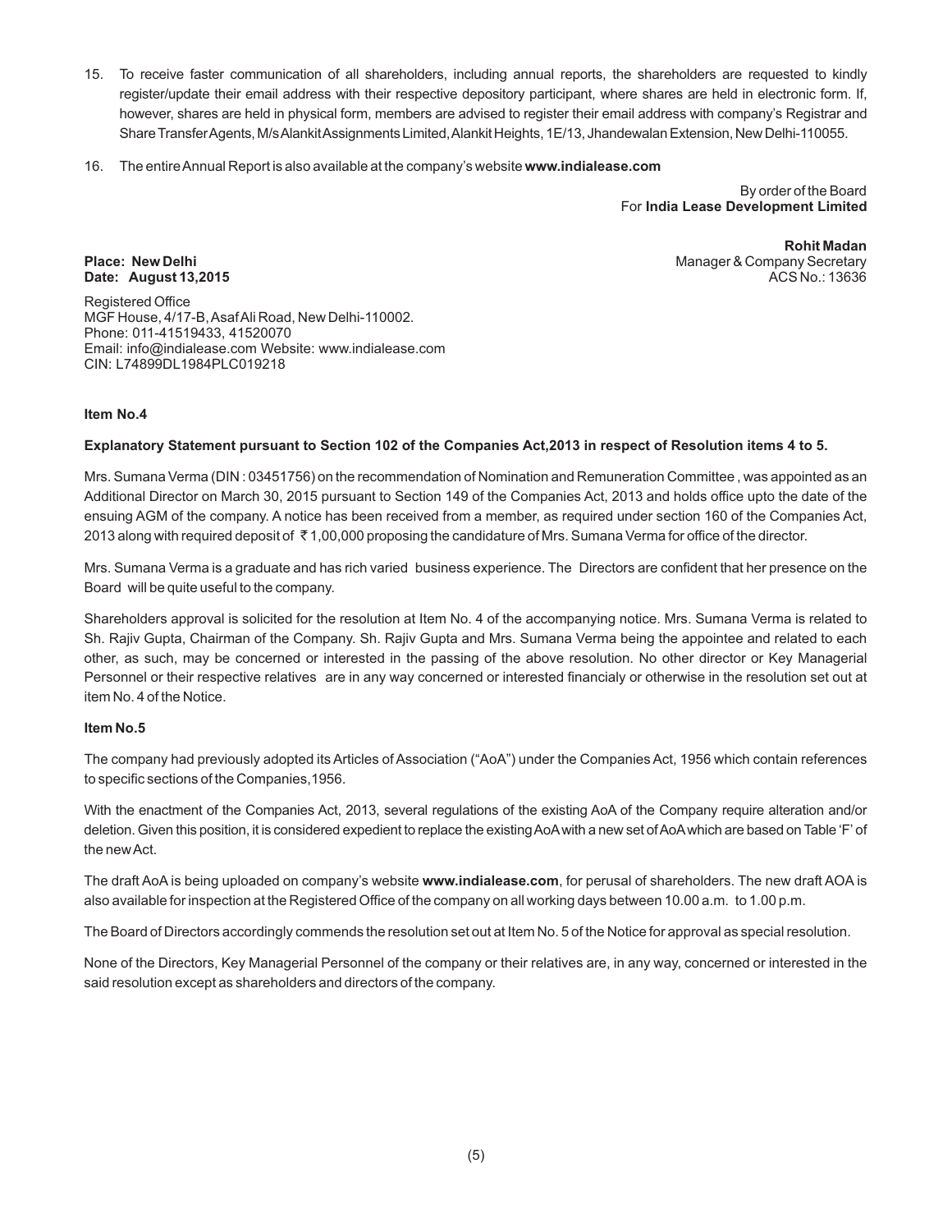15. To receive faster communication of all shareholders, including annual reports, the shareholders are requested to kindly register/update their email address with their respective depository participant, where shares are held in electronic form. If, however, shares are held in physical form, members are advised to register their email address with company's Registrar and Share Transfer Agents, M/s Alankit Assignments Limited, Alankit Heights, 1E/13, Jhandewalan Extension, New Delhi-110055.

16. The entire Annual Report is also available at the company's website **www.indialease.com**

By order of the Board
For **India Lease Development Limited**

**Rohit Madan**
Manager & Company Secretary
ACS No.: 13636

**Place: New Delhi**
**Date: August 13,2015**

Registered Office
MGF House, 4/17-B, Asaf Ali Road, New Delhi-110002.
Phone: 011-41519433, 41520070
Email: info@indialease.com Website: www.indialease.com
CIN: L74899DL1984PLC019218

**Item No.4**

**Explanatory Statement pursuant to Section 102 of the Companies Act,2013 in respect of Resolution items 4 to 5.**

Mrs. Sumana Verma (DIN : 03451756) on the recommendation of Nomination and Remuneration Committee , was appointed as an Additional Director on March 30, 2015 pursuant to Section 149 of the Companies Act, 2013 and holds office upto the date of the ensuing AGM of the company. A notice has been received from a member, as required under section 160 of the Companies Act, 2013 along with required deposit of ₹ 1,00,000 proposing the candidature of Mrs. Sumana Verma for office of the director.

Mrs. Sumana Verma is a graduate and has rich varied business experience. The Directors are confident that her presence on the Board will be quite useful to the company.

Shareholders approval is solicited for the resolution at Item No. 4 of the accompanying notice. Mrs. Sumana Verma is related to Sh. Rajiv Gupta, Chairman of the Company. Sh. Rajiv Gupta and Mrs. Sumana Verma being the appointee and related to each other, as such, may be concerned or interested in the passing of the above resolution. No other director or Key Managerial Personnel or their respective relatives are in any way concerned or interested financialy or otherwise in the resolution set out at item No. 4 of the Notice.

**Item No.5**

The company had previously adopted its Articles of Association ("AoA") under the Companies Act, 1956 which contain references to specific sections of the Companies,1956.

With the enactment of the Companies Act, 2013, several regulations of the existing AoA of the Company require alteration and/or deletion. Given this position, it is considered expedient to replace the existing AoA with a new set of AoA which are based on Table 'F' of the new Act.

The draft AoA is being uploaded on company's website **www.indialease.com**, for perusal of shareholders. The new draft AOA is also available for inspection at the Registered Office of the company on all working days between 10.00 a.m. to 1.00 p.m.

The Board of Directors accordingly commends the resolution set out at Item No. 5 of the Notice for approval as special resolution.

None of the Directors, Key Managerial Personnel of the company or their relatives are, in any way, concerned or interested in the said resolution except as shareholders and directors of the company.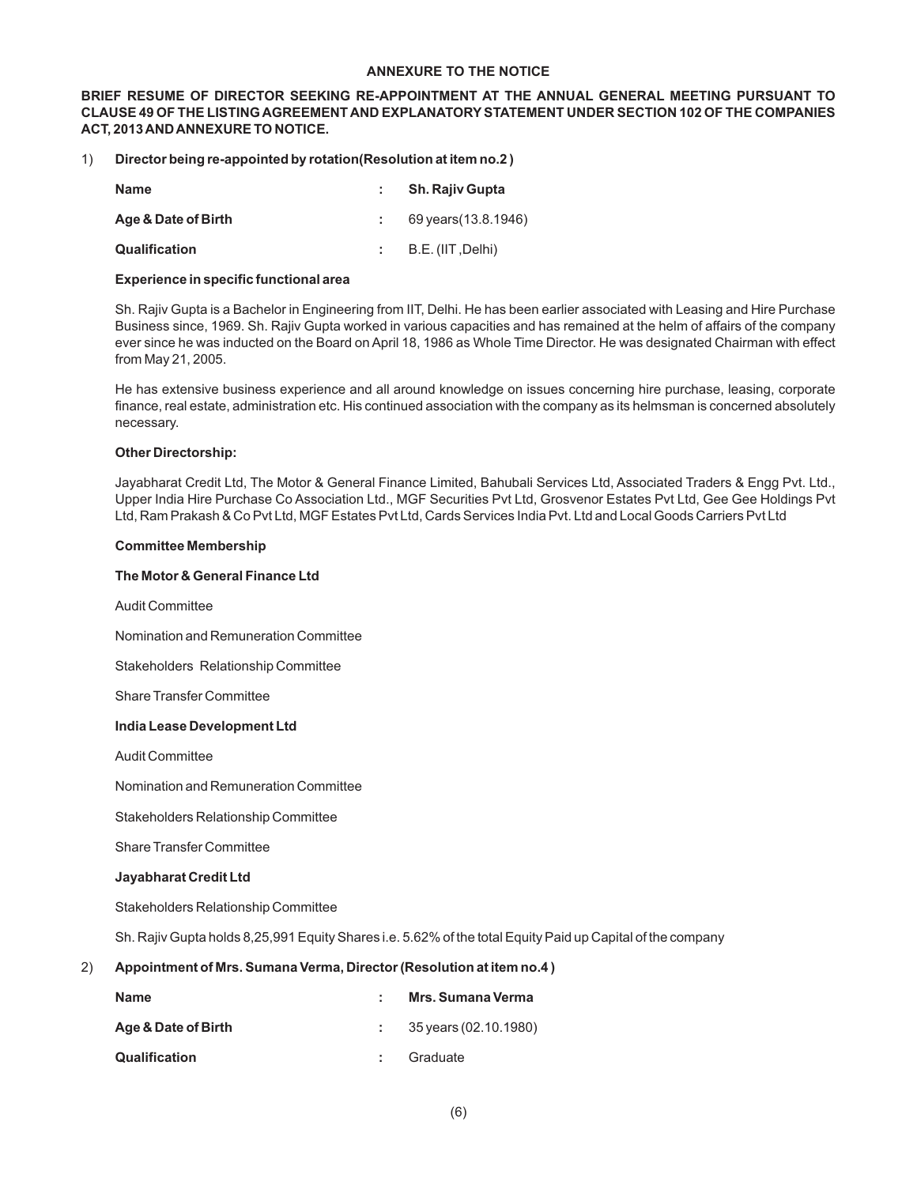## ANNEXURE TO THE NOTICE

**BRIEF RESUME OF DIRECTOR SEEKING RE-APPOINTMENT AT THE ANNUAL GENERAL MEETING PURSUANT TO CLAUSE 49 OF THE LISTING AGREEMENT AND EXPLANATORY STATEMENT UNDER SECTION 102 OF THE COMPANIES ACT, 2013 AND ANNEXURE TO NOTICE.**

1) **Director being re-appointed by rotation(Resolution at item no.2 )**

| | | |
|---|---|---|
| **Name** | : | **Sh. Rajiv Gupta** |
| **Age & Date of Birth** | : | 69 years(13.8.1946) |
| **Qualification** | : | B.E. (IIT ,Delhi) |

**Experience in specific functional area**

Sh. Rajiv Gupta is a Bachelor in Engineering from IIT, Delhi. He has been earlier associated with Leasing and Hire Purchase Business since, 1969. Sh. Rajiv Gupta worked in various capacities and has remained at the helm of affairs of the company ever since he was inducted on the Board on April 18, 1986 as Whole Time Director. He was designated Chairman with effect from May 21, 2005.

He has extensive business experience and all around knowledge on issues concerning hire purchase, leasing, corporate finance, real estate, administration etc. His continued association with the company as its helmsman is concerned absolutely necessary.

**Other Directorship:**

Jayabharat Credit Ltd, The Motor & General Finance Limited, Bahubali Services Ltd, Associated Traders & Engg Pvt. Ltd., Upper India Hire Purchase Co Association Ltd., MGF Securities Pvt Ltd, Grosvenor Estates Pvt Ltd, Gee Gee Holdings Pvt Ltd, Ram Prakash & Co Pvt Ltd, MGF Estates Pvt Ltd, Cards Services India Pvt. Ltd and Local Goods Carriers Pvt Ltd

**Committee Membership**

**The Motor & General Finance Ltd**

Audit Committee

Nomination and Remuneration Committee

Stakeholders Relationship Committee

Share Transfer Committee

**India Lease Development Ltd**

Audit Committee

Nomination and Remuneration Committee

Stakeholders Relationship Committee

Share Transfer Committee

**Jayabharat Credit Ltd**

Stakeholders Relationship Committee

Sh. Rajiv Gupta holds 8,25,991 Equity Shares i.e. 5.62% of the total Equity Paid up Capital of the company

2) **Appointment of Mrs. Sumana Verma, Director (Resolution at item no.4 )**

| | | |
|---|---|---|
| **Name** | : | **Mrs. Sumana Verma** |
| **Age & Date of Birth** | : | 35 years (02.10.1980) |
| **Qualification** | : | Graduate |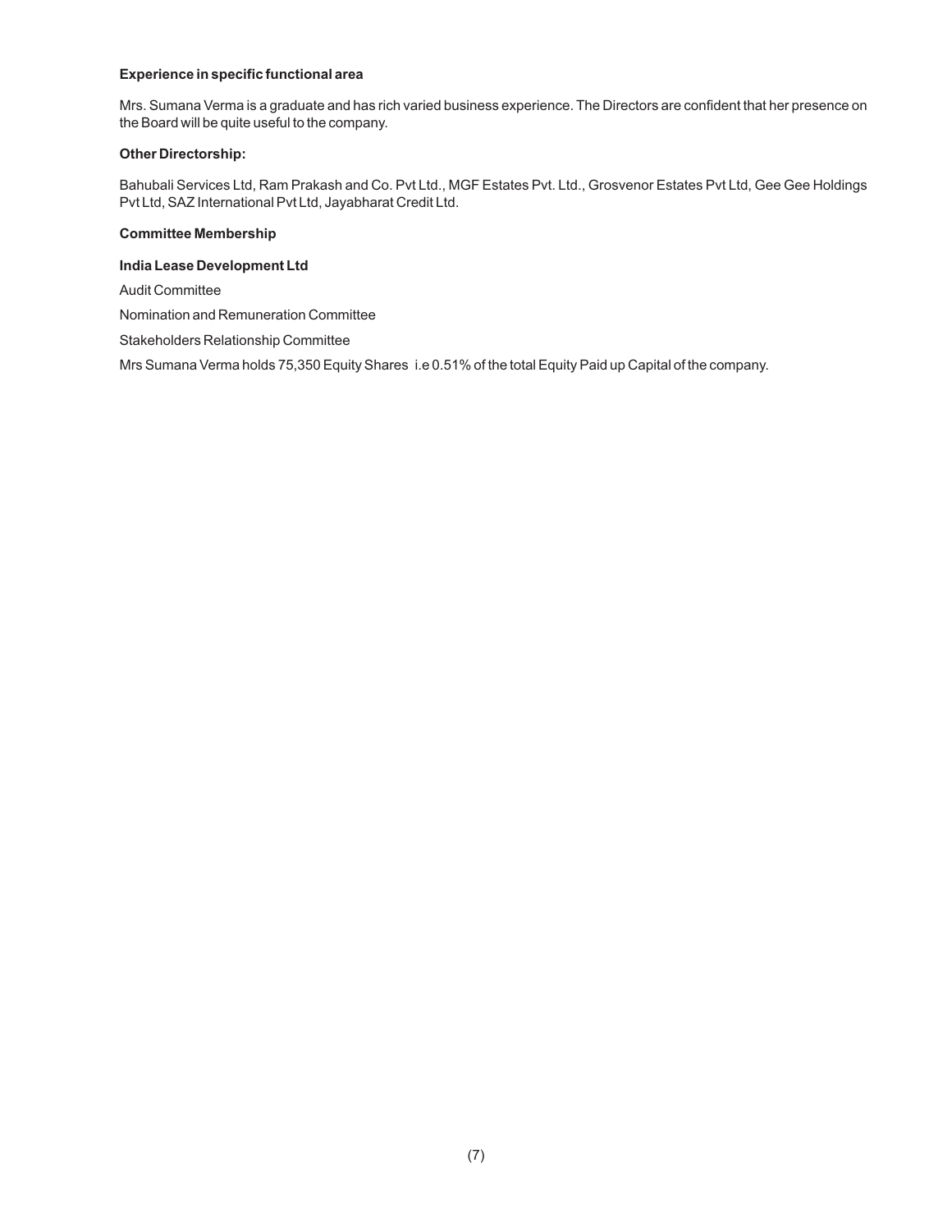**Experience in specific functional area**

Mrs. Sumana Verma is a graduate and has rich varied business experience. The Directors are confident that her presence on the Board will be quite useful to the company.

**Other Directorship:**

Bahubali Services Ltd, Ram Prakash and Co. Pvt Ltd., MGF Estates Pvt. Ltd., Grosvenor Estates Pvt Ltd, Gee Gee Holdings Pvt Ltd, SAZ International Pvt Ltd, Jayabharat Credit Ltd.

**Committee Membership**

**India Lease Development Ltd**

Audit Committee

Nomination and Remuneration Committee

Stakeholders Relationship Committee

Mrs Sumana Verma holds 75,350 Equity Shares i.e 0.51% of the total Equity Paid up Capital of the company.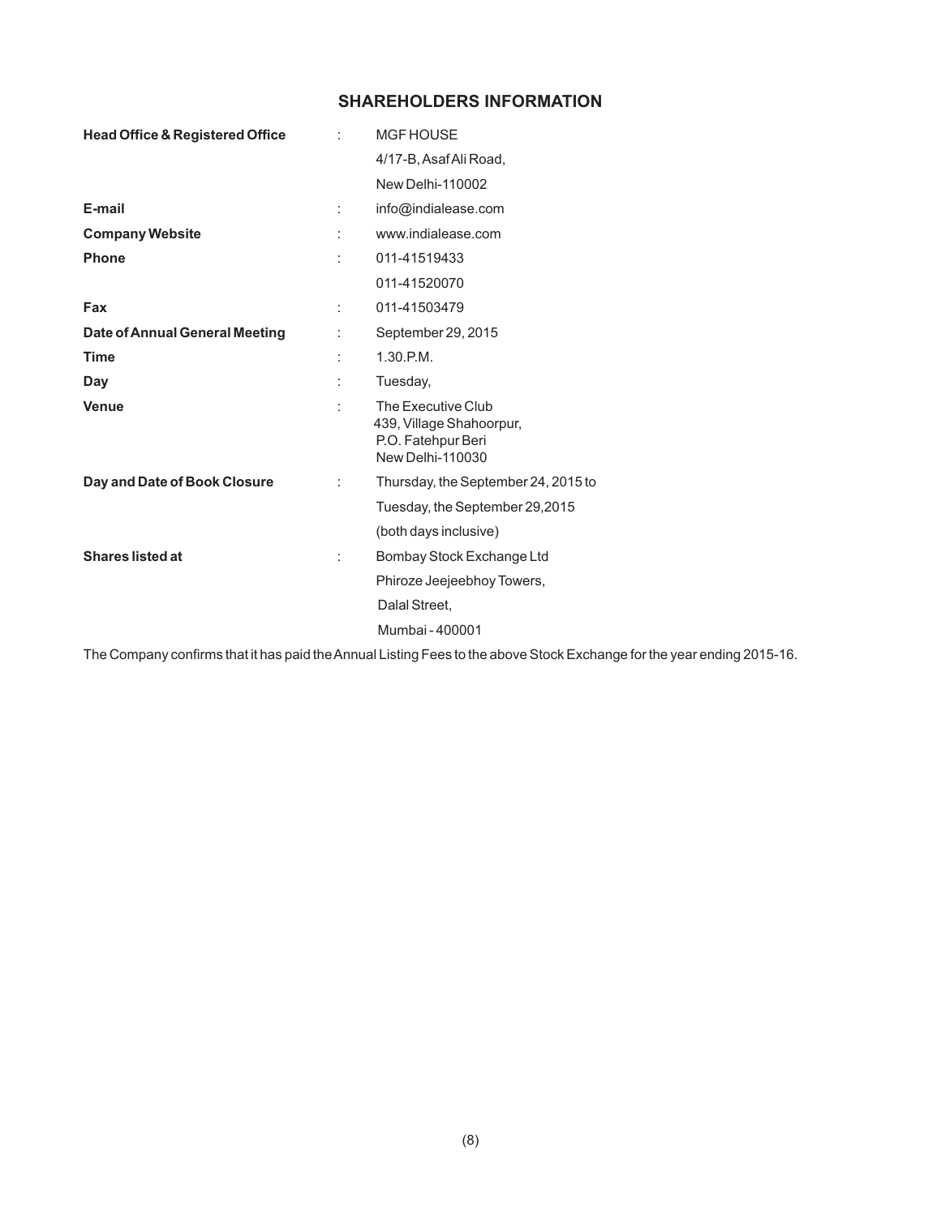# SHAREHOLDERS INFORMATION

| | | |
|---|---|---|
| **Head Office & Registered Office** | : | MGF HOUSE<br>4/17-B, Asaf Ali Road,<br>New Delhi-110002 |
| **E-mail** | : | info@indialease.com |
| **Company Website** | : | www.indialease.com |
| **Phone** | : | 011-41519433<br>011-41520070 |
| **Fax** | : | 011-41503479 |
| **Date of Annual General Meeting** | : | September 29, 2015 |
| **Time** | : | 1.30.P.M. |
| **Day** | : | Tuesday, |
| **Venue** | : | The Executive Club<br>439, Village Shahoorpur,<br>P.O. Fatehpur Beri<br>New Delhi-110030 |
| **Day and Date of Book Closure** | : | Thursday, the September 24, 2015 to<br>Tuesday, the September 29,2015<br>(both days inclusive) |
| **Shares listed at** | : | Bombay Stock Exchange Ltd<br>Phiroze Jeejeebhoy Towers,<br>Dalal Street,<br>Mumbai - 400001 |

The Company confirms that it has paid the Annual Listing Fees to the above Stock Exchange for the year ending 2015-16.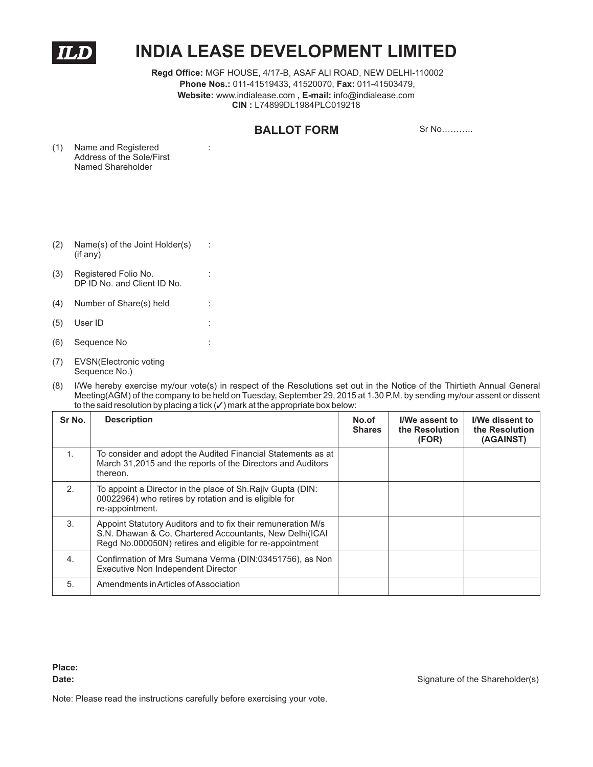**ILD**

# INDIA LEASE DEVELOPMENT LIMITED

**Regd Office:** MGF HOUSE, 4/17-B, ASAF ALI ROAD, NEW DELHI-110002
**Phone Nos.:** 011-41519433, 41520070, **Fax:** 011-41503479,
**Website:** www.indialease.com **, E-mail:** info@indialease.com
**CIN :** L74899DL1984PLC019218

## BALLOT FORM

Sr No………..

(1) Name and Registered Address of the Sole/First Named Shareholder :

(2) Name(s) of the Joint Holder(s) (if any) :

(3) Registered Folio No. DP ID No. and Client ID No. :

(4) Number of Share(s) held :

(5) User ID :

(6) Sequence No :

(7) EVSN(Electronic voting Sequence No.)

(8) I/We hereby exercise my/our vote(s) in respect of the Resolutions set out in the Notice of the Thirtieth Annual General Meeting(AGM) of the company to be held on Tuesday, September 29, 2015 at 1.30 P.M. by sending my/our assent or dissent to the said resolution by placing a tick (✓) mark at the appropriate box below:

| Sr No. | Description | No.of Shares | I/We assent to the Resolution (FOR) | I/We dissent to the Resolution (AGAINST) |
|---|---|---|---|---|
| 1. | To consider and adopt the Audited Financial Statements as at March 31,2015 and the reports of the Directors and Auditors thereon. | | | |
| 2. | To appoint a Director in the place of Sh.Rajiv Gupta (DIN: 00022964) who retires by rotation and is eligible for re-appointment. | | | |
| 3. | Appoint Statutory Auditors and to fix their remuneration M/s S.N. Dhawan & Co, Chartered Accountants, New Delhi(ICAI Regd No.000050N) retires and eligible for re-appointment | | | |
| 4. | Confirmation of Mrs Sumana Verma (DIN:03451756), as Non Executive Non Independent Director | | | |
| 5. | Amendments in Articles of Association | | | |

**Place:**
**Date:**

Signature of the Shareholder(s)

Note: Please read the instructions carefully before exercising your vote.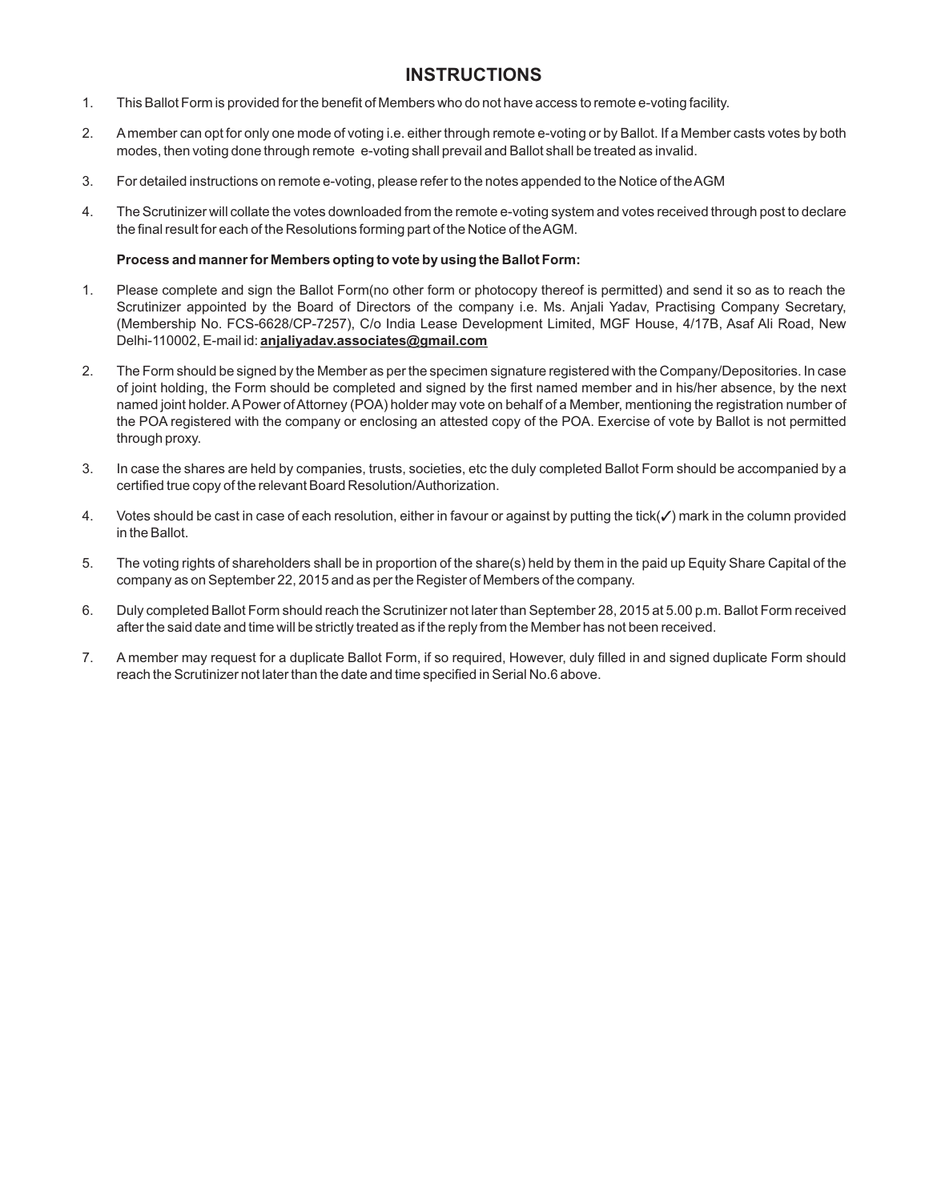## INSTRUCTIONS

1. This Ballot Form is provided for the benefit of Members who do not have access to remote e-voting facility.
2. A member can opt for only one mode of voting i.e. either through remote e-voting or by Ballot. If a Member casts votes by both modes, then voting done through remote e-voting shall prevail and Ballot shall be treated as invalid.
3. For detailed instructions on remote e-voting, please refer to the notes appended to the Notice of the AGM
4. The Scrutinizer will collate the votes downloaded from the remote e-voting system and votes received through post to declare the final result for each of the Resolutions forming part of the Notice of the AGM.

**Process and manner for Members opting to vote by using the Ballot Form:**

1. Please complete and sign the Ballot Form(no other form or photocopy thereof is permitted) and send it so as to reach the Scrutinizer appointed by the Board of Directors of the company i.e. Ms. Anjali Yadav, Practising Company Secretary, (Membership No. FCS-6628/CP-7257), C/o India Lease Development Limited, MGF House, 4/17B, Asaf Ali Road, New Delhi-110002, E-mail id: **anjaliyadav.associates@gmail.com**
2. The Form should be signed by the Member as per the specimen signature registered with the Company/Depositories. In case of joint holding, the Form should be completed and signed by the first named member and in his/her absence, by the next named joint holder. A Power of Attorney (POA) holder may vote on behalf of a Member, mentioning the registration number of the POA registered with the company or enclosing an attested copy of the POA. Exercise of vote by Ballot is not permitted through proxy.
3. In case the shares are held by companies, trusts, societies, etc the duly completed Ballot Form should be accompanied by a certified true copy of the relevant Board Resolution/Authorization.
4. Votes should be cast in case of each resolution, either in favour or against by putting the tick(✓) mark in the column provided in the Ballot.
5. The voting rights of shareholders shall be in proportion of the share(s) held by them in the paid up Equity Share Capital of the company as on September 22, 2015 and as per the Register of Members of the company.
6. Duly completed Ballot Form should reach the Scrutinizer not later than September 28, 2015 at 5.00 p.m. Ballot Form received after the said date and time will be strictly treated as if the reply from the Member has not been received.
7. A member may request for a duplicate Ballot Form, if so required, However, duly filled in and signed duplicate Form should reach the Scrutinizer not later than the date and time specified in Serial No.6 above.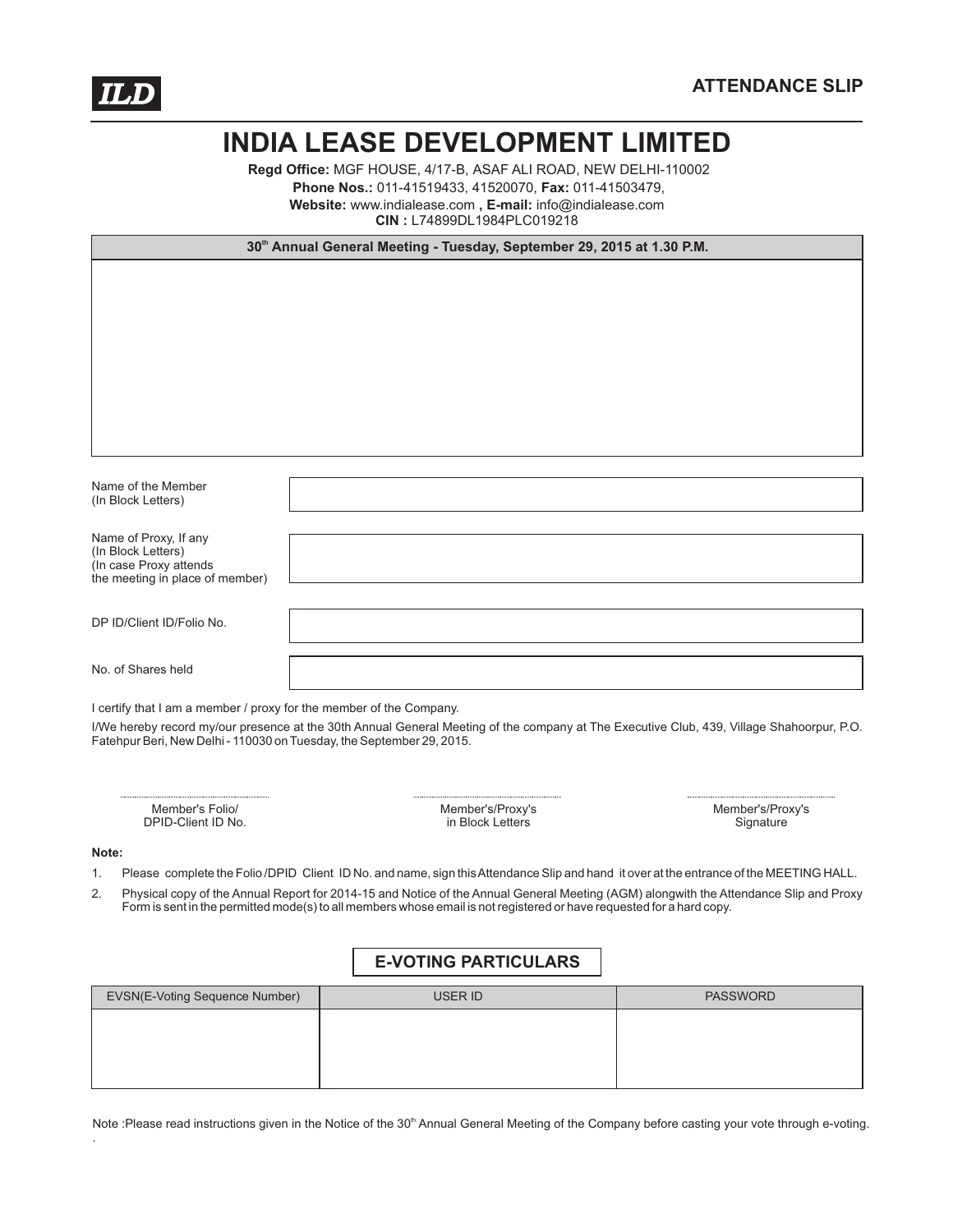ILD

**ATTENDANCE SLIP**

# INDIA LEASE DEVELOPMENT LIMITED

**Regd Office:** MGF HOUSE, 4/17-B, ASAF ALI ROAD, NEW DELHI-110002
**Phone Nos.:** 011-41519433, 41520070, **Fax:** 011-41503479,
**Website:** www.indialease.com **, E-mail:** info@indialease.com
**CIN :** L74899DL1984PLC019218

**30th Annual General Meeting - Tuesday, September 29, 2015 at 1.30 P.M.**

| | |
|---|---|
| Name of the Member (In Block Letters) | |
| Name of Proxy, If any (In Block Letters) (In case Proxy attends the meeting in place of member) | |
| DP ID/Client ID/Folio No. | |
| No. of Shares held | |

I certify that I am a member / proxy for the member of the Company.

I/We hereby record my/our presence at the 30th Annual General Meeting of the company at The Executive Club, 439, Village Shahoorpur, P.O. Fatehpur Beri, New Delhi - 110030 on Tuesday, the September 29, 2015.

| ..................................... | ..................................... | ..................................... |
|---|---|---|
| Member's Folio/ DPID-Client ID No. | Member's/Proxy's in Block Letters | Member's/Proxy's Signature |

**Note:**

1. Please complete the Folio /DPID Client ID No. and name, sign this Attendance Slip and hand it over at the entrance of the MEETING HALL.
2. Physical copy of the Annual Report for 2014-15 and Notice of the Annual General Meeting (AGM) alongwith the Attendance Slip and Proxy Form is sent in the permitted mode(s) to all members whose email is not registered or have requested for a hard copy.

## E-VOTING PARTICULARS

| EVSN(E-Voting Sequence Number) | USER ID | PASSWORD |
|---|---|---|
| | | |

Note :Please read instructions given in the Notice of the 30th Annual General Meeting of the Company before casting your vote through e-voting.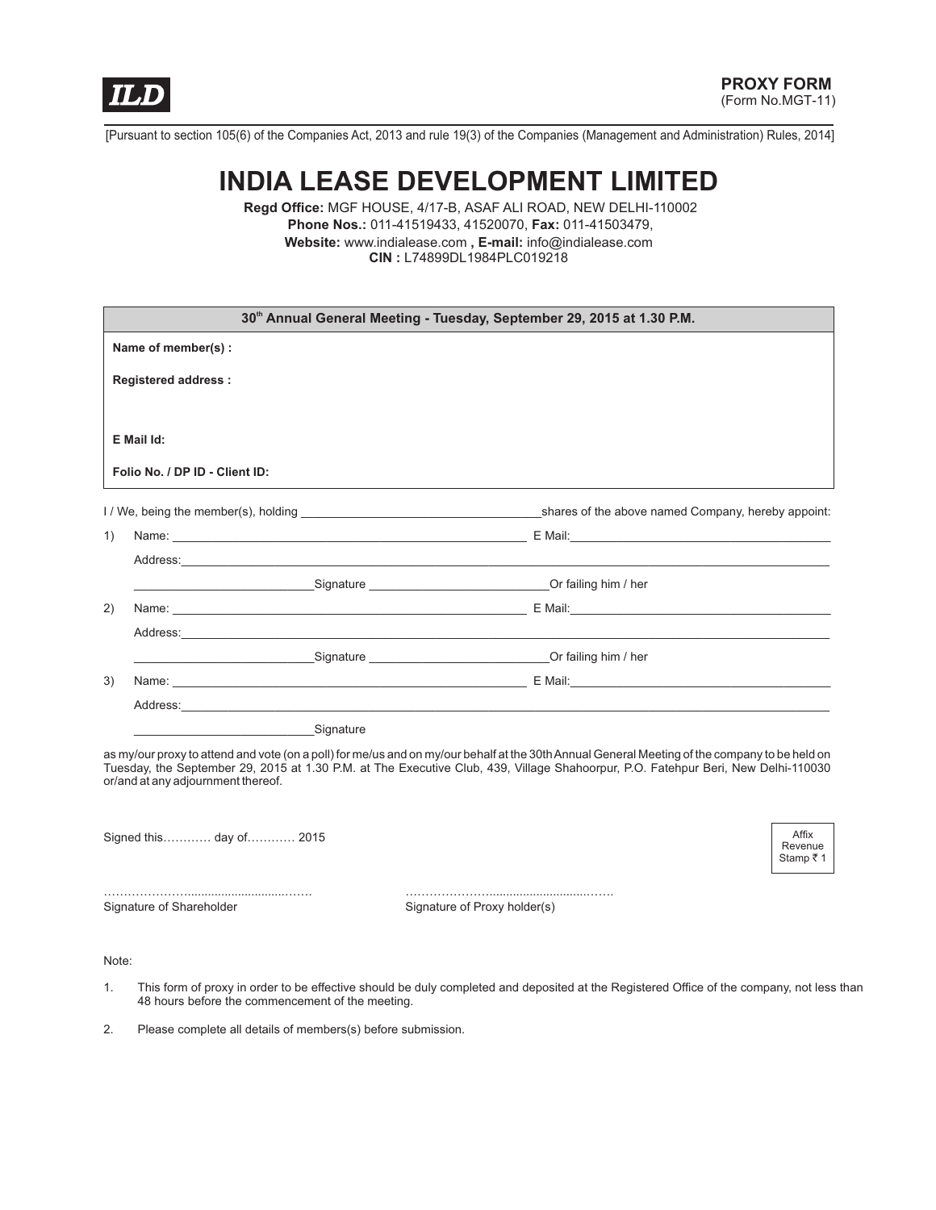ILD

**PROXY FORM**
(Form No.MGT-11)

[Pursuant to section 105(6) of the Companies Act, 2013 and rule 19(3) of the Companies (Management and Administration) Rules, 2014]

# INDIA LEASE DEVELOPMENT LIMITED

**Regd Office:** MGF HOUSE, 4/17-B, ASAF ALI ROAD, NEW DELHI-110002
**Phone Nos.:** 011-41519433, 41520070, **Fax:** 011-41503479,
**Website:** www.indialease.com **, E-mail:** info@indialease.com
**CIN :** L74899DL1984PLC019218

**30th Annual General Meeting - Tuesday, September 29, 2015 at 1.30 P.M.**

**Name of member(s) :**

**Registered address :**

**E Mail Id:**

**Folio No. / DP ID - Client ID:**

I / We, being the member(s), holding ____________________ shares of the above named Company, hereby appoint:

1) Name: ____________________ E Mail: ____________________
Address: ____________________
____________________ Signature ____________________ Or failing him / her

2) Name: ____________________ E Mail: ____________________
Address: ____________________
____________________ Signature ____________________ Or failing him / her

3) Name: ____________________ E Mail: ____________________
Address: ____________________
____________________ Signature

as my/our proxy to attend and vote (on a poll) for me/us and on my/our behalf at the 30th Annual General Meeting of the company to be held on Tuesday, the September 29, 2015 at 1.30 P.M. at The Executive Club, 439, Village Shahoorpur, P.O. Fatehpur Beri, New Delhi-110030 or/and at any adjournment thereof.

Signed this………… day of………… 2015

Affix Revenue Stamp ₹ 1

……………………………………… ………………………………………
Signature of Shareholder Signature of Proxy holder(s)

Note:

1. This form of proxy in order to be effective should be duly completed and deposited at the Registered Office of the company, not less than 48 hours before the commencement of the meeting.

2. Please complete all details of members(s) before submission.